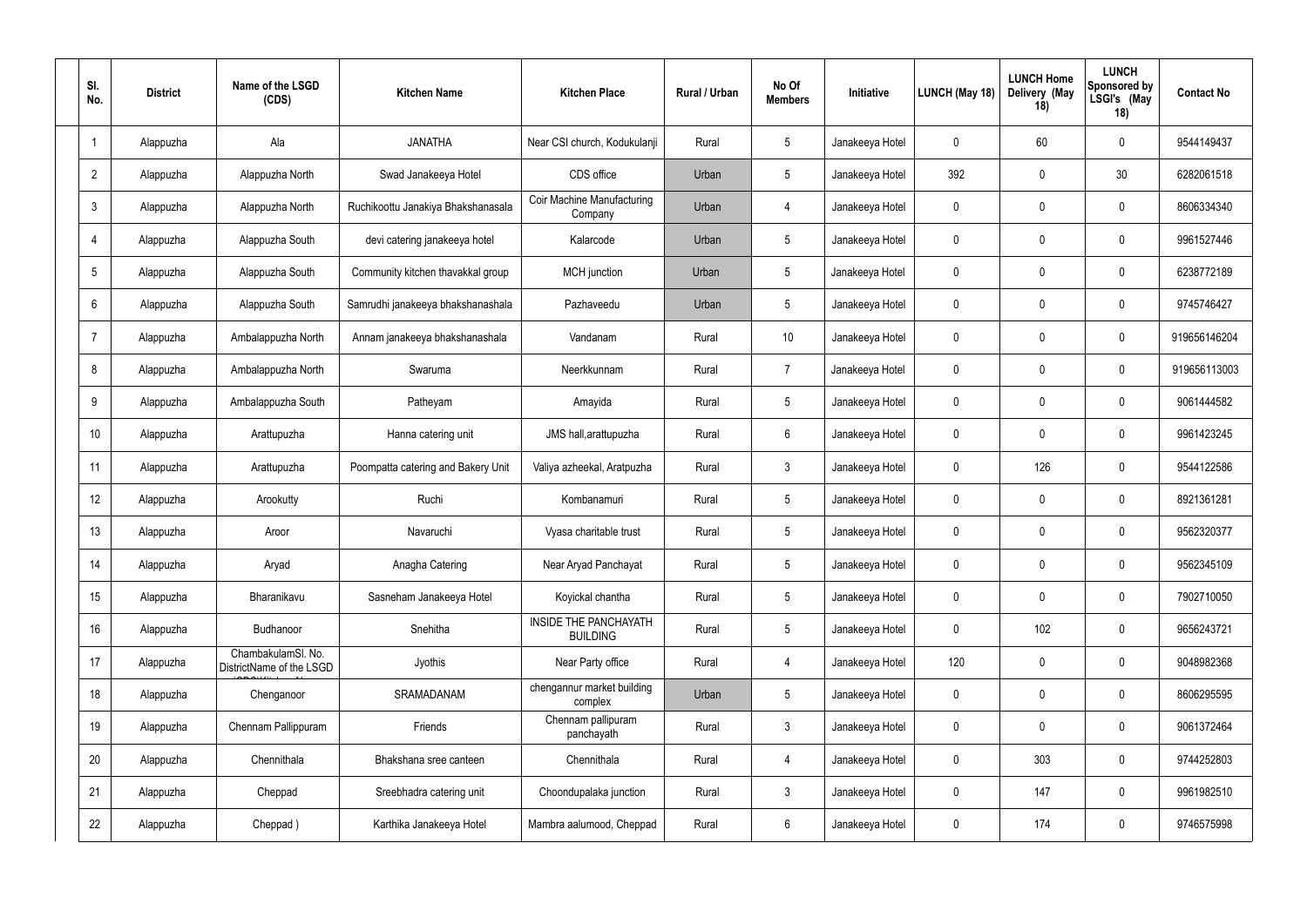| Sl. No. | District | Name of the LSGD (CDS) | Kitchen Name | Kitchen Place | Rural / Urban | No Of Members | Initiative | LUNCH (May 18) | LUNCH Home Delivery (May 18) | LUNCH Sponsored by LSGI's (May 18) | Contact No |
|---|---|---|---|---|---|---|---|---|---|---|---|
| 1 | Alappuzha | Ala | JANATHA | Near CSI church, Kodukulanji | Rural | 5 | Janakeeya Hotel | 0 | 60 | 0 | 9544149437 |
| 2 | Alappuzha | Alappuzha North | Swad Janakeeya Hotel | CDS office | Urban | 5 | Janakeeya Hotel | 392 | 0 | 30 | 6282061518 |
| 3 | Alappuzha | Alappuzha North | Ruchikoottu Janakiya Bhakshanasala | Coir Machine Manufacturing Company | Urban | 4 | Janakeeya Hotel | 0 | 0 | 0 | 8606334340 |
| 4 | Alappuzha | Alappuzha South | devi catering janakeeya hotel | Kalarcode | Urban | 5 | Janakeeya Hotel | 0 | 0 | 0 | 9961527446 |
| 5 | Alappuzha | Alappuzha South | Community kitchen thavakkal group | MCH junction | Urban | 5 | Janakeeya Hotel | 0 | 0 | 0 | 6238772189 |
| 6 | Alappuzha | Alappuzha South | Samrudhi janakeeya bhakshanashala | Pazhaveedu | Urban | 5 | Janakeeya Hotel | 0 | 0 | 0 | 9745746427 |
| 7 | Alappuzha | Ambalappuzha North | Annam janakeeya bhakshanashala | Vandanam | Rural | 10 | Janakeeya Hotel | 0 | 0 | 0 | 919656146204 |
| 8 | Alappuzha | Ambalappuzha North | Swaruma | Neerkkunnam | Rural | 7 | Janakeeya Hotel | 0 | 0 | 0 | 919656113003 |
| 9 | Alappuzha | Ambalappuzha South | Patheyam | Amayida | Rural | 5 | Janakeeya Hotel | 0 | 0 | 0 | 9061444582 |
| 10 | Alappuzha | Arattupuzha | Hanna catering unit | JMS hall,arattupuzha | Rural | 6 | Janakeeya Hotel | 0 | 0 | 0 | 9961423245 |
| 11 | Alappuzha | Arattupuzha | Poompatta catering and Bakery Unit | Valiya azheekal, Aratpuzha | Rural | 3 | Janakeeya Hotel | 0 | 126 | 0 | 9544122586 |
| 12 | Alappuzha | Arookutty | Ruchi | Kombanamuri | Rural | 5 | Janakeeya Hotel | 0 | 0 | 0 | 8921361281 |
| 13 | Alappuzha | Aroor | Navaruchi | Vyasa charitable trust | Rural | 5 | Janakeeya Hotel | 0 | 0 | 0 | 9562320377 |
| 14 | Alappuzha | Aryad | Anagha Catering | Near Aryad Panchayat | Rural | 5 | Janakeeya Hotel | 0 | 0 | 0 | 9562345109 |
| 15 | Alappuzha | Bharanikavu | Sasneham Janakeeya Hotel | Koyickal chantha | Rural | 5 | Janakeeya Hotel | 0 | 0 | 0 | 7902710050 |
| 16 | Alappuzha | Budhanoor | Snehitha | INSIDE THE PANCHAYATH BUILDING | Rural | 5 | Janakeeya Hotel | 0 | 102 | 0 | 9656243721 |
| 17 | Alappuzha | ChambakulamSl. No. DistrictName of the LSGD | Jyothis | Near Party office | Rural | 4 | Janakeeya Hotel | 120 | 0 | 0 | 9048982368 |
| 18 | Alappuzha | Chenganoor | SRAMADANAM | chengannur market building complex | Urban | 5 | Janakeeya Hotel | 0 | 0 | 0 | 8606295595 |
| 19 | Alappuzha | Chennam Pallippuram | Friends | Chennam pallipuram panchayath | Rural | 3 | Janakeeya Hotel | 0 | 0 | 0 | 9061372464 |
| 20 | Alappuzha | Chennithala | Bhakshana sree canteen | Chennithala | Rural | 4 | Janakeeya Hotel | 0 | 303 | 0 | 9744252803 |
| 21 | Alappuzha | Cheppad | Sreebhadra catering unit | Choondupalaka junction | Rural | 3 | Janakeeya Hotel | 0 | 147 | 0 | 9961982510 |
| 22 | Alappuzha | Cheppad ) | Karthika Janakeeya Hotel | Mambra aalumood, Cheppad | Rural | 6 | Janakeeya Hotel | 0 | 174 | 0 | 9746575998 |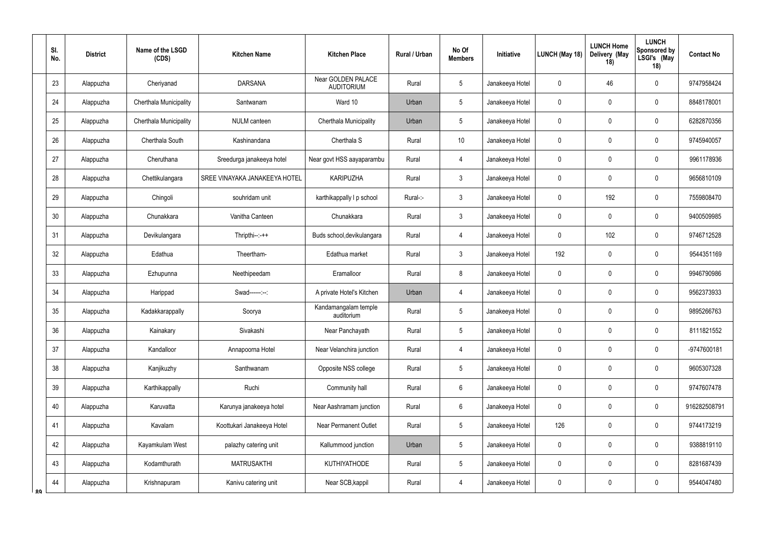| Sl. No. | District | Name of the LSGD (CDS) | Kitchen Name | Kitchen Place | Rural / Urban | No Of Members | Initiative | LUNCH (May 18) | LUNCH Home Delivery (May 18) | LUNCH Sponsored by LSGI's (May 18) | Contact No |
|---|---|---|---|---|---|---|---|---|---|---|---|
| 23 | Alappuzha | Cheriyanad | DARSANA | Near GOLDEN PALACE AUDITORIUM | Rural | 5 | Janakeeya Hotel | 0 | 46 | 0 | 9747958424 |
| 24 | Alappuzha | Cherthala Municipality | Santwanam | Ward 10 | Urban | 5 | Janakeeya Hotel | 0 | 0 | 0 | 8848178001 |
| 25 | Alappuzha | Cherthala Municipality | NULM canteen | Cherthala Municipality | Urban | 5 | Janakeeya Hotel | 0 | 0 | 0 | 6282870356 |
| 26 | Alappuzha | Cherthala South | Kashinandana | Cherthala S | Rural | 10 | Janakeeya Hotel | 0 | 0 | 0 | 9745940057 |
| 27 | Alappuzha | Cheruthana | Sreedurga janakeeya hotel | Near govt HSS aayaparambu | Rural | 4 | Janakeeya Hotel | 0 | 0 | 0 | 9961178936 |
| 28 | Alappuzha | Chettikulangara | SREE VINAYAKA JANAKEEYA HOTEL | KARIPUZHA | Rural | 3 | Janakeeya Hotel | 0 | 0 | 0 | 9656810109 |
| 29 | Alappuzha | Chingoli | souhridam unit | karthikappally l p school | Rural-:- | 3 | Janakeeya Hotel | 0 | 192 | 0 | 7559808470 |
| 30 | Alappuzha | Chunakkara | Vanitha Canteen | Chunakkara | Rural | 3 | Janakeeya Hotel | 0 | 0 | 0 | 9400509985 |
| 31 | Alappuzha | Devikulangara | Thripthi--:-++ | Buds school,devikulangara | Rural | 4 | Janakeeya Hotel | 0 | 102 | 0 | 9746712528 |
| 32 | Alappuzha | Edathua | Theertham- | Edathua market | Rural | 3 | Janakeeya Hotel | 192 | 0 | 0 | 9544351169 |
| 33 | Alappuzha | Ezhupunna | Neethipeedam | Eramalloor | Rural | 8 | Janakeeya Hotel | 0 | 0 | 0 | 9946790986 |
| 34 | Alappuzha | Harippad | Swad------:--: | A private Hotel's Kitchen | Urban | 4 | Janakeeya Hotel | 0 | 0 | 0 | 9562373933 |
| 35 | Alappuzha | Kadakkarappally | Soorya | Kandamangalam temple auditorium | Rural | 5 | Janakeeya Hotel | 0 | 0 | 0 | 9895266763 |
| 36 | Alappuzha | Kainakary | Sivakashi | Near Panchayath | Rural | 5 | Janakeeya Hotel | 0 | 0 | 0 | 8111821552 |
| 37 | Alappuzha | Kandalloor | Annapoorna Hotel | Near Velanchira junction | Rural | 4 | Janakeeya Hotel | 0 | 0 | 0 | -9747600181 |
| 38 | Alappuzha | Kanjikuzhy | Santhwanam | Opposite NSS college | Rural | 5 | Janakeeya Hotel | 0 | 0 | 0 | 9605307328 |
| 39 | Alappuzha | Karthikappally | Ruchi | Community hall | Rural | 6 | Janakeeya Hotel | 0 | 0 | 0 | 9747607478 |
| 40 | Alappuzha | Karuvatta | Karunya janakeeya hotel | Near Aashramam junction | Rural | 6 | Janakeeya Hotel | 0 | 0 | 0 | 916282508791 |
| 41 | Alappuzha | Kavalam | Koottukari Janakeeya Hotel | Near Permanent Outlet | Rural | 5 | Janakeeya Hotel | 126 | 0 | 0 | 9744173219 |
| 42 | Alappuzha | Kayamkulam West | palazhy catering unit | Kallummood junction | Urban | 5 | Janakeeya Hotel | 0 | 0 | 0 | 9388819110 |
| 43 | Alappuzha | Kodamthurath | MATRUSAKTHI | KUTHIYATHODE | Rural | 5 | Janakeeya Hotel | 0 | 0 | 0 | 8281687439 |
| 44 | Alappuzha | Krishnapuram | Kanivu catering unit | Near SCB,kappil | Rural | 4 | Janakeeya Hotel | 0 | 0 | 0 | 9544047480 |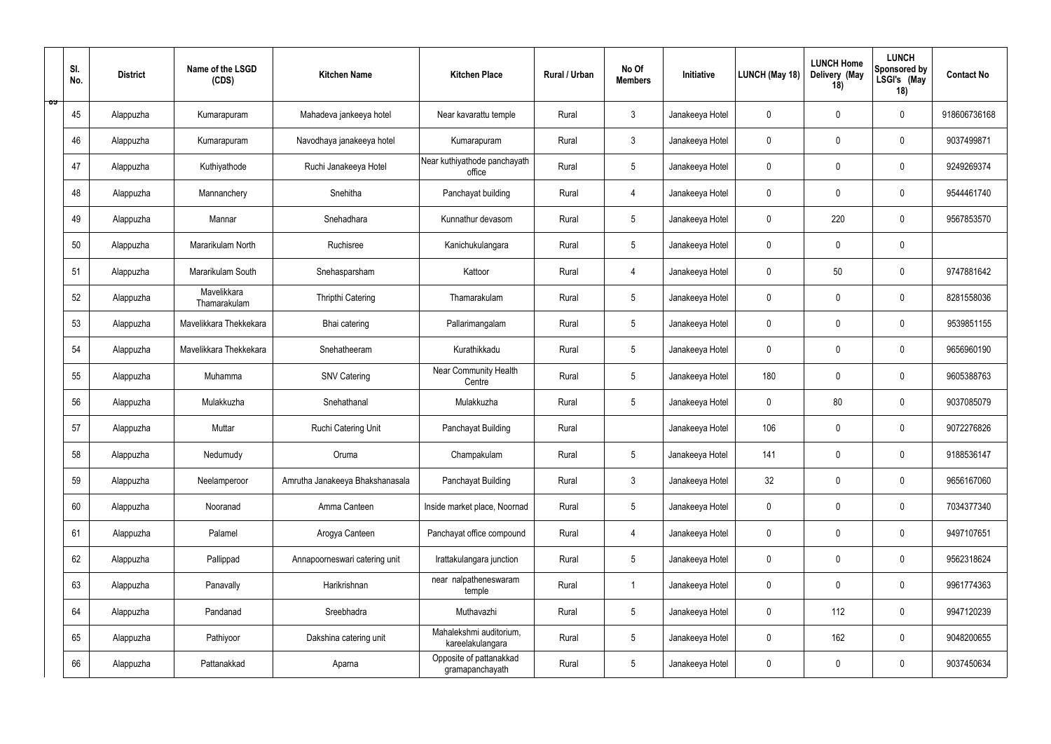| Sl. No. | District | Name of the LSGD (CDS) | Kitchen Name | Kitchen Place | Rural / Urban | No Of Members | Initiative | LUNCH (May 18) | LUNCH Home Delivery (May 18) | LUNCH Sponsored by LSGI's (May 18) | Contact No |
|---|---|---|---|---|---|---|---|---|---|---|---|
| 45 | Alappuzha | Kumarapuram | Mahadeva jankeeya hotel | Near kavarattu temple | Rural | 3 | Janakeeya Hotel | 0 | 0 | 0 | 918606736168 |
| 46 | Alappuzha | Kumarapuram | Navodhaya janakeeya hotel | Kumarapuram | Rural | 3 | Janakeeya Hotel | 0 | 0 | 0 | 9037499871 |
| 47 | Alappuzha | Kuthiyathode | Ruchi Janakeeya Hotel | Near kuthiyathode panchayath office | Rural | 5 | Janakeeya Hotel | 0 | 0 | 0 | 9249269374 |
| 48 | Alappuzha | Mannanchery | Snehitha | Panchayat building | Rural | 4 | Janakeeya Hotel | 0 | 0 | 0 | 9544461740 |
| 49 | Alappuzha | Mannar | Snehadhara | Kunnathur devasom | Rural | 5 | Janakeeya Hotel | 0 | 220 | 0 | 9567853570 |
| 50 | Alappuzha | Mararikulam North | Ruchisree | Kanichukulangara | Rural | 5 | Janakeeya Hotel | 0 | 0 | 0 | |
| 51 | Alappuzha | Mararikulam South | Snehasparsham | Kattoor | Rural | 4 | Janakeeya Hotel | 0 | 50 | 0 | 9747881642 |
| 52 | Alappuzha | Mavelikkara Thamarakulam | Thripthi Catering | Thamarakulam | Rural | 5 | Janakeeya Hotel | 0 | 0 | 0 | 8281558036 |
| 53 | Alappuzha | Mavelikkara Thekkekara | Bhai catering | Pallarimangalam | Rural | 5 | Janakeeya Hotel | 0 | 0 | 0 | 9539851155 |
| 54 | Alappuzha | Mavelikkara Thekkekara | Snehatheeram | Kurathikkadu | Rural | 5 | Janakeeya Hotel | 0 | 0 | 0 | 9656960190 |
| 55 | Alappuzha | Muhamma | SNV Catering | Near Community Health Centre | Rural | 5 | Janakeeya Hotel | 180 | 0 | 0 | 9605388763 |
| 56 | Alappuzha | Mulakkuzha | Snehathanal | Mulakkuzha | Rural | 5 | Janakeeya Hotel | 0 | 80 | 0 | 9037085079 |
| 57 | Alappuzha | Muttar | Ruchi Catering Unit | Panchayat Building | Rural | | Janakeeya Hotel | 106 | 0 | 0 | 9072276826 |
| 58 | Alappuzha | Nedumudy | Oruma | Champakulam | Rural | 5 | Janakeeya Hotel | 141 | 0 | 0 | 9188536147 |
| 59 | Alappuzha | Neelamperoor | Amrutha Janakeeya Bhakshanasala | Panchayat Building | Rural | 3 | Janakeeya Hotel | 32 | 0 | 0 | 9656167060 |
| 60 | Alappuzha | Nooranad | Amma Canteen | Inside market place, Noornad | Rural | 5 | Janakeeya Hotel | 0 | 0 | 0 | 7034377340 |
| 61 | Alappuzha | Palamel | Arogya Canteen | Panchayat office compound | Rural | 4 | Janakeeya Hotel | 0 | 0 | 0 | 9497107651 |
| 62 | Alappuzha | Pallippad | Annapoorneswari catering unit | Irattakulangara junction | Rural | 5 | Janakeeya Hotel | 0 | 0 | 0 | 9562318624 |
| 63 | Alappuzha | Panavally | Harikrishnan | near nalpatheneswaram temple | Rural | 1 | Janakeeya Hotel | 0 | 0 | 0 | 9961774363 |
| 64 | Alappuzha | Pandanad | Sreebhadra | Muthavazhi | Rural | 5 | Janakeeya Hotel | 0 | 112 | 0 | 9947120239 |
| 65 | Alappuzha | Pathiyoor | Dakshina catering unit | Mahalekshmi auditorium, kareelakulangara | Rural | 5 | Janakeeya Hotel | 0 | 162 | 0 | 9048200655 |
| 66 | Alappuzha | Pattanakkad | Aparna | Opposite of pattanakkad gramapanchayath | Rural | 5 | Janakeeya Hotel | 0 | 0 | 0 | 9037450634 |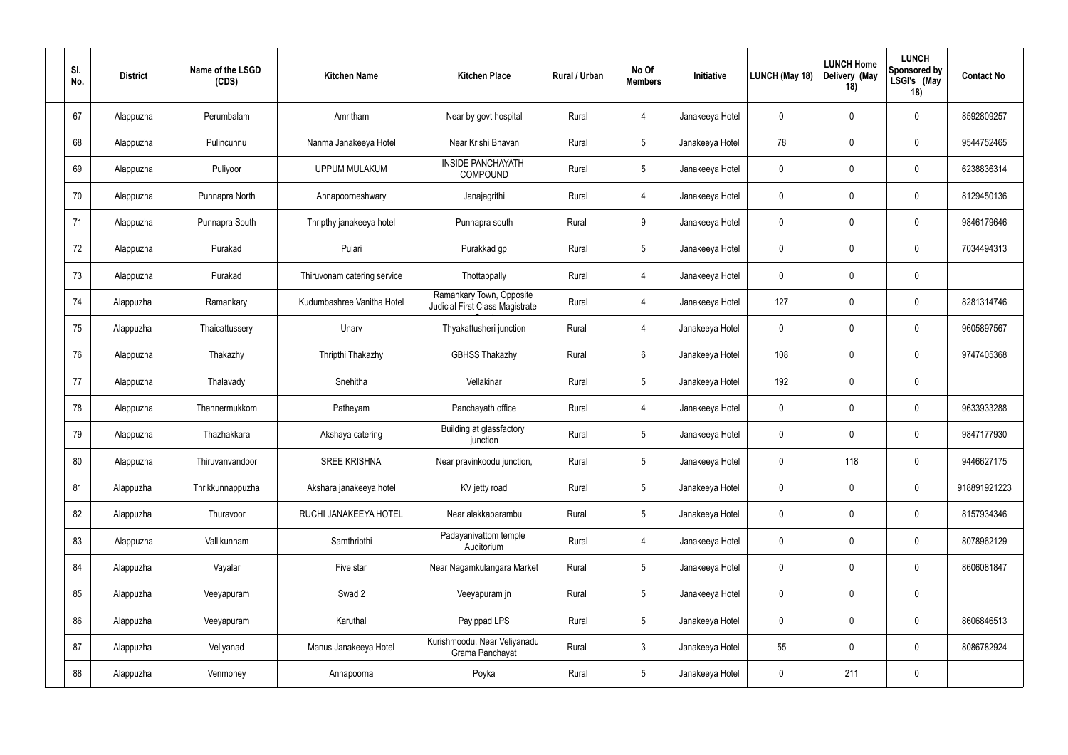| Sl. No. | District | Name of the LSGD (CDS) | Kitchen Name | Kitchen Place | Rural / Urban | No Of Members | Initiative | LUNCH (May 18) | LUNCH Home Delivery (May 18) | LUNCH Sponsored by LSGI's (May 18) | Contact No |
|---|---|---|---|---|---|---|---|---|---|---|---|
| 67 | Alappuzha | Perumbalam | Amritham | Near by govt hospital | Rural | 4 | Janakeeya Hotel | 0 | 0 | 0 | 8592809257 |
| 68 | Alappuzha | Pulincunnu | Nanma Janakeeya Hotel | Near Krishi Bhavan | Rural | 5 | Janakeeya Hotel | 78 | 0 | 0 | 9544752465 |
| 69 | Alappuzha | Puliyoor | UPPUM MULAKUM | INSIDE PANCHAYATH COMPOUND | Rural | 5 | Janakeeya Hotel | 0 | 0 | 0 | 6238836314 |
| 70 | Alappuzha | Punnapra North | Annapoorneshwary | Janajagrithi | Rural | 4 | Janakeeya Hotel | 0 | 0 | 0 | 8129450136 |
| 71 | Alappuzha | Punnapra South | Thripthy janakeeya hotel | Punnapra south | Rural | 9 | Janakeeya Hotel | 0 | 0 | 0 | 9846179646 |
| 72 | Alappuzha | Purakad | Pulari | Purakkad gp | Rural | 5 | Janakeeya Hotel | 0 | 0 | 0 | 7034494313 |
| 73 | Alappuzha | Purakad | Thiruvonam catering service | Thottappally | Rural | 4 | Janakeeya Hotel | 0 | 0 | 0 | |
| 74 | Alappuzha | Ramankary | Kudumbashree Vanitha Hotel | Ramankary Town, Opposite Judicial First Class Magistrate | Rural | 4 | Janakeeya Hotel | 127 | 0 | 0 | 8281314746 |
| 75 | Alappuzha | Thaicattussery | Unarv | Thyakattusheri junction | Rural | 4 | Janakeeya Hotel | 0 | 0 | 0 | 9605897567 |
| 76 | Alappuzha | Thakazhy | Thripthi Thakazhy | GBHSS Thakazhy | Rural | 6 | Janakeeya Hotel | 108 | 0 | 0 | 9747405368 |
| 77 | Alappuzha | Thalavady | Snehitha | Vellakinar | Rural | 5 | Janakeeya Hotel | 192 | 0 | 0 | |
| 78 | Alappuzha | Thannermukkom | Patheyam | Panchayath office | Rural | 4 | Janakeeya Hotel | 0 | 0 | 0 | 9633933288 |
| 79 | Alappuzha | Thazhakkara | Akshaya catering | Building at glassfactory junction | Rural | 5 | Janakeeya Hotel | 0 | 0 | 0 | 9847177930 |
| 80 | Alappuzha | Thiruvanvandoor | SREE KRISHNA | Near pravinkoodu junction, | Rural | 5 | Janakeeya Hotel | 0 | 118 | 0 | 9446627175 |
| 81 | Alappuzha | Thrikkunnappuzha | Akshara janakeeya hotel | KV jetty road | Rural | 5 | Janakeeya Hotel | 0 | 0 | 0 | 918891921223 |
| 82 | Alappuzha | Thuravoor | RUCHI JANAKEEYA HOTEL | Near alakkaparambu | Rural | 5 | Janakeeya Hotel | 0 | 0 | 0 | 8157934346 |
| 83 | Alappuzha | Vallikunnam | Samthripthi | Padayanivattom temple Auditorium | Rural | 4 | Janakeeya Hotel | 0 | 0 | 0 | 8078962129 |
| 84 | Alappuzha | Vayalar | Five star | Near Nagamkulangara Market | Rural | 5 | Janakeeya Hotel | 0 | 0 | 0 | 8606081847 |
| 85 | Alappuzha | Veeyapuram | Swad 2 | Veeyapuram jn | Rural | 5 | Janakeeya Hotel | 0 | 0 | 0 | |
| 86 | Alappuzha | Veeyapuram | Karuthal | Payippad LPS | Rural | 5 | Janakeeya Hotel | 0 | 0 | 0 | 8606846513 |
| 87 | Alappuzha | Veliyanad | Manus Janakeeya Hotel | Kurishmoodu, Near Veliyanadu Grama Panchayat | Rural | 3 | Janakeeya Hotel | 55 | 0 | 0 | 8086782924 |
| 88 | Alappuzha | Venmoney | Annapoorna | Poyka | Rural | 5 | Janakeeya Hotel | 0 | 211 | 0 | |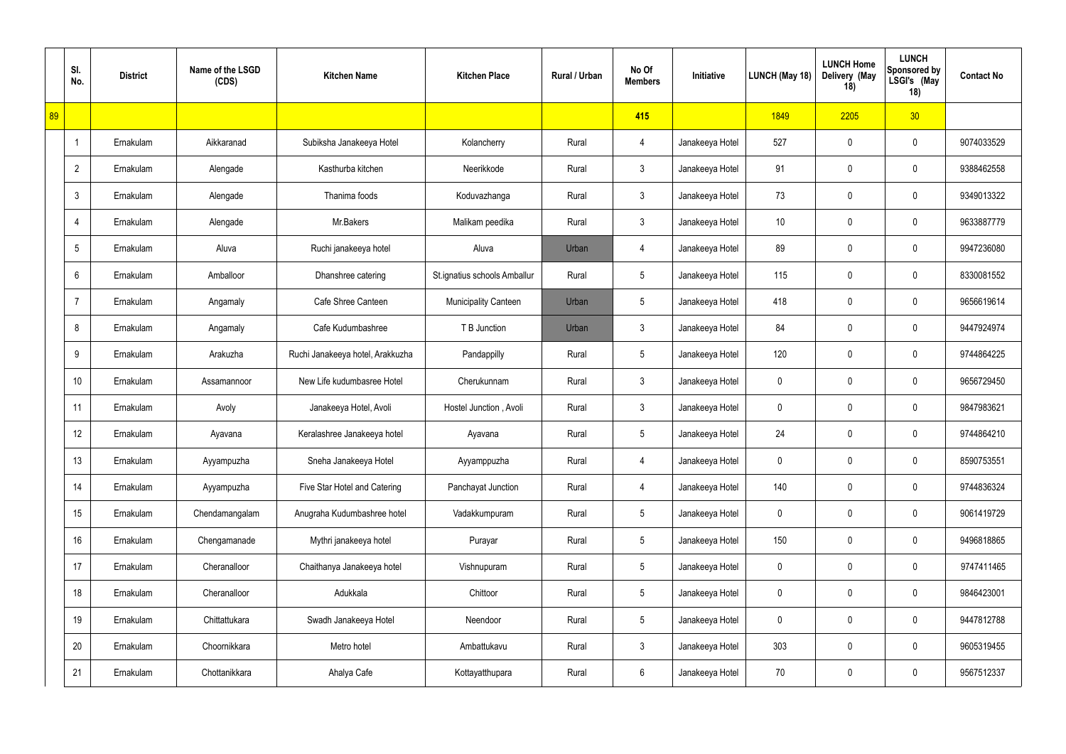| | Sl. No. | District | Name of the LSGD (CDS) | Kitchen Name | Kitchen Place | Rural / Urban | No Of Members | Initiative | LUNCH (May 18) | LUNCH Home Delivery (May 18) | LUNCH Sponsored by LSGI's (May 18) | Contact No |
|---|---|---|---|---|---|---|---|---|---|---|---|---|
| 89 | | | | | | | 415 | | 1849 | 2205 | 30 | |
| | 1 | Ernakulam | Aikkaranad | Subiksha Janakeeya Hotel | Kolancherry | Rural | 4 | Janakeeya Hotel | 527 | 0 | 0 | 9074033529 |
| | 2 | Ernakulam | Alengade | Kasthurba kitchen | Neerikkode | Rural | 3 | Janakeeya Hotel | 91 | 0 | 0 | 9388462558 |
| | 3 | Ernakulam | Alengade | Thanima foods | Koduvazhanga | Rural | 3 | Janakeeya Hotel | 73 | 0 | 0 | 9349013322 |
| | 4 | Ernakulam | Alengade | Mr.Bakers | Malikam peedika | Rural | 3 | Janakeeya Hotel | 10 | 0 | 0 | 9633887779 |
| | 5 | Ernakulam | Aluva | Ruchi janakeeya hotel | Aluva | Urban | 4 | Janakeeya Hotel | 89 | 0 | 0 | 9947236080 |
| | 6 | Ernakulam | Amballoor | Dhanshree catering | St.ignatius schools Amballur | Rural | 5 | Janakeeya Hotel | 115 | 0 | 0 | 8330081552 |
| | 7 | Ernakulam | Angamaly | Cafe Shree Canteen | Municipality Canteen | Urban | 5 | Janakeeya Hotel | 418 | 0 | 0 | 9656619614 |
| | 8 | Ernakulam | Angamaly | Cafe Kudumbashree | T B Junction | Urban | 3 | Janakeeya Hotel | 84 | 0 | 0 | 9447924974 |
| | 9 | Ernakulam | Arakuzha | Ruchi Janakeeya hotel, Arakkuzha | Pandappilly | Rural | 5 | Janakeeya Hotel | 120 | 0 | 0 | 9744864225 |
| | 10 | Ernakulam | Assamannoor | New Life kudumbasree Hotel | Cherukunnam | Rural | 3 | Janakeeya Hotel | 0 | 0 | 0 | 9656729450 |
| | 11 | Ernakulam | Avoly | Janakeeya Hotel, Avoli | Hostel Junction , Avoli | Rural | 3 | Janakeeya Hotel | 0 | 0 | 0 | 9847983621 |
| | 12 | Ernakulam | Ayavana | Keralashree Janakeeya hotel | Ayavana | Rural | 5 | Janakeeya Hotel | 24 | 0 | 0 | 9744864210 |
| | 13 | Ernakulam | Ayyampuzha | Sneha Janakeeya Hotel | Ayyamppuzha | Rural | 4 | Janakeeya Hotel | 0 | 0 | 0 | 8590753551 |
| | 14 | Ernakulam | Ayyampuzha | Five Star Hotel and Catering | Panchayat Junction | Rural | 4 | Janakeeya Hotel | 140 | 0 | 0 | 9744836324 |
| | 15 | Ernakulam | Chendamangalam | Anugraha Kudumbashree hotel | Vadakkumpuram | Rural | 5 | Janakeeya Hotel | 0 | 0 | 0 | 9061419729 |
| | 16 | Ernakulam | Chengamanade | Mythri janakeeya hotel | Purayar | Rural | 5 | Janakeeya Hotel | 150 | 0 | 0 | 9496818865 |
| | 17 | Ernakulam | Cheranalloor | Chaithanya Janakeeya hotel | Vishnupuram | Rural | 5 | Janakeeya Hotel | 0 | 0 | 0 | 9747411465 |
| | 18 | Ernakulam | Cheranalloor | Adukkala | Chittoor | Rural | 5 | Janakeeya Hotel | 0 | 0 | 0 | 9846423001 |
| | 19 | Ernakulam | Chittattukara | Swadh Janakeeya Hotel | Neendoor | Rural | 5 | Janakeeya Hotel | 0 | 0 | 0 | 9447812788 |
| | 20 | Ernakulam | Choornikkara | Metro hotel | Ambattukavu | Rural | 3 | Janakeeya Hotel | 303 | 0 | 0 | 9605319455 |
| | 21 | Ernakulam | Chottanikkara | Ahalya Cafe | Kottayatthupara | Rural | 6 | Janakeeya Hotel | 70 | 0 | 0 | 9567512337 |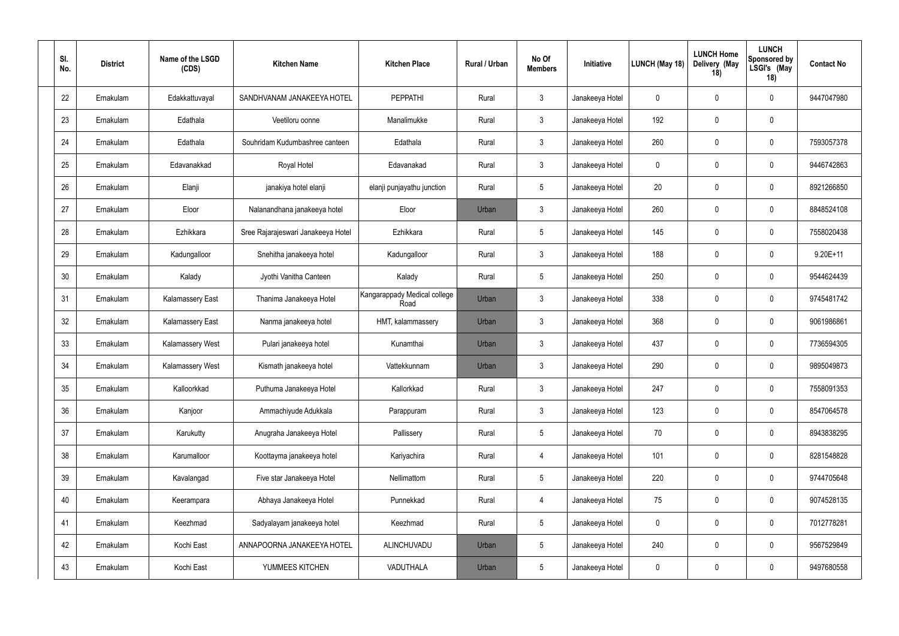| Sl. No. | District | Name of the LSGD (CDS) | Kitchen Name | Kitchen Place | Rural / Urban | No Of Members | Initiative | LUNCH (May 18) | LUNCH Home Delivery (May 18) | LUNCH Sponsored by LSGI's (May 18) | Contact No |
|---|---|---|---|---|---|---|---|---|---|---|---|
| 22 | Ernakulam | Edakkattuvayal | SANDHVANAM JANAKEEYA HOTEL | PEPPATHI | Rural | 3 | Janakeeya Hotel | 0 | 0 | 0 | 9447047980 |
| 23 | Ernakulam | Edathala | Veetiloru oonne | Manalimukke | Rural | 3 | Janakeeya Hotel | 192 | 0 | 0 | |
| 24 | Ernakulam | Edathala | Souhridam Kudumbashree canteen | Edathala | Rural | 3 | Janakeeya Hotel | 260 | 0 | 0 | 7593057378 |
| 25 | Ernakulam | Edavanakkad | Royal Hotel | Edavanakad | Rural | 3 | Janakeeya Hotel | 0 | 0 | 0 | 9446742863 |
| 26 | Ernakulam | Elanji | janakiya hotel elanji | elanji punjayathu junction | Rural | 5 | Janakeeya Hotel | 20 | 0 | 0 | 8921266850 |
| 27 | Ernakulam | Eloor | Nalanandhana janakeeya hotel | Eloor | Urban | 3 | Janakeeya Hotel | 260 | 0 | 0 | 8848524108 |
| 28 | Ernakulam | Ezhikkara | Sree Rajarajeswari Janakeeya Hotel | Ezhikkara | Rural | 5 | Janakeeya Hotel | 145 | 0 | 0 | 7558020438 |
| 29 | Ernakulam | Kadungalloor | Snehitha janakeeya hotel | Kadungalloor | Rural | 3 | Janakeeya Hotel | 188 | 0 | 0 | 9.20E+11 |
| 30 | Ernakulam | Kalady | Jyothi Vanitha Canteen | Kalady | Rural | 5 | Janakeeya Hotel | 250 | 0 | 0 | 9544624439 |
| 31 | Ernakulam | Kalamassery East | Thanima Janakeeya Hotel | Kangarappady Medical college Road | Urban | 3 | Janakeeya Hotel | 338 | 0 | 0 | 9745481742 |
| 32 | Ernakulam | Kalamassery East | Nanma janakeeya hotel | HMT, kalammassery | Urban | 3 | Janakeeya Hotel | 368 | 0 | 0 | 9061986861 |
| 33 | Ernakulam | Kalamassery West | Pulari janakeeya hotel | Kunamthai | Urban | 3 | Janakeeya Hotel | 437 | 0 | 0 | 7736594305 |
| 34 | Ernakulam | Kalamassery West | Kismath janakeeya hotel | Vattekkunnam | Urban | 3 | Janakeeya Hotel | 290 | 0 | 0 | 9895049873 |
| 35 | Ernakulam | Kalloorkkad | Puthuma Janakeeya Hotel | Kallorkkad | Rural | 3 | Janakeeya Hotel | 247 | 0 | 0 | 7558091353 |
| 36 | Ernakulam | Kanjoor | Ammachiyude Adukkala | Parappuram | Rural | 3 | Janakeeya Hotel | 123 | 0 | 0 | 8547064578 |
| 37 | Ernakulam | Karukutty | Anugraha Janakeeya Hotel | Pallissery | Rural | 5 | Janakeeya Hotel | 70 | 0 | 0 | 8943838295 |
| 38 | Ernakulam | Karumalloor | Koottayma janakeeya hotel | Kariyachira | Rural | 4 | Janakeeya Hotel | 101 | 0 | 0 | 8281548828 |
| 39 | Ernakulam | Kavalangad | Five star Janakeeya Hotel | Nellimattom | Rural | 5 | Janakeeya Hotel | 220 | 0 | 0 | 9744705648 |
| 40 | Ernakulam | Keerampara | Abhaya Janakeeya Hotel | Punnekkad | Rural | 4 | Janakeeya Hotel | 75 | 0 | 0 | 9074528135 |
| 41 | Ernakulam | Keezhmad | Sadyalayam janakeeya hotel | Keezhmad | Rural | 5 | Janakeeya Hotel | 0 | 0 | 0 | 7012778281 |
| 42 | Ernakulam | Kochi East | ANNAPOORNA JANAKEEYA HOTEL | ALINCHUVADU | Urban | 5 | Janakeeya Hotel | 240 | 0 | 0 | 9567529849 |
| 43 | Ernakulam | Kochi East | YUMMEES KITCHEN | VADUTHALA | Urban | 5 | Janakeeya Hotel | 0 | 0 | 0 | 9497680558 |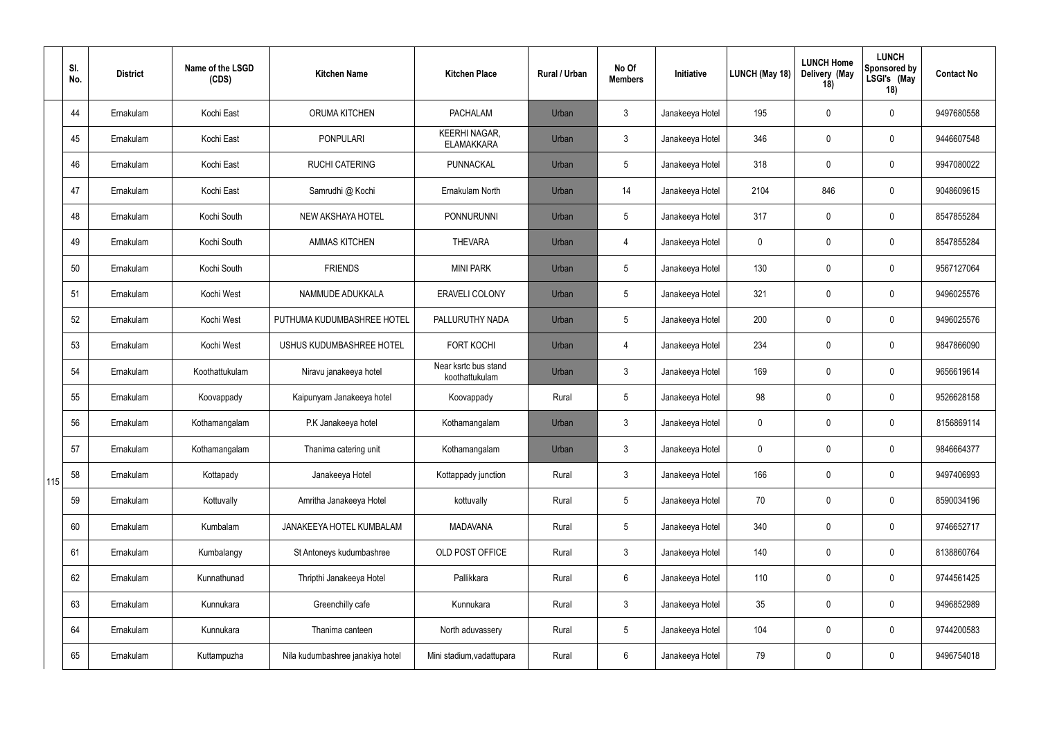| | Sl. No. | District | Name of the LSGD (CDS) | Kitchen Name | Kitchen Place | Rural / Urban | No Of Members | Initiative | LUNCH (May 18) | LUNCH Home Delivery (May 18) | LUNCH Sponsored by LSGI's (May 18) | Contact No |
|---|---|---|---|---|---|---|---|---|---|---|---|---|
| 115 | 44 | Ernakulam | Kochi East | ORUMA KITCHEN | PACHALAM | Urban | 3 | Janakeeya Hotel | 195 | 0 | 0 | 9497680558 |
| | 45 | Ernakulam | Kochi East | PONPULARI | KEERHI NAGAR, ELAMAKKARA | Urban | 3 | Janakeeya Hotel | 346 | 0 | 0 | 9446607548 |
| | 46 | Ernakulam | Kochi East | RUCHI CATERING | PUNNACKAL | Urban | 5 | Janakeeya Hotel | 318 | 0 | 0 | 9947080022 |
| | 47 | Ernakulam | Kochi East | Samrudhi @ Kochi | Ernakulam North | Urban | 14 | Janakeeya Hotel | 2104 | 846 | 0 | 9048609615 |
| | 48 | Ernakulam | Kochi South | NEW AKSHAYA HOTEL | PONNURUNNI | Urban | 5 | Janakeeya Hotel | 317 | 0 | 0 | 8547855284 |
| | 49 | Ernakulam | Kochi South | AMMAS KITCHEN | THEVARA | Urban | 4 | Janakeeya Hotel | 0 | 0 | 0 | 8547855284 |
| | 50 | Ernakulam | Kochi South | FRIENDS | MINI PARK | Urban | 5 | Janakeeya Hotel | 130 | 0 | 0 | 9567127064 |
| | 51 | Ernakulam | Kochi West | NAMMUDE ADUKKALA | ERAVELI COLONY | Urban | 5 | Janakeeya Hotel | 321 | 0 | 0 | 9496025576 |
| | 52 | Ernakulam | Kochi West | PUTHUMA KUDUMBASHREE HOTEL | PALLURUTHY NADA | Urban | 5 | Janakeeya Hotel | 200 | 0 | 0 | 9496025576 |
| | 53 | Ernakulam | Kochi West | USHUS KUDUMBASHREE HOTEL | FORT KOCHI | Urban | 4 | Janakeeya Hotel | 234 | 0 | 0 | 9847866090 |
| | 54 | Ernakulam | Koothattukulam | Niravu janakeeya hotel | Near ksrtc bus stand koothattukulam | Urban | 3 | Janakeeya Hotel | 169 | 0 | 0 | 9656619614 |
| | 55 | Ernakulam | Koovappady | Kaipunyam Janakeeya hotel | Koovappady | Rural | 5 | Janakeeya Hotel | 98 | 0 | 0 | 9526628158 |
| | 56 | Ernakulam | Kothamangalam | P.K Janakeeya hotel | Kothamangalam | Urban | 3 | Janakeeya Hotel | 0 | 0 | 0 | 8156869114 |
| | 57 | Ernakulam | Kothamangalam | Thanima catering unit | Kothamangalam | Urban | 3 | Janakeeya Hotel | 0 | 0 | 0 | 9846664377 |
| | 58 | Ernakulam | Kottapady | Janakeeya Hotel | Kottappady junction | Rural | 3 | Janakeeya Hotel | 166 | 0 | 0 | 9497406993 |
| | 59 | Ernakulam | Kottuvally | Amritha Janakeeya Hotel | kottuvally | Rural | 5 | Janakeeya Hotel | 70 | 0 | 0 | 8590034196 |
| | 60 | Ernakulam | Kumbalam | JANAKEEYA HOTEL KUMBALAM | MADAVANA | Rural | 5 | Janakeeya Hotel | 340 | 0 | 0 | 9746652717 |
| | 61 | Ernakulam | Kumbalangy | St Antoneys kudumbashree | OLD POST OFFICE | Rural | 3 | Janakeeya Hotel | 140 | 0 | 0 | 8138860764 |
| | 62 | Ernakulam | Kunnathunad | Thripthi Janakeeya Hotel | Pallikkara | Rural | 6 | Janakeeya Hotel | 110 | 0 | 0 | 9744561425 |
| | 63 | Ernakulam | Kunnukara | Greenchilly cafe | Kunnukara | Rural | 3 | Janakeeya Hotel | 35 | 0 | 0 | 9496852989 |
| | 64 | Ernakulam | Kunnukara | Thanima canteen | North aduvassery | Rural | 5 | Janakeeya Hotel | 104 | 0 | 0 | 9744200583 |
| | 65 | Ernakulam | Kuttampuzha | Nila kudumbashree janakiya hotel | Mini stadium,vadattupara | Rural | 6 | Janakeeya Hotel | 79 | 0 | 0 | 9496754018 |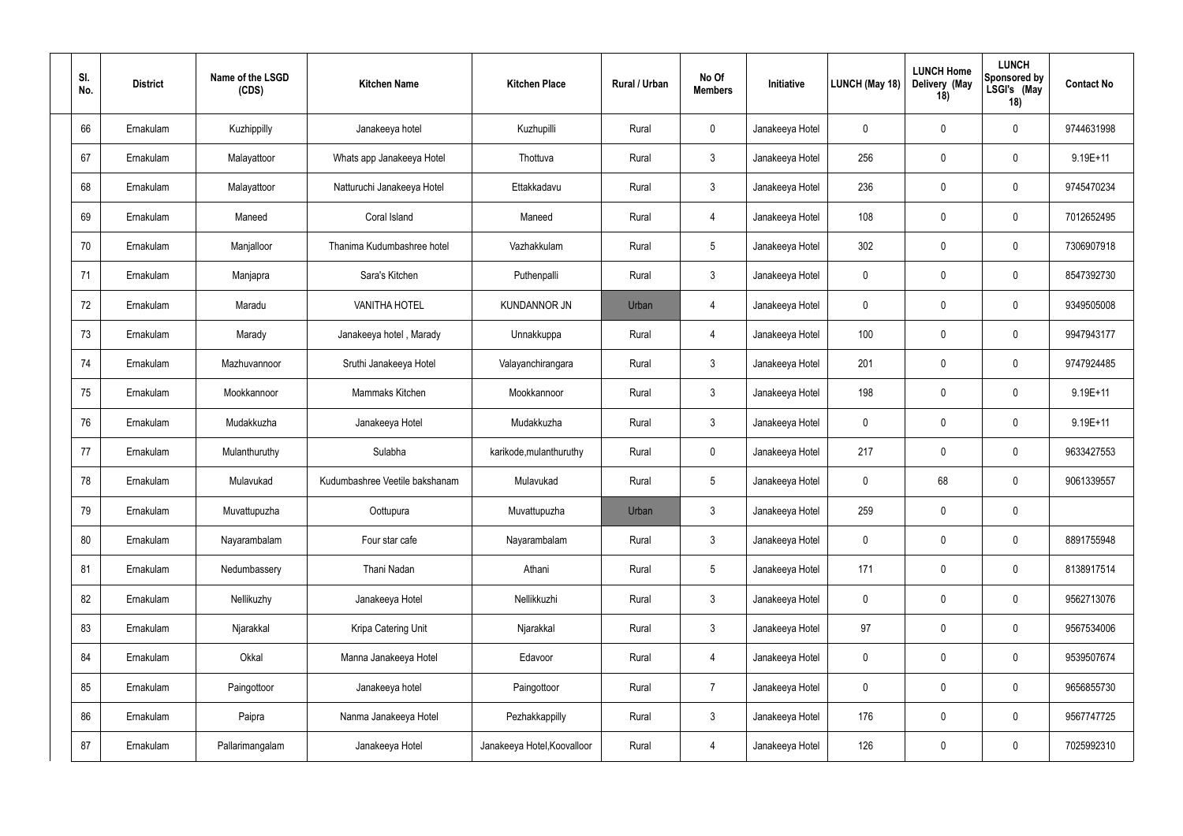| Sl. No. | District | Name of the LSGD (CDS) | Kitchen Name | Kitchen Place | Rural / Urban | No Of Members | Initiative | LUNCH (May 18) | LUNCH Home Delivery (May 18) | LUNCH Sponsored by LSGI's (May 18) | Contact No |
|---|---|---|---|---|---|---|---|---|---|---|---|
| 66 | Ernakulam | Kuzhippilly | Janakeeya hotel | Kuzhupilli | Rural | 0 | Janakeeya Hotel | 0 | 0 | 0 | 9744631998 |
| 67 | Ernakulam | Malayattoor | Whats app Janakeeya Hotel | Thottuva | Rural | 3 | Janakeeya Hotel | 256 | 0 | 0 | 9.19E+11 |
| 68 | Ernakulam | Malayattoor | Natturuchi Janakeeya Hotel | Ettakkadavu | Rural | 3 | Janakeeya Hotel | 236 | 0 | 0 | 9745470234 |
| 69 | Ernakulam | Maneed | Coral Island | Maneed | Rural | 4 | Janakeeya Hotel | 108 | 0 | 0 | 7012652495 |
| 70 | Ernakulam | Manjalloor | Thanima Kudumbashree hotel | Vazhakkulam | Rural | 5 | Janakeeya Hotel | 302 | 0 | 0 | 7306907918 |
| 71 | Ernakulam | Manjapra | Sara's Kitchen | Puthenpalli | Rural | 3 | Janakeeya Hotel | 0 | 0 | 0 | 8547392730 |
| 72 | Ernakulam | Maradu | VANITHA HOTEL | KUNDANNOR JN | Urban | 4 | Janakeeya Hotel | 0 | 0 | 0 | 9349505008 |
| 73 | Ernakulam | Marady | Janakeeya hotel , Marady | Unnakkuppa | Rural | 4 | Janakeeya Hotel | 100 | 0 | 0 | 9947943177 |
| 74 | Ernakulam | Mazhuvannoor | Sruthi Janakeeya Hotel | Valayanchirangara | Rural | 3 | Janakeeya Hotel | 201 | 0 | 0 | 9747924485 |
| 75 | Ernakulam | Mookkannoor | Mammaks Kitchen | Mookkannoor | Rural | 3 | Janakeeya Hotel | 198 | 0 | 0 | 9.19E+11 |
| 76 | Ernakulam | Mudakkuzha | Janakeeya Hotel | Mudakkuzha | Rural | 3 | Janakeeya Hotel | 0 | 0 | 0 | 9.19E+11 |
| 77 | Ernakulam | Mulanthuruthy | Sulabha | karikode,mulanthuruthy | Rural | 0 | Janakeeya Hotel | 217 | 0 | 0 | 9633427553 |
| 78 | Ernakulam | Mulavukad | Kudumbashree Veetile bakshanam | Mulavukad | Rural | 5 | Janakeeya Hotel | 0 | 68 | 0 | 9061339557 |
| 79 | Ernakulam | Muvattupuzha | Oottupura | Muvattupuzha | Urban | 3 | Janakeeya Hotel | 259 | 0 | 0 | |
| 80 | Ernakulam | Nayarambalam | Four star cafe | Nayarambalam | Rural | 3 | Janakeeya Hotel | 0 | 0 | 0 | 8891755948 |
| 81 | Ernakulam | Nedumbassery | Thani Nadan | Athani | Rural | 5 | Janakeeya Hotel | 171 | 0 | 0 | 8138917514 |
| 82 | Ernakulam | Nellikuzhy | Janakeeya Hotel | Nellikkuzhi | Rural | 3 | Janakeeya Hotel | 0 | 0 | 0 | 9562713076 |
| 83 | Ernakulam | Njarakkal | Kripa Catering Unit | Njarakkal | Rural | 3 | Janakeeya Hotel | 97 | 0 | 0 | 9567534006 |
| 84 | Ernakulam | Okkal | Manna Janakeeya Hotel | Edavoor | Rural | 4 | Janakeeya Hotel | 0 | 0 | 0 | 9539507674 |
| 85 | Ernakulam | Paingottoor | Janakeeya hotel | Paingottoor | Rural | 7 | Janakeeya Hotel | 0 | 0 | 0 | 9656855730 |
| 86 | Ernakulam | Paipra | Nanma Janakeeya Hotel | Pezhakkappilly | Rural | 3 | Janakeeya Hotel | 176 | 0 | 0 | 9567747725 |
| 87 | Ernakulam | Pallarimangalam | Janakeeya Hotel | Janakeeya Hotel,Koovalloor | Rural | 4 | Janakeeya Hotel | 126 | 0 | 0 | 7025992310 |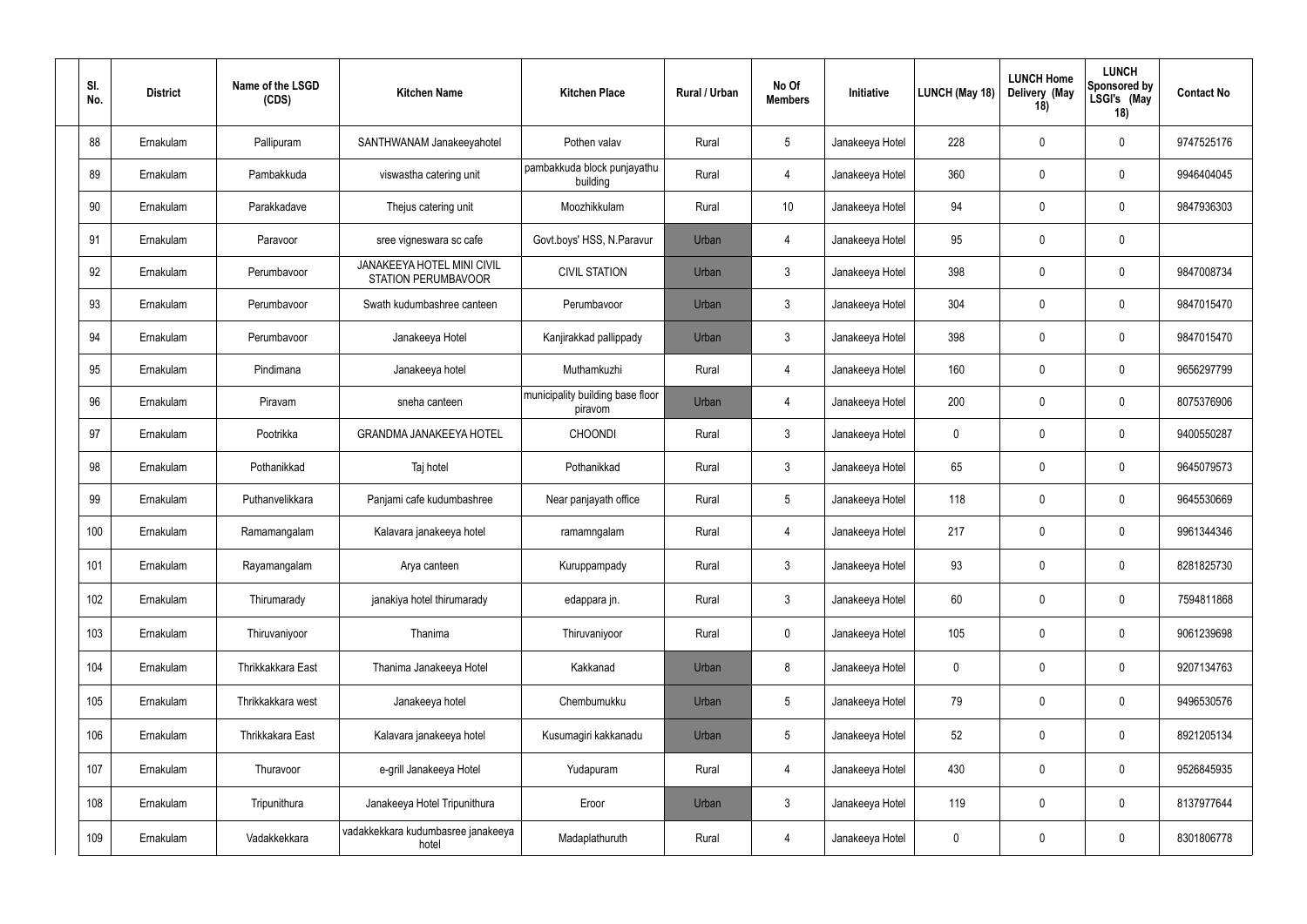| Sl. No. | District | Name of the LSGD (CDS) | Kitchen Name | Kitchen Place | Rural / Urban | No Of Members | Initiative | LUNCH (May 18) | LUNCH Home Delivery (May 18) | LUNCH Sponsored by LSGI's (May 18) | Contact No |
|---|---|---|---|---|---|---|---|---|---|---|---|
| 88 | Ernakulam | Pallipuram | SANTHWANAM Janakeeyahotel | Pothen valav | Rural | 5 | Janakeeya Hotel | 228 | 0 | 0 | 9747525176 |
| 89 | Ernakulam | Pambakkuda | viswastha catering unit | pambakkuda block punjayathu building | Rural | 4 | Janakeeya Hotel | 360 | 0 | 0 | 9946404045 |
| 90 | Ernakulam | Parakkadave | Thejus catering unit | Moozhikkulam | Rural | 10 | Janakeeya Hotel | 94 | 0 | 0 | 9847936303 |
| 91 | Ernakulam | Paravoor | sree vigneswara sc cafe | Govt.boys' HSS, N.Paravur | Urban | 4 | Janakeeya Hotel | 95 | 0 | 0 | |
| 92 | Ernakulam | Perumbavoor | JANAKEEYA HOTEL MINI CIVIL STATION PERUMBAVOOR | CIVIL STATION | Urban | 3 | Janakeeya Hotel | 398 | 0 | 0 | 9847008734 |
| 93 | Ernakulam | Perumbavoor | Swath kudumbashree canteen | Perumbavoor | Urban | 3 | Janakeeya Hotel | 304 | 0 | 0 | 9847015470 |
| 94 | Ernakulam | Perumbavoor | Janakeeya Hotel | Kanjirakkad pallippady | Urban | 3 | Janakeeya Hotel | 398 | 0 | 0 | 9847015470 |
| 95 | Ernakulam | Pindimana | Janakeeya hotel | Muthamkuzhi | Rural | 4 | Janakeeya Hotel | 160 | 0 | 0 | 9656297799 |
| 96 | Ernakulam | Piravam | sneha canteen | municipality building base floor piravom | Urban | 4 | Janakeeya Hotel | 200 | 0 | 0 | 8075376906 |
| 97 | Ernakulam | Pootrikka | GRANDMA JANAKEEYA HOTEL | CHOONDI | Rural | 3 | Janakeeya Hotel | 0 | 0 | 0 | 9400550287 |
| 98 | Ernakulam | Pothanikkad | Taj hotel | Pothanikkad | Rural | 3 | Janakeeya Hotel | 65 | 0 | 0 | 9645079573 |
| 99 | Ernakulam | Puthanvelikkara | Panjami cafe kudumbashree | Near panjayath office | Rural | 5 | Janakeeya Hotel | 118 | 0 | 0 | 9645530669 |
| 100 | Ernakulam | Ramamangalam | Kalavara janakeeya hotel | ramamngalam | Rural | 4 | Janakeeya Hotel | 217 | 0 | 0 | 9961344346 |
| 101 | Ernakulam | Rayamangalam | Arya canteen | Kuruppampady | Rural | 3 | Janakeeya Hotel | 93 | 0 | 0 | 8281825730 |
| 102 | Ernakulam | Thirumarady | janakiya hotel thirumarady | edappara jn. | Rural | 3 | Janakeeya Hotel | 60 | 0 | 0 | 7594811868 |
| 103 | Ernakulam | Thiruvaniyoor | Thanima | Thiruvaniyoor | Rural | 0 | Janakeeya Hotel | 105 | 0 | 0 | 9061239698 |
| 104 | Ernakulam | Thrikkakkara East | Thanima Janakeeya Hotel | Kakkanad | Urban | 8 | Janakeeya Hotel | 0 | 0 | 0 | 9207134763 |
| 105 | Ernakulam | Thrikkakkara west | Janakeeya hotel | Chembumukku | Urban | 5 | Janakeeya Hotel | 79 | 0 | 0 | 9496530576 |
| 106 | Ernakulam | Thrikkakara East | Kalavara janakeeya hotel | Kusumagiri kakkanadu | Urban | 5 | Janakeeya Hotel | 52 | 0 | 0 | 8921205134 |
| 107 | Ernakulam | Thuravoor | e-grill Janakeeya Hotel | Yudapuram | Rural | 4 | Janakeeya Hotel | 430 | 0 | 0 | 9526845935 |
| 108 | Ernakulam | Tripunithura | Janakeeya Hotel Tripunithura | Eroor | Urban | 3 | Janakeeya Hotel | 119 | 0 | 0 | 8137977644 |
| 109 | Ernakulam | Vadakkekkara | vadakkekkara kudumbasree janakeeya hotel | Madaplathuruth | Rural | 4 | Janakeeya Hotel | 0 | 0 | 0 | 8301806778 |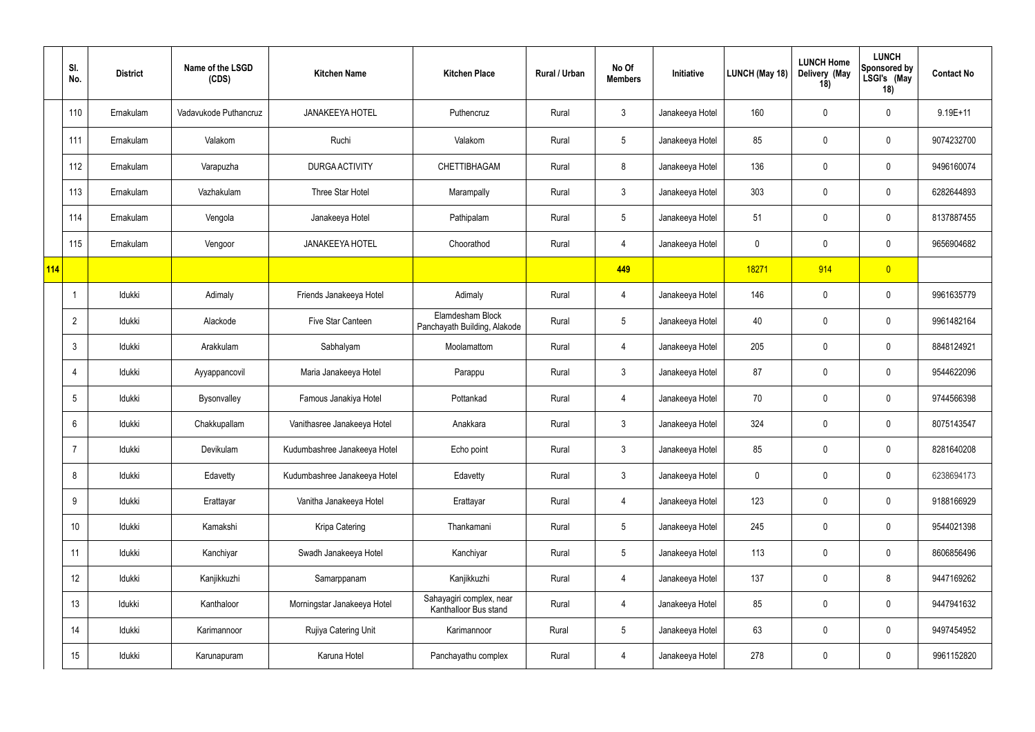|  | Sl. No. | District | Name of the LSGD (CDS) | Kitchen Name | Kitchen Place | Rural / Urban | No Of Members | Initiative | LUNCH (May 18) | LUNCH Home Delivery (May 18) | LUNCH Sponsored by LSGI's (May 18) | Contact No |
|---|---|---|---|---|---|---|---|---|---|---|---|---|
|  | 110 | Ernakulam | Vadavukode Puthancruz | JANAKEEYA HOTEL | Puthencruz | Rural | 3 | Janakeeya Hotel | 160 | 0 | 0 | 9.19E+11 |
|  | 111 | Ernakulam | Valakom | Ruchi | Valakom | Rural | 5 | Janakeeya Hotel | 85 | 0 | 0 | 9074232700 |
|  | 112 | Ernakulam | Varapuzha | DURGA ACTIVITY | CHETTIBHAGAM | Rural | 8 | Janakeeya Hotel | 136 | 0 | 0 | 9496160074 |
|  | 113 | Ernakulam | Vazhakulam | Three Star Hotel | Marampally | Rural | 3 | Janakeeya Hotel | 303 | 0 | 0 | 6282644893 |
|  | 114 | Ernakulam | Vengola | Janakeeya Hotel | Pathipalam | Rural | 5 | Janakeeya Hotel | 51 | 0 | 0 | 8137887455 |
|  | 115 | Ernakulam | Vengoor | JANAKEEYA HOTEL | Choorathod | Rural | 4 | Janakeeya Hotel | 0 | 0 | 0 | 9656904682 |
| 114 |  |  |  |  |  |  | 449 |  | 18271 | 914 | 0 |  |
|  | 1 | Idukki | Adimaly | Friends Janakeeya Hotel | Adimaly | Rural | 4 | Janakeeya Hotel | 146 | 0 | 0 | 9961635779 |
|  | 2 | Idukki | Alackode | Five Star Canteen | Elamdesham Block Panchayath Building, Alakode | Rural | 5 | Janakeeya Hotel | 40 | 0 | 0 | 9961482164 |
|  | 3 | Idukki | Arakkulam | Sabhalyam | Moolamattom | Rural | 4 | Janakeeya Hotel | 205 | 0 | 0 | 8848124921 |
|  | 4 | Idukki | Ayyappancovil | Maria Janakeeya Hotel | Parappu | Rural | 3 | Janakeeya Hotel | 87 | 0 | 0 | 9544622096 |
|  | 5 | Idukki | Bysonvalley | Famous Janakiya Hotel | Pottankad | Rural | 4 | Janakeeya Hotel | 70 | 0 | 0 | 9744566398 |
|  | 6 | Idukki | Chakkupallam | Vanithasree Janakeeya Hotel | Anakkara | Rural | 3 | Janakeeya Hotel | 324 | 0 | 0 | 8075143547 |
|  | 7 | Idukki | Devikulam | Kudumbashree Janakeeya Hotel | Echo point | Rural | 3 | Janakeeya Hotel | 85 | 0 | 0 | 8281640208 |
|  | 8 | Idukki | Edavetty | Kudumbashree Janakeeya Hotel | Edavetty | Rural | 3 | Janakeeya Hotel | 0 | 0 | 0 | 6238694173 |
|  | 9 | Idukki | Erattayar | Vanitha Janakeeya Hotel | Erattayar | Rural | 4 | Janakeeya Hotel | 123 | 0 | 0 | 9188166929 |
|  | 10 | Idukki | Kamakshi | Kripa Catering | Thankamani | Rural | 5 | Janakeeya Hotel | 245 | 0 | 0 | 9544021398 |
|  | 11 | Idukki | Kanchiyar | Swadh Janakeeya Hotel | Kanchiyar | Rural | 5 | Janakeeya Hotel | 113 | 0 | 0 | 8606856496 |
|  | 12 | Idukki | Kanjikkuzhi | Samarppanam | Kanjikkuzhi | Rural | 4 | Janakeeya Hotel | 137 | 0 | 8 | 9447169262 |
|  | 13 | Idukki | Kanthaloor | Morningstar Janakeeya Hotel | Sahayagiri complex, near Kanthalloor Bus stand | Rural | 4 | Janakeeya Hotel | 85 | 0 | 0 | 9447941632 |
|  | 14 | Idukki | Karimannoor | Rujiya Catering Unit | Karimannoor | Rural | 5 | Janakeeya Hotel | 63 | 0 | 0 | 9497454952 |
|  | 15 | Idukki | Karunapuram | Karuna Hotel | Panchayathu complex | Rural | 4 | Janakeeya Hotel | 278 | 0 | 0 | 9961152820 |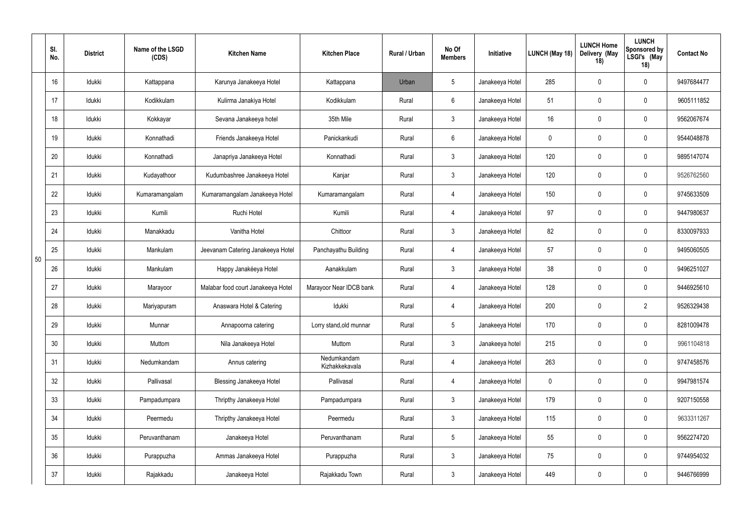| | Sl. No. | District | Name of the LSGD (CDS) | Kitchen Name | Kitchen Place | Rural / Urban | No Of Members | Initiative | LUNCH (May 18) | LUNCH Home Delivery (May 18) | LUNCH Sponsored by LSGI's (May 18) | Contact No |
|---|---|---|---|---|---|---|---|---|---|---|---|---|
| 50 | 16 | Idukki | Kattappana | Karunya Janakeeya Hotel | Kattappana | Urban | 5 | Janakeeya Hotel | 285 | 0 | 0 | 9497684477 |
| | 17 | Idukki | Kodikkulam | Kulirma Janakiya Hotel | Kodikkulam | Rural | 6 | Janakeeya Hotel | 51 | 0 | 0 | 9605111852 |
| | 18 | Idukki | Kokkayar | Sevana Janakeeya hotel | 35th Mile | Rural | 3 | Janakeeya Hotel | 16 | 0 | 0 | 9562067674 |
| | 19 | Idukki | Konnathadi | Friends Janakeeya Hotel | Panickankudi | Rural | 6 | Janakeeya Hotel | 0 | 0 | 0 | 9544048878 |
| | 20 | Idukki | Konnathadi | Janapriya Janakeeya Hotel | Konnathadi | Rural | 3 | Janakeeya Hotel | 120 | 0 | 0 | 9895147074 |
| | 21 | Idukki | Kudayathoor | Kudumbashree Janakeeya Hotel | Kanjar | Rural | 3 | Janakeeya Hotel | 120 | 0 | 0 | 9526762560 |
| | 22 | Idukki | Kumaramangalam | Kumaramangalam Janakeeya Hotel | Kumaramangalam | Rural | 4 | Janakeeya Hotel | 150 | 0 | 0 | 9745633509 |
| | 23 | Idukki | Kumili | Ruchi Hotel | Kumili | Rural | 4 | Janakeeya Hotel | 97 | 0 | 0 | 9447980637 |
| | 24 | Idukki | Manakkadu | Vanitha Hotel | Chittoor | Rural | 3 | Janakeeya Hotel | 82 | 0 | 0 | 8330097933 |
| | 25 | Idukki | Mankulam | Jeevanam Catering Janakeeya Hotel | Panchayathu Building | Rural | 4 | Janakeeya Hotel | 57 | 0 | 0 | 9495060505 |
| | 26 | Idukki | Mankulam | Happy Janakéeya Hotel | Aanakkulam | Rural | 3 | Janakeeya Hotel | 38 | 0 | 0 | 9496251027 |
| | 27 | Idukki | Marayoor | Malabar food court Janakeeya Hotel | Marayoor Near IDCB bank | Rural | 4 | Janakeeya Hotel | 128 | 0 | 0 | 9446925610 |
| | 28 | Idukki | Mariyapuram | Anaswara Hotel & Catering | Idukki | Rural | 4 | Janakeeya Hotel | 200 | 0 | 2 | 9526329438 |
| | 29 | Idukki | Munnar | Annapoorna catering | Lorry stand,old munnar | Rural | 5 | Janakeeya Hotel | 170 | 0 | 0 | 8281009478 |
| | 30 | Idukki | Muttom | Nila Janakeeya Hotel | Muttom | Rural | 3 | Janakeeya hotel | 215 | 0 | 0 | 9961104818 |
| | 31 | Idukki | Nedumkandam | Annus catering | Nedumkandam Kizhakkekavala | Rural | 4 | Janakeeya Hotel | 263 | 0 | 0 | 9747458576 |
| | 32 | Idukki | Pallivasal | Blessing Janakeeya Hotel | Pallivasal | Rural | 4 | Janakeeya Hotel | 0 | 0 | 0 | 9947981574 |
| | 33 | Idukki | Pampadumpara | Thripthy Janakeeya Hotel | Pampadumpara | Rural | 3 | Janakeeya Hotel | 179 | 0 | 0 | 9207150558 |
| | 34 | Idukki | Peermedu | Thripthy Janakeeya Hotel | Peermedu | Rural | 3 | Janakeeya Hotel | 115 | 0 | 0 | 9633311267 |
| | 35 | Idukki | Peruvanthanam | Janakeeya Hotel | Peruvanthanam | Rural | 5 | Janakeeya Hotel | 55 | 0 | 0 | 9562274720 |
| | 36 | Idukki | Purappuzha | Ammas Janakeeya Hotel | Purappuzha | Rural | 3 | Janakeeya Hotel | 75 | 0 | 0 | 9744954032 |
| | 37 | Idukki | Rajakkadu | Janakeeya Hotel | Rajakkadu Town | Rural | 3 | Janakeeya Hotel | 449 | 0 | 0 | 9446766999 |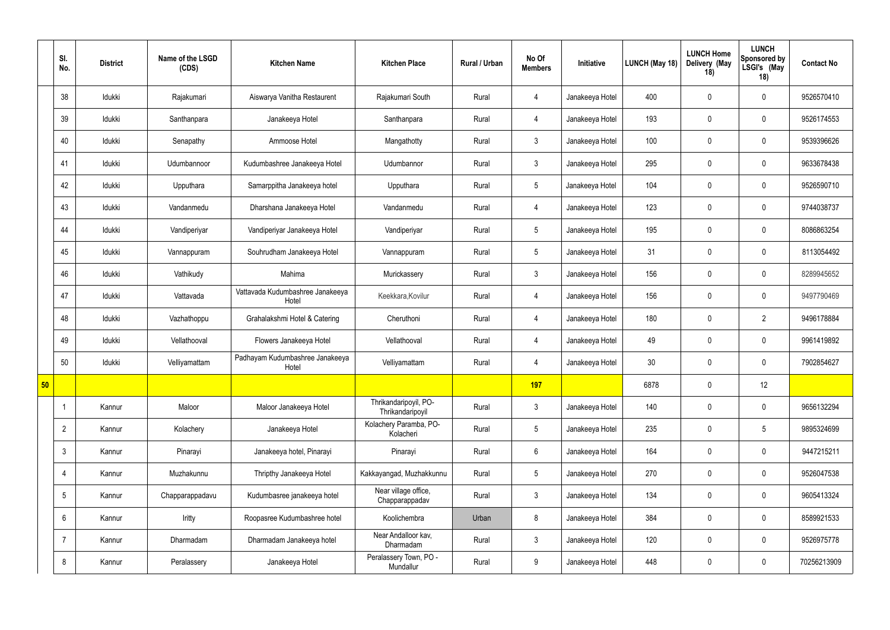| | Sl. No. | District | Name of the LSGD (CDS) | Kitchen Name | Kitchen Place | Rural / Urban | No Of Members | Initiative | LUNCH (May 18) | LUNCH Home Delivery (May 18) | LUNCH Sponsored by LSGI's (May 18) | Contact No |
|---|---|---|---|---|---|---|---|---|---|---|---|---|
| | 38 | Idukki | Rajakumari | Aiswarya Vanitha Restaurent | Rajakumari South | Rural | 4 | Janakeeya Hotel | 400 | 0 | 0 | 9526570410 |
| | 39 | Idukki | Santhanpara | Janakeeya Hotel | Santhanpara | Rural | 4 | Janakeeya Hotel | 193 | 0 | 0 | 9526174553 |
| | 40 | Idukki | Senapathy | Ammoose Hotel | Mangathotty | Rural | 3 | Janakeeya Hotel | 100 | 0 | 0 | 9539396626 |
| | 41 | Idukki | Udumbannoor | Kudumbashree Janakeeya Hotel | Udumbannor | Rural | 3 | Janakeeya Hotel | 295 | 0 | 0 | 9633678438 |
| | 42 | Idukki | Upputhara | Samarppitha Janakeeya hotel | Upputhara | Rural | 5 | Janakeeya Hotel | 104 | 0 | 0 | 9526590710 |
| | 43 | Idukki | Vandanmedu | Dharshana Janakeeya Hotel | Vandanmedu | Rural | 4 | Janakeeya Hotel | 123 | 0 | 0 | 9744038737 |
| | 44 | Idukki | Vandiperiyar | Vandiperiyar Janakeeya Hotel | Vandiperiyar | Rural | 5 | Janakeeya Hotel | 195 | 0 | 0 | 8086863254 |
| | 45 | Idukki | Vannappuram | Souhrudham Janakeeya Hotel | Vannappuram | Rural | 5 | Janakeeya Hotel | 31 | 0 | 0 | 8113054492 |
| | 46 | Idukki | Vathikudy | Mahima | Murickassery | Rural | 3 | Janakeeya Hotel | 156 | 0 | 0 | 8289945652 |
| | 47 | Idukki | Vattavada | Vattavada Kudumbashree Janakeeya Hotel | Keekkara,Kovilur | Rural | 4 | Janakeeya Hotel | 156 | 0 | 0 | 9497790469 |
| | 48 | Idukki | Vazhathoppu | Grahalakshmi Hotel & Catering | Cheruthoni | Rural | 4 | Janakeeya Hotel | 180 | 0 | 2 | 9496178884 |
| | 49 | Idukki | Vellathooval | Flowers Janakeeya Hotel | Vellathooval | Rural | 4 | Janakeeya Hotel | 49 | 0 | 0 | 9961419892 |
| | 50 | Idukki | Velliyamattam | Padhayam Kudumbashree Janakeeya Hotel | Velliyamattam | Rural | 4 | Janakeeya Hotel | 30 | 0 | 0 | 7902854627 |
| 50 | | | | | | | 197 | | 6878 | 0 | 12 | |
| | 1 | Kannur | Maloor | Maloor Janakeeya Hotel | Thrikandaripoyil, PO-Thrikandaripoyil | Rural | 3 | Janakeeya Hotel | 140 | 0 | 0 | 9656132294 |
| | 2 | Kannur | Kolachery | Janakeeya Hotel | Kolachery Paramba, PO-Kolacheri | Rural | 5 | Janakeeya Hotel | 235 | 0 | 5 | 9895324699 |
| | 3 | Kannur | Pinarayi | Janakeeya hotel, Pinarayi | Pinarayi | Rural | 6 | Janakeeya Hotel | 164 | 0 | 0 | 9447215211 |
| | 4 | Kannur | Muzhakunnu | Thripthy Janakeeya Hotel | Kakkayangad, Muzhakkunnu | Rural | 5 | Janakeeya Hotel | 270 | 0 | 0 | 9526047538 |
| | 5 | Kannur | Chapparappadavu | Kudumbasree janakeeya hotel | Near village office, Chapparappadav | Rural | 3 | Janakeeya Hotel | 134 | 0 | 0 | 9605413324 |
| | 6 | Kannur | Iritty | Roopasree Kudumbashree hotel | Koolichembra | Urban | 8 | Janakeeya Hotel | 384 | 0 | 0 | 8589921533 |
| | 7 | Kannur | Dharmadam | Dharmadam Janakeeya hotel | Near Andalloor kav, Dharmadam | Rural | 3 | Janakeeya Hotel | 120 | 0 | 0 | 9526975778 |
| | 8 | Kannur | Peralassery | Janakeeya Hotel | Peralassery Town, PO - Mundallur | Rural | 9 | Janakeeya Hotel | 448 | 0 | 0 | 70256213909 |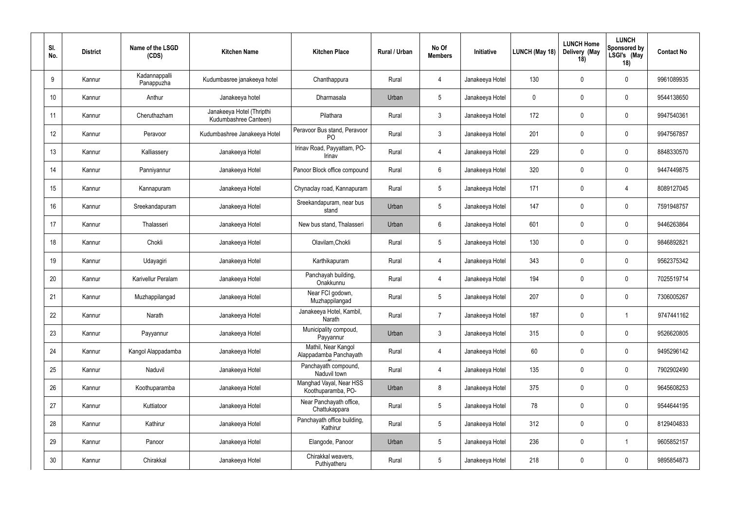| Sl. No. | District | Name of the LSGD (CDS) | Kitchen Name | Kitchen Place | Rural / Urban | No Of Members | Initiative | LUNCH (May 18) | LUNCH Home Delivery (May 18) | LUNCH Sponsored by LSGI's (May 18) | Contact No |
|---|---|---|---|---|---|---|---|---|---|---|---|
| 9 | Kannur | Kadannappalli Panappuzha | Kudumbasree janakeeya hotel | Chanthappura | Rural | 4 | Janakeeya Hotel | 130 | 0 | 0 | 9961089935 |
| 10 | Kannur | Anthur | Janakeeya hotel | Dharmasala | Urban | 5 | Janakeeya Hotel | 0 | 0 | 0 | 9544138650 |
| 11 | Kannur | Cheruthazham | Janakeeya Hotel (Thripthi Kudumbashree Canteen) | Pilathara | Rural | 3 | Janakeeya Hotel | 172 | 0 | 0 | 9947540361 |
| 12 | Kannur | Peravoor | Kudumbashree Janakeeya Hotel | Peravoor Bus stand, Peravoor PO | Rural | 3 | Janakeeya Hotel | 201 | 0 | 0 | 9947567857 |
| 13 | Kannur | Kalliassery | Janakeeya Hotel | Irinav Road, Payyattam, PO-Irinav | Rural | 4 | Janakeeya Hotel | 229 | 0 | 0 | 8848330570 |
| 14 | Kannur | Panniyannur | Janakeeya Hotel | Panoor Block office compound | Rural | 6 | Janakeeya Hotel | 320 | 0 | 0 | 9447449875 |
| 15 | Kannur | Kannapuram | Janakeeya Hotel | Chynaclay road, Kannapuram | Rural | 5 | Janakeeya Hotel | 171 | 0 | 4 | 8089127045 |
| 16 | Kannur | Sreekandapuram | Janakeeya Hotel | Sreekandapuram, near bus stand | Urban | 5 | Janakeeya Hotel | 147 | 0 | 0 | 7591948757 |
| 17 | Kannur | Thalasseri | Janakeeya Hotel | New bus stand, Thalasseri | Urban | 6 | Janakeeya Hotel | 601 | 0 | 0 | 9446263864 |
| 18 | Kannur | Chokli | Janakeeya Hotel | Olavilam,Chokli | Rural | 5 | Janakeeya Hotel | 130 | 0 | 0 | 9846892821 |
| 19 | Kannur | Udayagiri | Janakeeya Hotel | Karthikapuram | Rural | 4 | Janakeeya Hotel | 343 | 0 | 0 | 9562375342 |
| 20 | Kannur | Karivellur Peralam | Janakeeya Hotel | Panchayah building, Onakkunnu | Rural | 4 | Janakeeya Hotel | 194 | 0 | 0 | 7025519714 |
| 21 | Kannur | Muzhappilangad | Janakeeya Hotel | Near FCI godown, Muzhappilangad | Rural | 5 | Janakeeya Hotel | 207 | 0 | 0 | 7306005267 |
| 22 | Kannur | Narath | Janakeeya Hotel | Janakeeya Hotel, Kambil, Narath | Rural | 7 | Janakeeya Hotel | 187 | 0 | 1 | 9747441162 |
| 23 | Kannur | Payyannur | Janakeeya Hotel | Municipality compoud, Payyannur | Urban | 3 | Janakeeya Hotel | 315 | 0 | 0 | 9526620805 |
| 24 | Kannur | Kangol Alappadamba | Janakeeya Hotel | Mathil, Near Kangol Alappadamba Panchayath | Rural | 4 | Janakeeya Hotel | 60 | 0 | 0 | 9495296142 |
| 25 | Kannur | Naduvil | Janakeeya Hotel | Panchayath compound, Naduvil town | Rural | 4 | Janakeeya Hotel | 135 | 0 | 0 | 7902902490 |
| 26 | Kannur | Koothuparamba | Janakeeya Hotel | Manghad Vayal, Near HSS Koothuparamba, PO- | Urban | 8 | Janakeeya Hotel | 375 | 0 | 0 | 9645608253 |
| 27 | Kannur | Kuttiatoor | Janakeeya Hotel | Near Panchayath office, Chattukappara | Rural | 5 | Janakeeya Hotel | 78 | 0 | 0 | 9544644195 |
| 28 | Kannur | Kathirur | Janakeeya Hotel | Panchayath office building, Kathirur | Rural | 5 | Janakeeya Hotel | 312 | 0 | 0 | 8129404833 |
| 29 | Kannur | Panoor | Janakeeya Hotel | Elangode, Panoor | Urban | 5 | Janakeeya Hotel | 236 | 0 | 1 | 9605852157 |
| 30 | Kannur | Chirakkal | Janakeeya Hotel | Chirakkal weavers, Puthiyatheru | Rural | 5 | Janakeeya Hotel | 218 | 0 | 0 | 9895854873 |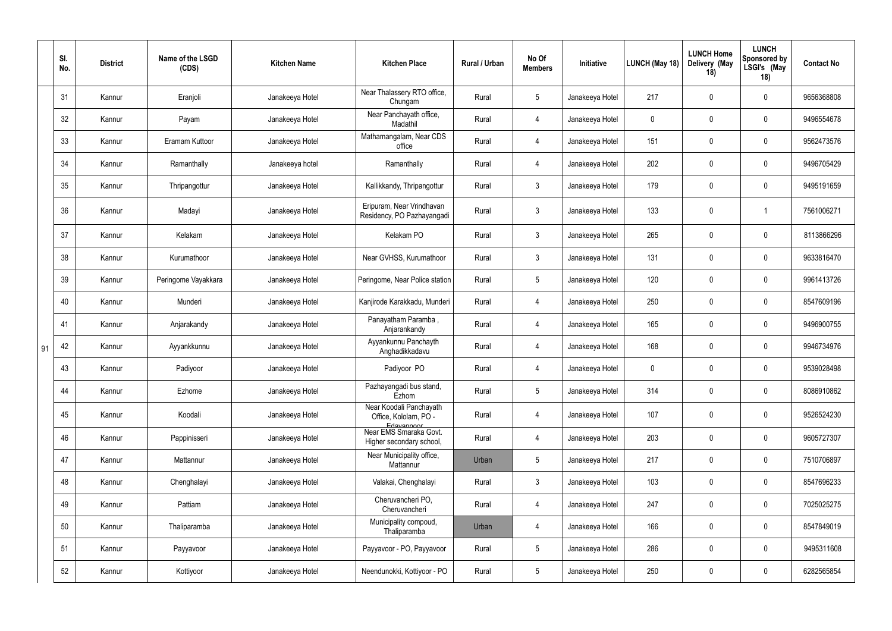| | Sl. No. | District | Name of the LSGD (CDS) | Kitchen Name | Kitchen Place | Rural / Urban | No Of Members | Initiative | LUNCH (May 18) | LUNCH Home Delivery (May 18) | LUNCH Sponsored by LSGI's (May 18) | Contact No |
|---|---|---|---|---|---|---|---|---|---|---|---|---|
| 91 | 31 | Kannur | Eranjoli | Janakeeya Hotel | Near Thalassery RTO office, Chungam | Rural | 5 | Janakeeya Hotel | 217 | 0 | 0 | 9656368808 |
| | 32 | Kannur | Payam | Janakeeya Hotel | Near Panchayath office, Madathil | Rural | 4 | Janakeeya Hotel | 0 | 0 | 0 | 9496554678 |
| | 33 | Kannur | Eramam Kuttoor | Janakeeya Hotel | Mathamangalam, Near CDS office | Rural | 4 | Janakeeya Hotel | 151 | 0 | 0 | 9562473576 |
| | 34 | Kannur | Ramanthally | Janakeeya hotel | Ramanthally | Rural | 4 | Janakeeya Hotel | 202 | 0 | 0 | 9496705429 |
| | 35 | Kannur | Thripangottur | Janakeeya Hotel | Kallikkandy, Thripangottur | Rural | 3 | Janakeeya Hotel | 179 | 0 | 0 | 9495191659 |
| | 36 | Kannur | Madayi | Janakeeya Hotel | Eripuram, Near Vrindhavan Residency, PO Pazhayangadi | Rural | 3 | Janakeeya Hotel | 133 | 0 | 1 | 7561006271 |
| | 37 | Kannur | Kelakam | Janakeeya Hotel | Kelakam PO | Rural | 3 | Janakeeya Hotel | 265 | 0 | 0 | 8113866296 |
| | 38 | Kannur | Kurumathoor | Janakeeya Hotel | Near GVHSS, Kurumathoor | Rural | 3 | Janakeeya Hotel | 131 | 0 | 0 | 9633816470 |
| | 39 | Kannur | Peringome Vayakkara | Janakeeya Hotel | Peringome, Near Police station | Rural | 5 | Janakeeya Hotel | 120 | 0 | 0 | 9961413726 |
| | 40 | Kannur | Munderi | Janakeeya Hotel | Kanjirode Karakkadu, Munderi | Rural | 4 | Janakeeya Hotel | 250 | 0 | 0 | 8547609196 |
| | 41 | Kannur | Anjarakandy | Janakeeya Hotel | Panayatham Paramba , Anjarankandy | Rural | 4 | Janakeeya Hotel | 165 | 0 | 0 | 9496900755 |
| | 42 | Kannur | Ayyankkunnu | Janakeeya Hotel | Ayyankunnu Panchayth Anghadikkadavu | Rural | 4 | Janakeeya Hotel | 168 | 0 | 0 | 9946734976 |
| | 43 | Kannur | Padiyoor | Janakeeya Hotel | Padiyoor PO | Rural | 4 | Janakeeya Hotel | 0 | 0 | 0 | 9539028498 |
| | 44 | Kannur | Ezhome | Janakeeya Hotel | Pazhayangadi bus stand, Ezhom | Rural | 5 | Janakeeya Hotel | 314 | 0 | 0 | 8086910862 |
| | 45 | Kannur | Koodali | Janakeeya Hotel | Near Koodali Panchayath Office, Kololam, PO - Edayannoor | Rural | 4 | Janakeeya Hotel | 107 | 0 | 0 | 9526524230 |
| | 46 | Kannur | Pappinisseri | Janakeeya Hotel | Near EMS Smaraka Govt. Higher secondary school, | Rural | 4 | Janakeeya Hotel | 203 | 0 | 0 | 9605727307 |
| | 47 | Kannur | Mattannur | Janakeeya Hotel | Near Municipality office, Mattannur | Urban | 5 | Janakeeya Hotel | 217 | 0 | 0 | 7510706897 |
| | 48 | Kannur | Chenghalayi | Janakeeya Hotel | Valakai, Chenghalayi | Rural | 3 | Janakeeya Hotel | 103 | 0 | 0 | 8547696233 |
| | 49 | Kannur | Pattiam | Janakeeya Hotel | Cheruvancheri PO, Cheruvancheri | Rural | 4 | Janakeeya Hotel | 247 | 0 | 0 | 7025025275 |
| | 50 | Kannur | Thaliparamba | Janakeeya Hotel | Municipality compoud, Thaliparamba | Urban | 4 | Janakeeya Hotel | 166 | 0 | 0 | 8547849019 |
| | 51 | Kannur | Payyavoor | Janakeeya Hotel | Payyavoor - PO, Payyavoor | Rural | 5 | Janakeeya Hotel | 286 | 0 | 0 | 9495311608 |
| | 52 | Kannur | Kottiyoor | Janakeeya Hotel | Neendunokki, Kottiyoor - PO | Rural | 5 | Janakeeya Hotel | 250 | 0 | 0 | 6282565854 |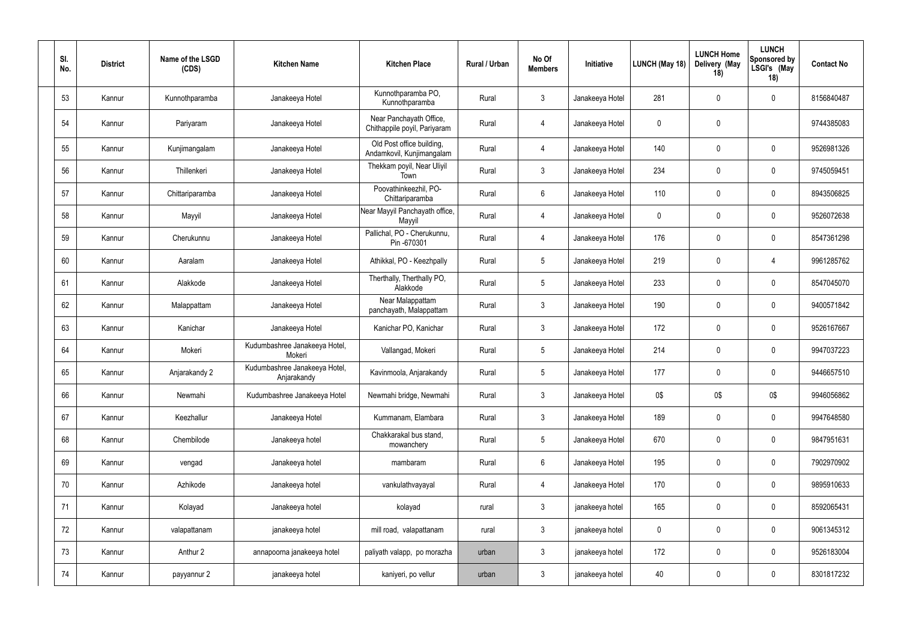| Sl. No. | District | Name of the LSGD (CDS) | Kitchen Name | Kitchen Place | Rural / Urban | No Of Members | Initiative | LUNCH (May 18) | LUNCH Home Delivery (May 18) | LUNCH Sponsored by LSGI's (May 18) | Contact No |
|---|---|---|---|---|---|---|---|---|---|---|---|
| 53 | Kannur | Kunnothparamba | Janakeeya Hotel | Kunnothparamba PO, Kunnothparamba | Rural | 3 | Janakeeya Hotel | 281 | 0 | 0 | 8156840487 |
| 54 | Kannur | Pariyaram | Janakeeya Hotel | Near Panchayath Office, Chithappile poyil, Pariyaram | Rural | 4 | Janakeeya Hotel | 0 | 0 | | 9744385083 |
| 55 | Kannur | Kunjimangalam | Janakeeya Hotel | Old Post office building, Andamkovil, Kunjimangalam | Rural | 4 | Janakeeya Hotel | 140 | 0 | 0 | 9526981326 |
| 56 | Kannur | Thillenkeri | Janakeeya Hotel | Thekkam poyil, Near Uliyil Town | Rural | 3 | Janakeeya Hotel | 234 | 0 | 0 | 9745059451 |
| 57 | Kannur | Chittariparamba | Janakeeya Hotel | Poovathinkeezhil, PO-Chittariparamba | Rural | 6 | Janakeeya Hotel | 110 | 0 | 0 | 8943506825 |
| 58 | Kannur | Mayyil | Janakeeya Hotel | Near Mayyil Panchayath office, Mayyil | Rural | 4 | Janakeeya Hotel | 0 | 0 | 0 | 9526072638 |
| 59 | Kannur | Cherukunnu | Janakeeya Hotel | Pallichal, PO - Cherukunnu, Pin -670301 | Rural | 4 | Janakeeya Hotel | 176 | 0 | 0 | 8547361298 |
| 60 | Kannur | Aaralam | Janakeeya Hotel | Athikkal, PO - Keezhpally | Rural | 5 | Janakeeya Hotel | 219 | 0 | 4 | 9961285762 |
| 61 | Kannur | Alakkode | Janakeeya Hotel | Therthally, Therthally PO, Alakkode | Rural | 5 | Janakeeya Hotel | 233 | 0 | 0 | 8547045070 |
| 62 | Kannur | Malappattam | Janakeeya Hotel | Near Malappattam panchayath, Malappattam | Rural | 3 | Janakeeya Hotel | 190 | 0 | 0 | 9400571842 |
| 63 | Kannur | Kanichar | Janakeeya Hotel | Kanichar PO, Kanichar | Rural | 3 | Janakeeya Hotel | 172 | 0 | 0 | 9526167667 |
| 64 | Kannur | Mokeri | Kudumbashree Janakeeya Hotel, Mokeri | Vallangad, Mokeri | Rural | 5 | Janakeeya Hotel | 214 | 0 | 0 | 9947037223 |
| 65 | Kannur | Anjarakandy 2 | Kudumbashree Janakeeya Hotel, Anjarakandy | Kavinmoola, Anjarakandy | Rural | 5 | Janakeeya Hotel | 177 | 0 | 0 | 9446657510 |
| 66 | Kannur | Newmahi | Kudumbashree Janakeeya Hotel | Newmahi bridge, Newmahi | Rural | 3 | Janakeeya Hotel | 0$ | 0$ | 0$ | 9946056862 |
| 67 | Kannur | Keezhallur | Janakeeya Hotel | Kummanam, Elambara | Rural | 3 | Janakeeya Hotel | 189 | 0 | 0 | 9947648580 |
| 68 | Kannur | Chembilode | Janakeeya hotel | Chakkarakal bus stand, mowanchery | Rural | 5 | Janakeeya Hotel | 670 | 0 | 0 | 9847951631 |
| 69 | Kannur | vengad | Janakeeya hotel | mambaram | Rural | 6 | Janakeeya Hotel | 195 | 0 | 0 | 7902970902 |
| 70 | Kannur | Azhikode | Janakeeya hotel | vankulathvayayal | Rural | 4 | Janakeeya Hotel | 170 | 0 | 0 | 9895910633 |
| 71 | Kannur | Kolayad | Janakeeya hotel | kolayad | rural | 3 | janakeeya hotel | 165 | 0 | 0 | 8592065431 |
| 72 | Kannur | valapattanam | janakeeya hotel | mill road, valapattanam | rural | 3 | janakeeya hotel | 0 | 0 | 0 | 9061345312 |
| 73 | Kannur | Anthur 2 | annapoorna janakeeya hotel | paliyath valapp, po morazha | urban | 3 | janakeeya hotel | 172 | 0 | 0 | 9526183004 |
| 74 | Kannur | payyannur 2 | janakeeya hotel | kaniyeri, po vellur | urban | 3 | janakeeya hotel | 40 | 0 | 0 | 8301817232 |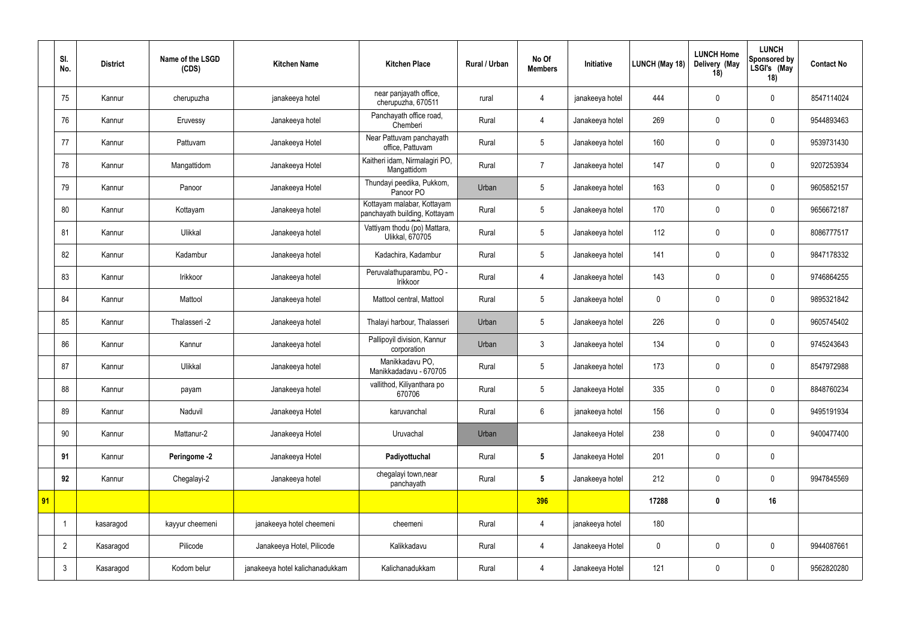|  | Sl. No. | District | Name of the LSGD (CDS) | Kitchen Name | Kitchen Place | Rural / Urban | No Of Members | Initiative | LUNCH (May 18) | LUNCH Home Delivery (May 18) | LUNCH Sponsored by LSGI's (May 18) | Contact No |
|---|---|---|---|---|---|---|---|---|---|---|---|---|
|  | 75 | Kannur | cherupuzha | janakeeya hotel | near panjayath office, cherupuzha, 670511 | rural | 4 | janakeeya hotel | 444 | 0 | 0 | 8547114024 |
|  | 76 | Kannur | Eruvessy | Janakeeya hotel | Panchayath office road, Chemberi | Rural | 4 | Janakeeya hotel | 269 | 0 | 0 | 9544893463 |
|  | 77 | Kannur | Pattuvam | Janakeeya Hotel | Near Pattuvam panchayath office, Pattuvam | Rural | 5 | Janakeeya hotel | 160 | 0 | 0 | 9539731430 |
|  | 78 | Kannur | Mangattidom | Janakeeya Hotel | Kaitheri idam, Nirmalagiri PO, Mangattidom | Rural | 7 | Janakeeya hotel | 147 | 0 | 0 | 9207253934 |
|  | 79 | Kannur | Panoor | Janakeeya Hotel | Thundayi peedika, Pukkom, Panoor PO | Urban | 5 | Janakeeya hotel | 163 | 0 | 0 | 9605852157 |
|  | 80 | Kannur | Kottayam | Janakeeya hotel | Kottayam malabar, Kottayam panchayath building, Kottayam | Rural | 5 | Janakeeya hotel | 170 | 0 | 0 | 9656672187 |
|  | 81 | Kannur | Ulikkal | Janakeeya hotel | Vattiyam thodu (po) Mattara, Ulikkal, 670705 | Rural | 5 | Janakeeya hotel | 112 | 0 | 0 | 8086777517 |
|  | 82 | Kannur | Kadambur | Janakeeya hotel | Kadachira, Kadambur | Rural | 5 | Janakeeya hotel | 141 | 0 | 0 | 9847178332 |
|  | 83 | Kannur | Irikkoor | Janakeeya hotel | Peruvalathuparambu, PO - Irikkoor | Rural | 4 | Janakeeya hotel | 143 | 0 | 0 | 9746864255 |
|  | 84 | Kannur | Mattool | Janakeeya hotel | Mattool central, Mattool | Rural | 5 | Janakeeya hotel | 0 | 0 | 0 | 9895321842 |
|  | 85 | Kannur | Thalasseri -2 | Janakeeya hotel | Thalayi harbour, Thalasseri | Urban | 5 | Janakeeya hotel | 226 | 0 | 0 | 9605745402 |
|  | 86 | Kannur | Kannur | Janakeeya hotel | Pallipoyil division, Kannur corporation | Urban | 3 | Janakeeya hotel | 134 | 0 | 0 | 9745243643 |
|  | 87 | Kannur | Ulikkal | Janakeeya hotel | Manikkadavu PO, Manikkadadavu - 670705 | Rural | 5 | Janakeeya hotel | 173 | 0 | 0 | 8547972988 |
|  | 88 | Kannur | payam | Janakeeya hotel | vallithod, Kiliyanthara po 670706 | Rural | 5 | Janakeeya Hotel | 335 | 0 | 0 | 8848760234 |
|  | 89 | Kannur | Naduvil | Janakeeya Hotel | karuvanchal | Rural | 6 | janakeeya hotel | 156 | 0 | 0 | 9495191934 |
|  | 90 | Kannur | Mattanur-2 | Janakeeya Hotel | Uruvachal | Urban |  | Janakeeya Hotel | 238 | 0 | 0 | 9400477400 |
|  | **91** | Kannur | **Peringome -2** | Janakeeya Hotel | **Padiyottuchal** | Rural | **5** | Janakeeya Hotel | 201 | 0 | 0 |  |
|  | **92** | Kannur | Chegalayi-2 | Janakeeya hotel | chegalayi town,near panchayath | Rural | **5** | Janakeeya hotel | 212 | 0 | 0 | 9947845569 |
| **91** |  |  |  |  |  |  | **396** |  | **17288** | **0** | **16** |  |
|  | 1 | kasaragod | kayyur cheemeni | janakeeya hotel cheemeni | cheemeni | Rural | 4 | janakeeya hotel | 180 |  |  |  |
|  | 2 | Kasaragod | Pilicode | Janakeeya Hotel, Pilicode | Kalikkadavu | Rural | 4 | Janakeeya Hotel | 0 | 0 | 0 | 9944087661 |
|  | 3 | Kasaragod | Kodom belur | janakeeya hotel kalichanadukkam | Kalichanadukkam | Rural | 4 | Janakeeya Hotel | 121 | 0 | 0 | 9562820280 |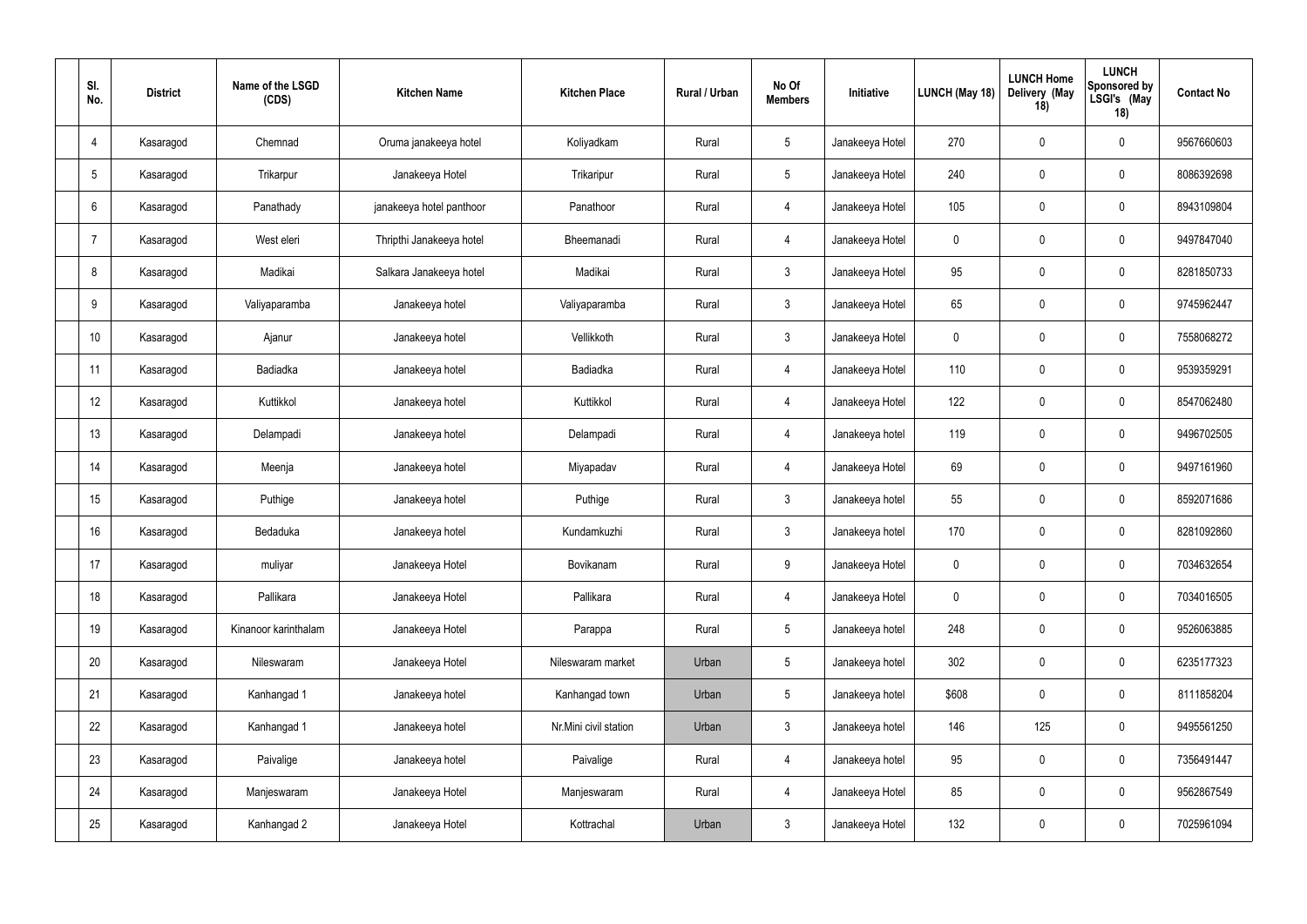| Sl. No. | District | Name of the LSGD (CDS) | Kitchen Name | Kitchen Place | Rural / Urban | No Of Members | Initiative | LUNCH (May 18) | LUNCH Home Delivery (May 18) | LUNCH Sponsored by LSGI's (May 18) | Contact No |
|---|---|---|---|---|---|---|---|---|---|---|---|
| 4 | Kasaragod | Chemnad | Oruma janakeeya hotel | Koliyadkam | Rural | 5 | Janakeeya Hotel | 270 | 0 | 0 | 9567660603 |
| 5 | Kasaragod | Trikarpur | Janakeeya Hotel | Trikaripur | Rural | 5 | Janakeeya Hotel | 240 | 0 | 0 | 8086392698 |
| 6 | Kasaragod | Panathady | janakeeya hotel panthoor | Panathoor | Rural | 4 | Janakeeya Hotel | 105 | 0 | 0 | 8943109804 |
| 7 | Kasaragod | West eleri | Thripthi Janakeeya hotel | Bheemanadi | Rural | 4 | Janakeeya Hotel | 0 | 0 | 0 | 9497847040 |
| 8 | Kasaragod | Madikai | Salkara Janakeeya hotel | Madikai | Rural | 3 | Janakeeya Hotel | 95 | 0 | 0 | 8281850733 |
| 9 | Kasaragod | Valiyaparamba | Janakeeya hotel | Valiyaparamba | Rural | 3 | Janakeeya Hotel | 65 | 0 | 0 | 9745962447 |
| 10 | Kasaragod | Ajanur | Janakeeya hotel | Vellikkoth | Rural | 3 | Janakeeya Hotel | 0 | 0 | 0 | 7558068272 |
| 11 | Kasaragod | Badiadka | Janakeeya hotel | Badiadka | Rural | 4 | Janakeeya Hotel | 110 | 0 | 0 | 9539359291 |
| 12 | Kasaragod | Kuttikkol | Janakeeya hotel | Kuttikkol | Rural | 4 | Janakeeya Hotel | 122 | 0 | 0 | 8547062480 |
| 13 | Kasaragod | Delampadi | Janakeeya hotel | Delampadi | Rural | 4 | Janakeeya hotel | 119 | 0 | 0 | 9496702505 |
| 14 | Kasaragod | Meenja | Janakeeya hotel | Miyapadav | Rural | 4 | Janakeeya Hotel | 69 | 0 | 0 | 9497161960 |
| 15 | Kasaragod | Puthige | Janakeeya hotel | Puthige | Rural | 3 | Janakeeya hotel | 55 | 0 | 0 | 8592071686 |
| 16 | Kasaragod | Bedaduka | Janakeeya hotel | Kundamkuzhi | Rural | 3 | Janakeeya hotel | 170 | 0 | 0 | 8281092860 |
| 17 | Kasaragod | muliyar | Janakeeya Hotel | Bovikanam | Rural | 9 | Janakeeya Hotel | 0 | 0 | 0 | 7034632654 |
| 18 | Kasaragod | Pallikara | Janakeeya Hotel | Pallikara | Rural | 4 | Janakeeya Hotel | 0 | 0 | 0 | 7034016505 |
| 19 | Kasaragod | Kinanoor karinthalam | Janakeeya Hotel | Parappa | Rural | 5 | Janakeeya hotel | 248 | 0 | 0 | 9526063885 |
| 20 | Kasaragod | Nileswaram | Janakeeya Hotel | Nileswaram market | Urban | 5 | Janakeeya hotel | 302 | 0 | 0 | 6235177323 |
| 21 | Kasaragod | Kanhangad 1 | Janakeeya hotel | Kanhangad town | Urban | 5 | Janakeeya hotel | $608 | 0 | 0 | 8111858204 |
| 22 | Kasaragod | Kanhangad 1 | Janakeeya hotel | Nr.Mini civil station | Urban | 3 | Janakeeya hotel | 146 | 125 | 0 | 9495561250 |
| 23 | Kasaragod | Paivalige | Janakeeya hotel | Paivalige | Rural | 4 | Janakeeya hotel | 95 | 0 | 0 | 7356491447 |
| 24 | Kasaragod | Manjeswaram | Janakeeya Hotel | Manjeswaram | Rural | 4 | Janakeeya Hotel | 85 | 0 | 0 | 9562867549 |
| 25 | Kasaragod | Kanhangad 2 | Janakeeya Hotel | Kottrachal | Urban | 3 | Janakeeya Hotel | 132 | 0 | 0 | 7025961094 |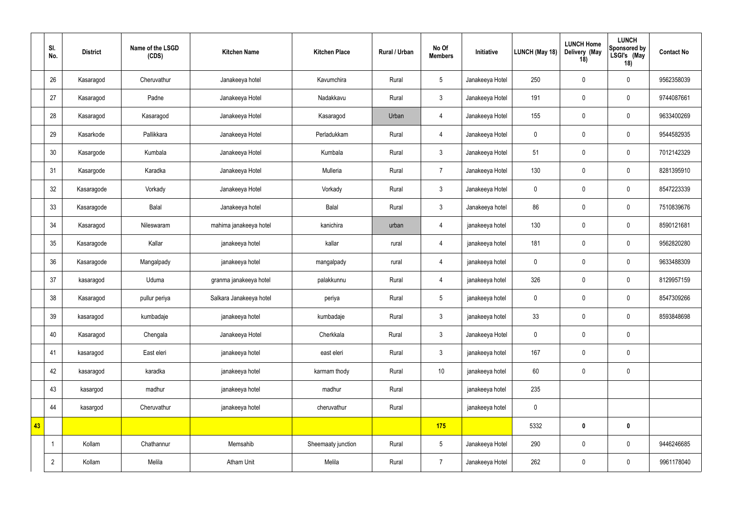|  | Sl. No. | District | Name of the LSGD (CDS) | Kitchen Name | Kitchen Place | Rural / Urban | No Of Members | Initiative | LUNCH (May 18) | LUNCH Home Delivery (May 18) | LUNCH Sponsored by LSGI's (May 18) | Contact No |
|---|---|---|---|---|---|---|---|---|---|---|---|---|
|  | 26 | Kasaragod | Cheruvathur | Janakeeya hotel | Kavumchira | Rural | 5 | Janakeeya Hotel | 250 | 0 | 0 | 9562358039 |
|  | 27 | Kasaragod | Padne | Janakeeya Hotel | Nadakkavu | Rural | 3 | Janakeeya Hotel | 191 | 0 | 0 | 9744087661 |
|  | 28 | Kasaragod | Kasaragod | Janakeeya Hotel | Kasaragod | Urban | 4 | Janakeeya Hotel | 155 | 0 | 0 | 9633400269 |
|  | 29 | Kasarkode | Pallikkara | Janakeeya Hotel | Perladukkam | Rural | 4 | Janakeeya Hotel | 0 | 0 | 0 | 9544582935 |
|  | 30 | Kasargode | Kumbala | Janakeeya Hotel | Kumbala | Rural | 3 | Janakeeya Hotel | 51 | 0 | 0 | 7012142329 |
|  | 31 | Kasargode | Karadka | Janakeeya Hotel | Mulleria | Rural | 7 | Janakeeya Hotel | 130 | 0 | 0 | 8281395910 |
|  | 32 | Kasaragode | Vorkady | Janakeeya Hotel | Vorkady | Rural | 3 | Janakeeya Hotel | 0 | 0 | 0 | 8547223339 |
|  | 33 | Kasaragode | Balal | Janakeeya hotel | Balal | Rural | 3 | Janakeeya hotel | 86 | 0 | 0 | 7510839676 |
|  | 34 | Kasaragod | Nileswaram | mahima janakeeya hotel | kanichira | urban | 4 | janakeeya hotel | 130 | 0 | 0 | 8590121681 |
|  | 35 | Kasaragode | Kallar | janakeeya hotel | kallar | rural | 4 | janakeeya hotel | 181 | 0 | 0 | 9562820280 |
|  | 36 | Kasaragode | Mangalpady | janakeeya hotel | mangalpady | rural | 4 | janakeeya hotel | 0 | 0 | 0 | 9633488309 |
|  | 37 | kasaragod | Uduma | granma janakeeya hotel | palakkunnu | Rural | 4 | janakeeya hotel | 326 | 0 | 0 | 8129957159 |
|  | 38 | Kasaragod | pullur periya | Salkara Janakeeya hotel | periya | Rural | 5 | janakeeya hotel | 0 | 0 | 0 | 8547309266 |
|  | 39 | kasaragod | kumbadaje | janakeeya hotel | kumbadaje | Rural | 3 | janakeeya hotel | 33 | 0 | 0 | 8593848698 |
|  | 40 | Kasaragod | Chengala | Janakeeya Hotel | Cherkkala | Rural | 3 | Janakeeya Hotel | 0 | 0 | 0 |  |
|  | 41 | kasaragod | East eleri | janakeeya hotel | east eleri | Rural | 3 | janakeeya hotel | 167 | 0 | 0 |  |
|  | 42 | kasaragod | karadka | janakeeya hotel | karmam thody | Rural | 10 | janakeeya hotel | 60 | 0 | 0 |  |
|  | 43 | kasargod | madhur | janakeeya hotel | madhur | Rural |  | janakeeya hotel | 235 |  |  |  |
|  | 44 | kasargod | Cheruvathur | janakeeya hotel | cheruvathur | Rural |  | janakeeya hotel | 0 |  |  |  |
| 43 |  |  |  |  |  |  | 175 |  | 5332 | 0 | 0 |  |
|  | 1 | Kollam | Chathannur | Memsahib | Sheemaaty junction | Rural | 5 | Janakeeya Hotel | 290 | 0 | 0 | 9446246685 |
|  | 2 | Kollam | Melila | Atham Unit | Melila | Rural | 7 | Janakeeya Hotel | 262 | 0 | 0 | 9961178040 |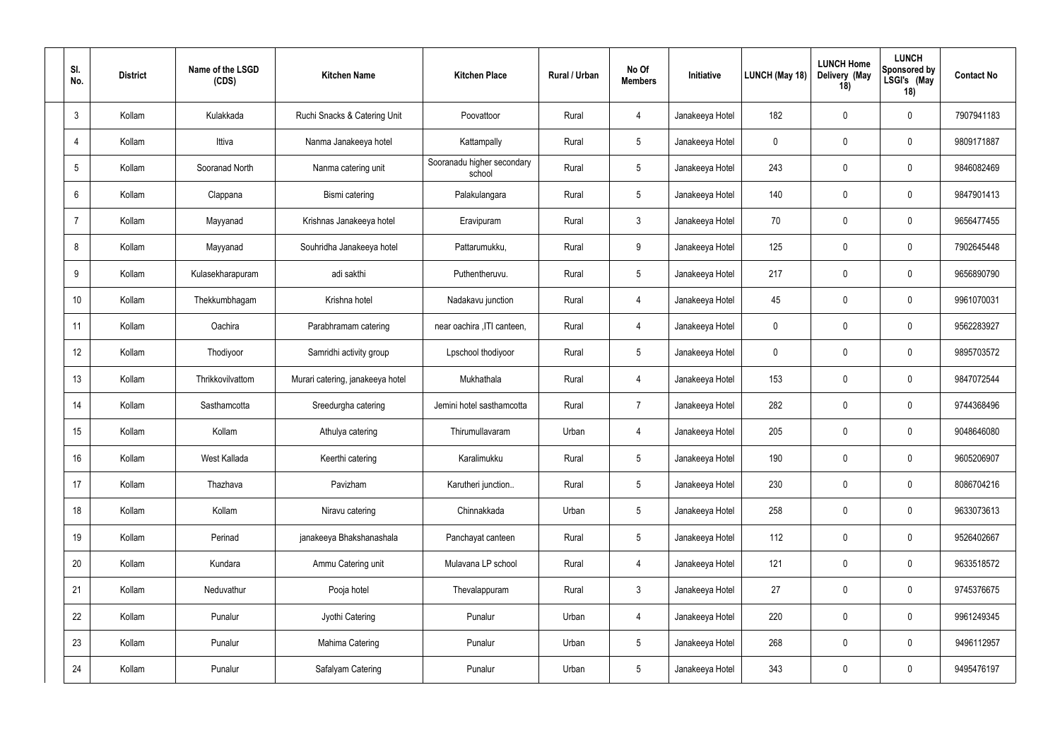| Sl. No. | District | Name of the LSGD (CDS) | Kitchen Name | Kitchen Place | Rural / Urban | No Of Members | Initiative | LUNCH (May 18) | LUNCH Home Delivery (May 18) | LUNCH Sponsored by LSGI's (May 18) | Contact No |
|---|---|---|---|---|---|---|---|---|---|---|---|
| 3 | Kollam | Kulakkada | Ruchi Snacks & Catering Unit | Poovattoor | Rural | 4 | Janakeeya Hotel | 182 | 0 | 0 | 7907941183 |
| 4 | Kollam | Ittiva | Nanma Janakeeya hotel | Kattampally | Rural | 5 | Janakeeya Hotel | 0 | 0 | 0 | 9809171887 |
| 5 | Kollam | Sooranad North | Nanma catering unit | Sooranadu higher secondary school | Rural | 5 | Janakeeya Hotel | 243 | 0 | 0 | 9846082469 |
| 6 | Kollam | Clappana | Bismi catering | Palakulangara | Rural | 5 | Janakeeya Hotel | 140 | 0 | 0 | 9847901413 |
| 7 | Kollam | Mayyanad | Krishnas Janakeeya hotel | Eravipuram | Rural | 3 | Janakeeya Hotel | 70 | 0 | 0 | 9656477455 |
| 8 | Kollam | Mayyanad | Souhridha Janakeeya hotel | Pattarumukku, | Rural | 9 | Janakeeya Hotel | 125 | 0 | 0 | 7902645448 |
| 9 | Kollam | Kulasekharapuram | adi sakthi | Puthentheruvu. | Rural | 5 | Janakeeya Hotel | 217 | 0 | 0 | 9656890790 |
| 10 | Kollam | Thekkumbhagam | Krishna hotel | Nadakavu junction | Rural | 4 | Janakeeya Hotel | 45 | 0 | 0 | 9961070031 |
| 11 | Kollam | Oachira | Parabhramam catering | near oachira ,ITI canteen, | Rural | 4 | Janakeeya Hotel | 0 | 0 | 0 | 9562283927 |
| 12 | Kollam | Thodiyoor | Samridhi activity group | Lpschool thodiyoor | Rural | 5 | Janakeeya Hotel | 0 | 0 | 0 | 9895703572 |
| 13 | Kollam | Thrikkovilvattom | Murari catering, janakeeya hotel | Mukhathala | Rural | 4 | Janakeeya Hotel | 153 | 0 | 0 | 9847072544 |
| 14 | Kollam | Sasthamcotta | Sreedurgha catering | Jemini hotel sasthamcotta | Rural | 7 | Janakeeya Hotel | 282 | 0 | 0 | 9744368496 |
| 15 | Kollam | Kollam | Athulya catering | Thirumullavaram | Urban | 4 | Janakeeya Hotel | 205 | 0 | 0 | 9048646080 |
| 16 | Kollam | West Kallada | Keerthi catering | Karalimukku | Rural | 5 | Janakeeya Hotel | 190 | 0 | 0 | 9605206907 |
| 17 | Kollam | Thazhava | Pavizham | Karutheri junction.. | Rural | 5 | Janakeeya Hotel | 230 | 0 | 0 | 8086704216 |
| 18 | Kollam | Kollam | Niravu catering | Chinnakkada | Urban | 5 | Janakeeya Hotel | 258 | 0 | 0 | 9633073613 |
| 19 | Kollam | Perinad | janakeeya Bhakshanashala | Panchayat canteen | Rural | 5 | Janakeeya Hotel | 112 | 0 | 0 | 9526402667 |
| 20 | Kollam | Kundara | Ammu Catering unit | Mulavana LP school | Rural | 4 | Janakeeya Hotel | 121 | 0 | 0 | 9633518572 |
| 21 | Kollam | Neduvathur | Pooja hotel | Thevalappuram | Rural | 3 | Janakeeya Hotel | 27 | 0 | 0 | 9745376675 |
| 22 | Kollam | Punalur | Jyothi Catering | Punalur | Urban | 4 | Janakeeya Hotel | 220 | 0 | 0 | 9961249345 |
| 23 | Kollam | Punalur | Mahima Catering | Punalur | Urban | 5 | Janakeeya Hotel | 268 | 0 | 0 | 9496112957 |
| 24 | Kollam | Punalur | Safalyam Catering | Punalur | Urban | 5 | Janakeeya Hotel | 343 | 0 | 0 | 9495476197 |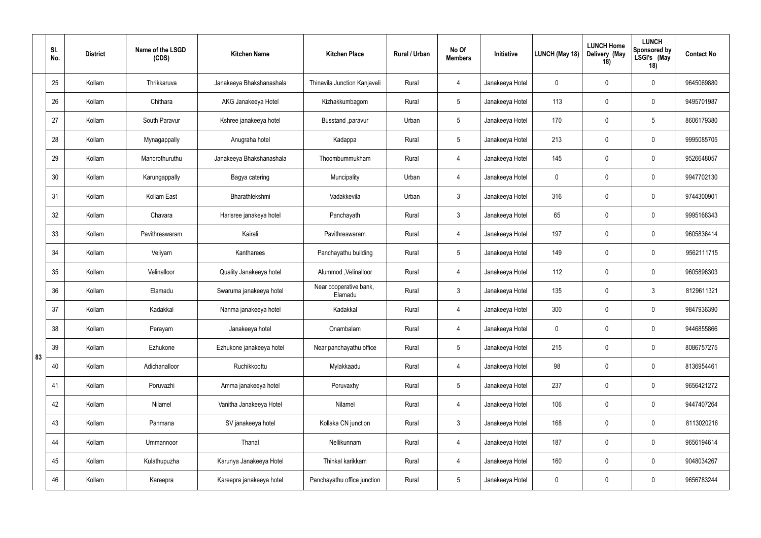| | Sl. No. | District | Name of the LSGD (CDS) | Kitchen Name | Kitchen Place | Rural / Urban | No Of Members | Initiative | LUNCH (May 18) | LUNCH Home Delivery (May 18) | LUNCH Sponsored by LSGI's (May 18) | Contact No |
|---|---|---|---|---|---|---|---|---|---|---|---|---|
| 83 | 25 | Kollam | Thrikkaruva | Janakeeya Bhakshanashala | Thinavila Junction Kanjaveli | Rural | 4 | Janakeeya Hotel | 0 | 0 | 0 | 9645069880 |
| | 26 | Kollam | Chithara | AKG Janakeeya Hotel | Kizhakkumbagom | Rural | 5 | Janakeeya Hotel | 113 | 0 | 0 | 9495701987 |
| | 27 | Kollam | South Paravur | Kshree janakeeya hotel | Busstand ,paravur | Urban | 5 | Janakeeya Hotel | 170 | 0 | 5 | 8606179380 |
| | 28 | Kollam | Mynagappally | Anugraha hotel | Kadappa | Rural | 5 | Janakeeya Hotel | 213 | 0 | 0 | 9995085705 |
| | 29 | Kollam | Mandrothuruthu | Janakeeya Bhakshanashala | Thoombummukham | Rural | 4 | Janakeeya Hotel | 145 | 0 | 0 | 9526648057 |
| | 30 | Kollam | Karungappally | Bagya catering | Muncipality | Urban | 4 | Janakeeya Hotel | 0 | 0 | 0 | 9947702130 |
| | 31 | Kollam | Kollam East | Bharathlekshmi | Vadakkevila | Urban | 3 | Janakeeya Hotel | 316 | 0 | 0 | 9744300901 |
| | 32 | Kollam | Chavara | Harisree janakeya hotel | Panchayath | Rural | 3 | Janakeeya Hotel | 65 | 0 | 0 | 9995166343 |
| | 33 | Kollam | Pavithreswaram | Kairali | Pavithreswaram | Rural | 4 | Janakeeya Hotel | 197 | 0 | 0 | 9605836414 |
| | 34 | Kollam | Veliyam | Kantharees | Panchayathu building | Rural | 5 | Janakeeya Hotel | 149 | 0 | 0 | 9562111715 |
| | 35 | Kollam | Velinalloor | Quality Janakeeya hotel | Alummod ,Velinalloor | Rural | 4 | Janakeeya Hotel | 112 | 0 | 0 | 9605896303 |
| | 36 | Kollam | Elamadu | Swaruma janakeeya hotel | Near cooperative bank, Elamadu | Rural | 3 | Janakeeya Hotel | 135 | 0 | 3 | 8129611321 |
| | 37 | Kollam | Kadakkal | Nanma janakeeya hotel | Kadakkal | Rural | 4 | Janakeeya Hotel | 300 | 0 | 0 | 9847936390 |
| | 38 | Kollam | Perayam | Janakeeya hotel | Onambalam | Rural | 4 | Janakeeya Hotel | 0 | 0 | 0 | 9446855866 |
| | 39 | Kollam | Ezhukone | Ezhukone janakeeya hotel | Near panchayathu office | Rural | 5 | Janakeeya Hotel | 215 | 0 | 0 | 8086757275 |
| | 40 | Kollam | Adichanalloor | Ruchikkoottu | Mylakkaadu | Rural | 4 | Janakeeya Hotel | 98 | 0 | 0 | 8136954461 |
| | 41 | Kollam | Poruvazhi | Amma janakeeya hotel | Poruvaxhy | Rural | 5 | Janakeeya Hotel | 237 | 0 | 0 | 9656421272 |
| | 42 | Kollam | Nilamel | Vanitha Janakeeya Hotel | Nilamel | Rural | 4 | Janakeeya Hotel | 106 | 0 | 0 | 9447407264 |
| | 43 | Kollam | Panmana | SV janakeeya hotel | Kollaka CN junction | Rural | 3 | Janakeeya Hotel | 168 | 0 | 0 | 8113020216 |
| | 44 | Kollam | Ummannoor | Thanal | Nellikunnam | Rural | 4 | Janakeeya Hotel | 187 | 0 | 0 | 9656194614 |
| | 45 | Kollam | Kulathupuzha | Karunya Janakeeya Hotel | Thinkal karikkam | Rural | 4 | Janakeeya Hotel | 160 | 0 | 0 | 9048034267 |
| | 46 | Kollam | Kareepra | Kareepra janakeeya hotel | Panchayathu office junction | Rural | 5 | Janakeeya Hotel | 0 | 0 | 0 | 9656783244 |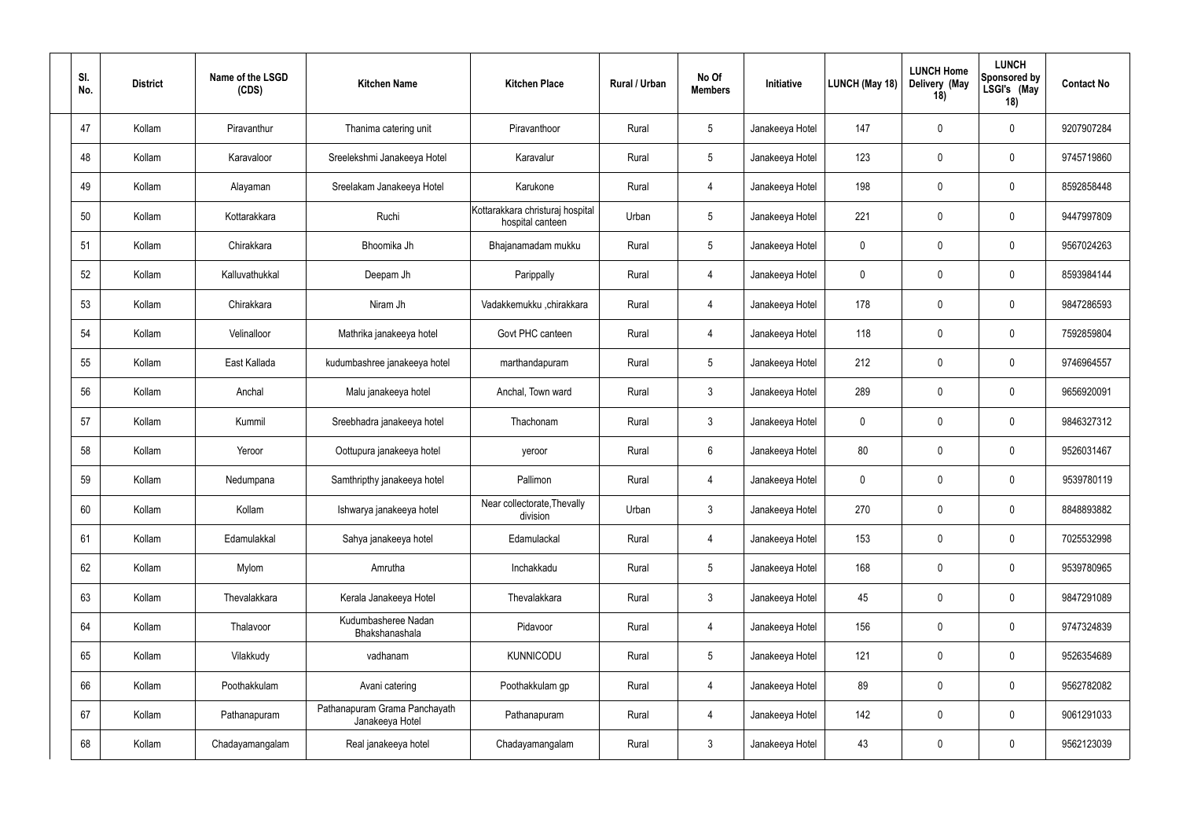| Sl. No. | District | Name of the LSGD (CDS) | Kitchen Name | Kitchen Place | Rural / Urban | No Of Members | Initiative | LUNCH (May 18) | LUNCH Home Delivery (May 18) | LUNCH Sponsored by LSGI's (May 18) | Contact No |
|---|---|---|---|---|---|---|---|---|---|---|---|
| 47 | Kollam | Piravanthur | Thanima catering unit | Piravanthoor | Rural | 5 | Janakeeya Hotel | 147 | 0 | 0 | 9207907284 |
| 48 | Kollam | Karavaloor | Sreelekshmi Janakeeya Hotel | Karavalur | Rural | 5 | Janakeeya Hotel | 123 | 0 | 0 | 9745719860 |
| 49 | Kollam | Alayaman | Sreelakam Janakeeya Hotel | Karukone | Rural | 4 | Janakeeya Hotel | 198 | 0 | 0 | 8592858448 |
| 50 | Kollam | Kottarakkara | Ruchi | Kottarakkara christuraj hospital hospital canteen | Urban | 5 | Janakeeya Hotel | 221 | 0 | 0 | 9447997809 |
| 51 | Kollam | Chirakkara | Bhoomika Jh | Bhajanamadam mukku | Rural | 5 | Janakeeya Hotel | 0 | 0 | 0 | 9567024263 |
| 52 | Kollam | Kalluvathukkal | Deepam Jh | Parippally | Rural | 4 | Janakeeya Hotel | 0 | 0 | 0 | 8593984144 |
| 53 | Kollam | Chirakkara | Niram Jh | Vadakkemukku ,chirakkara | Rural | 4 | Janakeeya Hotel | 178 | 0 | 0 | 9847286593 |
| 54 | Kollam | Velinalloor | Mathrika janakeeya hotel | Govt PHC canteen | Rural | 4 | Janakeeya Hotel | 118 | 0 | 0 | 7592859804 |
| 55 | Kollam | East Kallada | kudumbashree janakeeya hotel | marthandapuram | Rural | 5 | Janakeeya Hotel | 212 | 0 | 0 | 9746964557 |
| 56 | Kollam | Anchal | Malu janakeeya hotel | Anchal, Town ward | Rural | 3 | Janakeeya Hotel | 289 | 0 | 0 | 9656920091 |
| 57 | Kollam | Kummil | Sreebhadra janakeeya hotel | Thachonam | Rural | 3 | Janakeeya Hotel | 0 | 0 | 0 | 9846327312 |
| 58 | Kollam | Yeroor | Oottupura janakeeya hotel | yeroor | Rural | 6 | Janakeeya Hotel | 80 | 0 | 0 | 9526031467 |
| 59 | Kollam | Nedumpana | Samthripthy janakeeya hotel | Pallimon | Rural | 4 | Janakeeya Hotel | 0 | 0 | 0 | 9539780119 |
| 60 | Kollam | Kollam | Ishwarya janakeeya hotel | Near collectorate,Thevally division | Urban | 3 | Janakeeya Hotel | 270 | 0 | 0 | 8848893882 |
| 61 | Kollam | Edamulakkal | Sahya janakeeya hotel | Edamulackal | Rural | 4 | Janakeeya Hotel | 153 | 0 | 0 | 7025532998 |
| 62 | Kollam | Mylom | Amrutha | Inchakkadu | Rural | 5 | Janakeeya Hotel | 168 | 0 | 0 | 9539780965 |
| 63 | Kollam | Thevalakkara | Kerala Janakeeya Hotel | Thevalakkara | Rural | 3 | Janakeeya Hotel | 45 | 0 | 0 | 9847291089 |
| 64 | Kollam | Thalavoor | Kudumbasheree Nadan Bhakshanashala | Pidavoor | Rural | 4 | Janakeeya Hotel | 156 | 0 | 0 | 9747324839 |
| 65 | Kollam | Vilakkudy | vadhanam | KUNNICODU | Rural | 5 | Janakeeya Hotel | 121 | 0 | 0 | 9526354689 |
| 66 | Kollam | Poothakkulam | Avani catering | Poothakkulam gp | Rural | 4 | Janakeeya Hotel | 89 | 0 | 0 | 9562782082 |
| 67 | Kollam | Pathanapuram | Pathanapuram Grama Panchayath Janakeeya Hotel | Pathanapuram | Rural | 4 | Janakeeya Hotel | 142 | 0 | 0 | 9061291033 |
| 68 | Kollam | Chadayamangalam | Real janakeeya hotel | Chadayamangalam | Rural | 3 | Janakeeya Hotel | 43 | 0 | 0 | 9562123039 |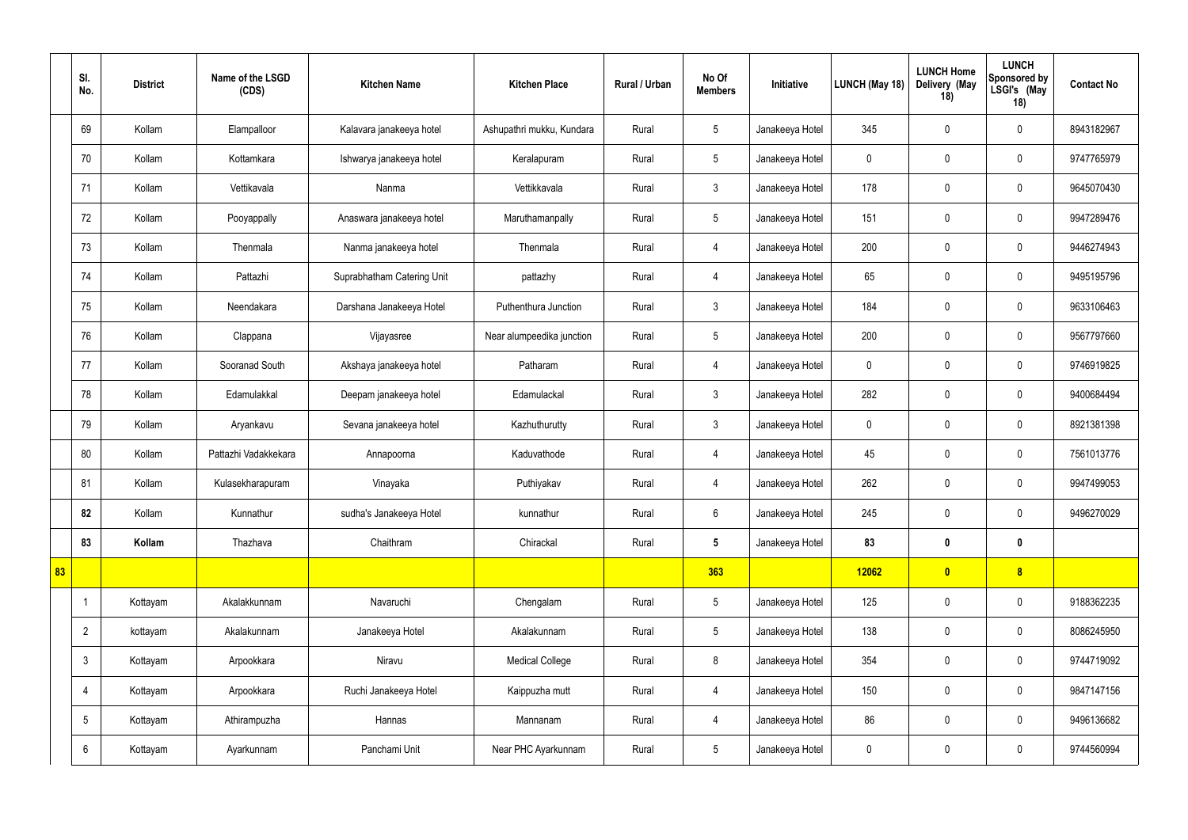|  | Sl. No. | District | Name of the LSGD (CDS) | Kitchen Name | Kitchen Place | Rural / Urban | No Of Members | Initiative | LUNCH (May 18) | LUNCH Home Delivery (May 18) | LUNCH Sponsored by LSGI's (May 18) | Contact No |
|---|---|---|---|---|---|---|---|---|---|---|---|---|
|  | 69 | Kollam | Elampalloor | Kalavara janakeeya hotel | Ashupathri mukku, Kundara | Rural | 5 | Janakeeya Hotel | 345 | 0 | 0 | 8943182967 |
|  | 70 | Kollam | Kottamkara | Ishwarya janakeeya hotel | Keralapuram | Rural | 5 | Janakeeya Hotel | 0 | 0 | 0 | 9747765979 |
|  | 71 | Kollam | Vettikavala | Nanma | Vettikkavala | Rural | 3 | Janakeeya Hotel | 178 | 0 | 0 | 9645070430 |
|  | 72 | Kollam | Pooyappally | Anaswara janakeeya hotel | Maruthamanpally | Rural | 5 | Janakeeya Hotel | 151 | 0 | 0 | 9947289476 |
|  | 73 | Kollam | Thenmala | Nanma janakeeya hotel | Thenmala | Rural | 4 | Janakeeya Hotel | 200 | 0 | 0 | 9446274943 |
|  | 74 | Kollam | Pattazhi | Suprabhatham Catering Unit | pattazhy | Rural | 4 | Janakeeya Hotel | 65 | 0 | 0 | 9495195796 |
|  | 75 | Kollam | Neendakara | Darshana Janakeeya Hotel | Puthenthura Junction | Rural | 3 | Janakeeya Hotel | 184 | 0 | 0 | 9633106463 |
|  | 76 | Kollam | Clappana | Vijayasree | Near alumpeedika junction | Rural | 5 | Janakeeya Hotel | 200 | 0 | 0 | 9567797660 |
|  | 77 | Kollam | Sooranad South | Akshaya janakeeya hotel | Patharam | Rural | 4 | Janakeeya Hotel | 0 | 0 | 0 | 9746919825 |
|  | 78 | Kollam | Edamulakkal | Deepam janakeeya hotel | Edamulackal | Rural | 3 | Janakeeya Hotel | 282 | 0 | 0 | 9400684494 |
|  | 79 | Kollam | Aryankavu | Sevana janakeeya hotel | Kazhuthurutty | Rural | 3 | Janakeeya Hotel | 0 | 0 | 0 | 8921381398 |
|  | 80 | Kollam | Pattazhi Vadakkekara | Annapoorna | Kaduvathode | Rural | 4 | Janakeeya Hotel | 45 | 0 | 0 | 7561013776 |
|  | 81 | Kollam | Kulasekharapuram | Vinayaka | Puthiyakav | Rural | 4 | Janakeeya Hotel | 262 | 0 | 0 | 9947499053 |
|  | **82** | Kollam | Kunnathur | sudha's Janakeeya Hotel | kunnathur | Rural | 6 | Janakeeya Hotel | 245 | 0 | 0 | 9496270029 |
|  | **83** | **Kollam** | Thazhava | Chaithram | Chirackal | Rural | **5** | Janakeeya Hotel | **83** | **0** | **0** |  |
| **83** |  |  |  |  |  |  | **363** |  | **12062** | **0** | **8** |  |
|  | 1 | Kottayam | Akalakkunnam | Navaruchi | Chengalam | Rural | 5 | Janakeeya Hotel | 125 | 0 | 0 | 9188362235 |
|  | 2 | kottayam | Akalakunnam | Janakeeya Hotel | Akalakunnam | Rural | 5 | Janakeeya Hotel | 138 | 0 | 0 | 8086245950 |
|  | 3 | Kottayam | Arpookkara | Niravu | Medical College | Rural | 8 | Janakeeya Hotel | 354 | 0 | 0 | 9744719092 |
|  | 4 | Kottayam | Arpookkara | Ruchi Janakeeya Hotel | Kaippuzha mutt | Rural | 4 | Janakeeya Hotel | 150 | 0 | 0 | 9847147156 |
|  | 5 | Kottayam | Athirampuzha | Hannas | Mannanam | Rural | 4 | Janakeeya Hotel | 86 | 0 | 0 | 9496136682 |
|  | 6 | Kottayam | Ayarkunnam | Panchami Unit | Near PHC Ayarkunnam | Rural | 5 | Janakeeya Hotel | 0 | 0 | 0 | 9744560994 |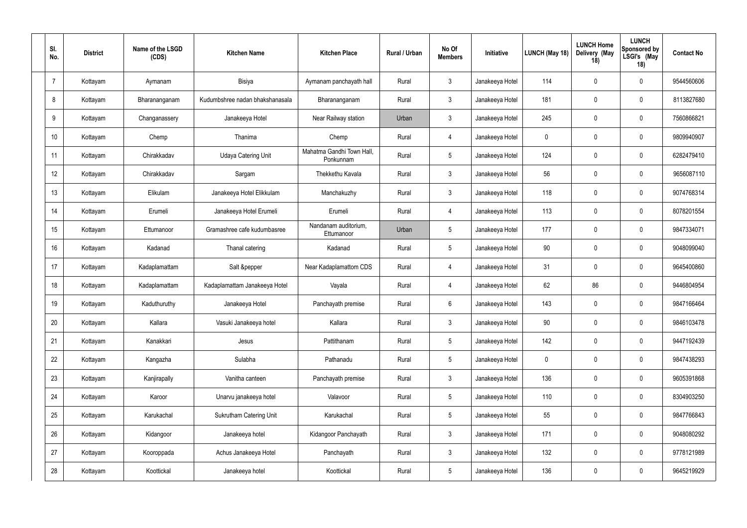| Sl. No. | District | Name of the LSGD (CDS) | Kitchen Name | Kitchen Place | Rural / Urban | No Of Members | Initiative | LUNCH (May 18) | LUNCH Home Delivery (May 18) | LUNCH Sponsored by LSGI's (May 18) | Contact No |
|---|---|---|---|---|---|---|---|---|---|---|---|
| 7 | Kottayam | Aymanam | Bisiya | Aymanam panchayath hall | Rural | 3 | Janakeeya Hotel | 114 | 0 | 0 | 9544560606 |
| 8 | Kottayam | Bharananganam | Kudumbshree nadan bhakshanasala | Bharananganam | Rural | 3 | Janakeeya Hotel | 181 | 0 | 0 | 8113827680 |
| 9 | Kottayam | Changanassery | Janakeeya Hotel | Near Railway station | Urban | 3 | Janakeeya Hotel | 245 | 0 | 0 | 7560866821 |
| 10 | Kottayam | Chemp | Thanima | Chemp | Rural | 4 | Janakeeya Hotel | 0 | 0 | 0 | 9809940907 |
| 11 | Kottayam | Chirakkadav | Udaya Catering Unit | Mahatma Gandhi Town Hall, Ponkunnam | Rural | 5 | Janakeeya Hotel | 124 | 0 | 0 | 6282479410 |
| 12 | Kottayam | Chirakkadav | Sargam | Thekkethu Kavala | Rural | 3 | Janakeeya Hotel | 56 | 0 | 0 | 9656087110 |
| 13 | Kottayam | Elikulam | Janakeeya Hotel Elikkulam | Manchakuzhy | Rural | 3 | Janakeeya Hotel | 118 | 0 | 0 | 9074768314 |
| 14 | Kottayam | Erumeli | Janakeeya Hotel Erumeli | Erumeli | Rural | 4 | Janakeeya Hotel | 113 | 0 | 0 | 8078201554 |
| 15 | Kottayam | Ettumanoor | Gramashree cafe kudumbasree | Nandanam auditorium, Ettumanoor | Urban | 5 | Janakeeya Hotel | 177 | 0 | 0 | 9847334071 |
| 16 | Kottayam | Kadanad | Thanal catering | Kadanad | Rural | 5 | Janakeeya Hotel | 90 | 0 | 0 | 9048099040 |
| 17 | Kottayam | Kadaplamattam | Salt &pepper | Near Kadaplamattom CDS | Rural | 4 | Janakeeya Hotel | 31 | 0 | 0 | 9645400860 |
| 18 | Kottayam | Kadaplamattam | Kadaplamattam Janakeeya Hotel | Vayala | Rural | 4 | Janakeeya Hotel | 62 | 86 | 0 | 9446804954 |
| 19 | Kottayam | Kaduthuruthy | Janakeeya Hotel | Panchayath premise | Rural | 6 | Janakeeya Hotel | 143 | 0 | 0 | 9847166464 |
| 20 | Kottayam | Kallara | Vasuki Janakeeya hotel | Kallara | Rural | 3 | Janakeeya Hotel | 90 | 0 | 0 | 9846103478 |
| 21 | Kottayam | Kanakkari | Jesus | Pattithanam | Rural | 5 | Janakeeya Hotel | 142 | 0 | 0 | 9447192439 |
| 22 | Kottayam | Kangazha | Sulabha | Pathanadu | Rural | 5 | Janakeeya Hotel | 0 | 0 | 0 | 9847438293 |
| 23 | Kottayam | Kanjirapally | Vanitha canteen | Panchayath premise | Rural | 3 | Janakeeya Hotel | 136 | 0 | 0 | 9605391868 |
| 24 | Kottayam | Karoor | Unarvu janakeeya hotel | Valavoor | Rural | 5 | Janakeeya Hotel | 110 | 0 | 0 | 8304903250 |
| 25 | Kottayam | Karukachal | Sukrutham Catering Unit | Karukachal | Rural | 5 | Janakeeya Hotel | 55 | 0 | 0 | 9847766843 |
| 26 | Kottayam | Kidangoor | Janakeeya hotel | Kidangoor Panchayath | Rural | 3 | Janakeeya Hotel | 171 | 0 | 0 | 9048080292 |
| 27 | Kottayam | Kooroppada | Achus Janakeeya Hotel | Panchayath | Rural | 3 | Janakeeya Hotel | 132 | 0 | 0 | 9778121989 |
| 28 | Kottayam | Koottickal | Janakeeya hotel | Koottickal | Rural | 5 | Janakeeya Hotel | 136 | 0 | 0 | 9645219929 |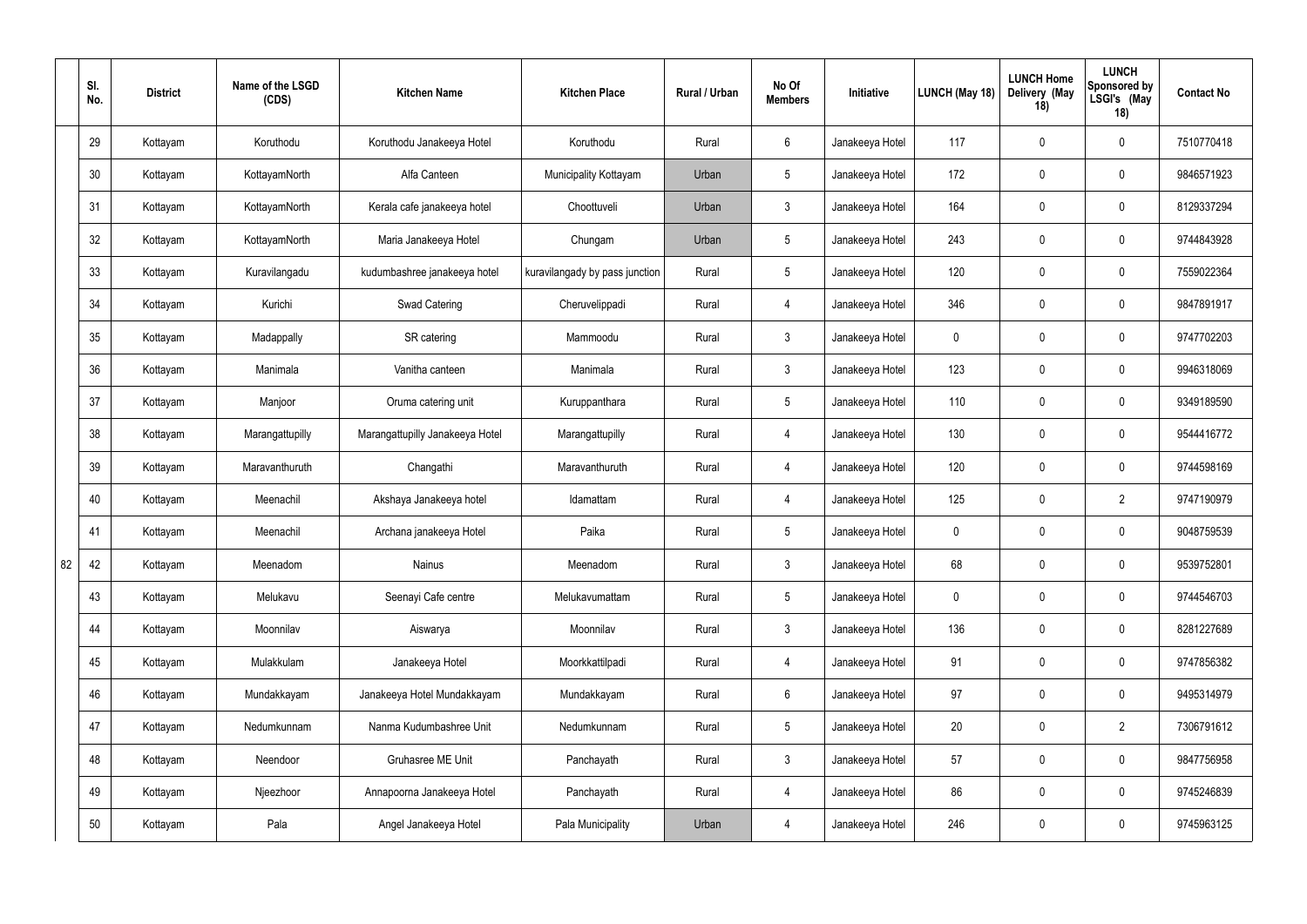|  | Sl. No. | District | Name of the LSGD (CDS) | Kitchen Name | Kitchen Place | Rural / Urban | No Of Members | Initiative | LUNCH (May 18) | LUNCH Home Delivery (May 18) | LUNCH Sponsored by LSGI's (May 18) | Contact No |
|---|---|---|---|---|---|---|---|---|---|---|---|---|
|  | 29 | Kottayam | Koruthodu | Koruthodu Janakeeya Hotel | Koruthodu | Rural | 6 | Janakeeya Hotel | 117 | 0 | 0 | 7510770418 |
|  | 30 | Kottayam | KottayamNorth | Alfa Canteen | Municipality Kottayam | Urban | 5 | Janakeeya Hotel | 172 | 0 | 0 | 9846571923 |
|  | 31 | Kottayam | KottayamNorth | Kerala cafe janakeeya hotel | Choottuveli | Urban | 3 | Janakeeya Hotel | 164 | 0 | 0 | 8129337294 |
|  | 32 | Kottayam | KottayamNorth | Maria Janakeeya Hotel | Chungam | Urban | 5 | Janakeeya Hotel | 243 | 0 | 0 | 9744843928 |
|  | 33 | Kottayam | Kuravilangadu | kudumbashree janakeeya hotel | kuravilangady by pass junction | Rural | 5 | Janakeeya Hotel | 120 | 0 | 0 | 7559022364 |
|  | 34 | Kottayam | Kurichi | Swad Catering | Cheruvelippadi | Rural | 4 | Janakeeya Hotel | 346 | 0 | 0 | 9847891917 |
|  | 35 | Kottayam | Madappally | SR catering | Mammoodu | Rural | 3 | Janakeeya Hotel | 0 | 0 | 0 | 9747702203 |
|  | 36 | Kottayam | Manimala | Vanitha canteen | Manimala | Rural | 3 | Janakeeya Hotel | 123 | 0 | 0 | 9946318069 |
|  | 37 | Kottayam | Manjoor | Oruma catering unit | Kuruppanthara | Rural | 5 | Janakeeya Hotel | 110 | 0 | 0 | 9349189590 |
|  | 38 | Kottayam | Marangattupilly | Marangattupilly Janakeeya Hotel | Marangattupilly | Rural | 4 | Janakeeya Hotel | 130 | 0 | 0 | 9544416772 |
|  | 39 | Kottayam | Maravanthuruth | Changathi | Maravanthuruth | Rural | 4 | Janakeeya Hotel | 120 | 0 | 0 | 9744598169 |
|  | 40 | Kottayam | Meenachil | Akshaya Janakeeya hotel | Idamattam | Rural | 4 | Janakeeya Hotel | 125 | 0 | 2 | 9747190979 |
|  | 41 | Kottayam | Meenachil | Archana janakeeya Hotel | Paika | Rural | 5 | Janakeeya Hotel | 0 | 0 | 0 | 9048759539 |
| 82 | 42 | Kottayam | Meenadom | Nainus | Meenadom | Rural | 3 | Janakeeya Hotel | 68 | 0 | 0 | 9539752801 |
|  | 43 | Kottayam | Melukavu | Seenayi Cafe centre | Melukavumattam | Rural | 5 | Janakeeya Hotel | 0 | 0 | 0 | 9744546703 |
|  | 44 | Kottayam | Moonnilav | Aiswarya | Moonnilav | Rural | 3 | Janakeeya Hotel | 136 | 0 | 0 | 8281227689 |
|  | 45 | Kottayam | Mulakkulam | Janakeeya Hotel | Moorkkattilpadi | Rural | 4 | Janakeeya Hotel | 91 | 0 | 0 | 9747856382 |
|  | 46 | Kottayam | Mundakkayam | Janakeeya Hotel Mundakkayam | Mundakkayam | Rural | 6 | Janakeeya Hotel | 97 | 0 | 0 | 9495314979 |
|  | 47 | Kottayam | Nedumkunnam | Nanma Kudumbashree Unit | Nedumkunnam | Rural | 5 | Janakeeya Hotel | 20 | 0 | 2 | 7306791612 |
|  | 48 | Kottayam | Neendoor | Gruhasree ME Unit | Panchayath | Rural | 3 | Janakeeya Hotel | 57 | 0 | 0 | 9847756958 |
|  | 49 | Kottayam | Njeezhoor | Annapoorna Janakeeya Hotel | Panchayath | Rural | 4 | Janakeeya Hotel | 86 | 0 | 0 | 9745246839 |
|  | 50 | Kottayam | Pala | Angel Janakeeya Hotel | Pala Municipality | Urban | 4 | Janakeeya Hotel | 246 | 0 | 0 | 9745963125 |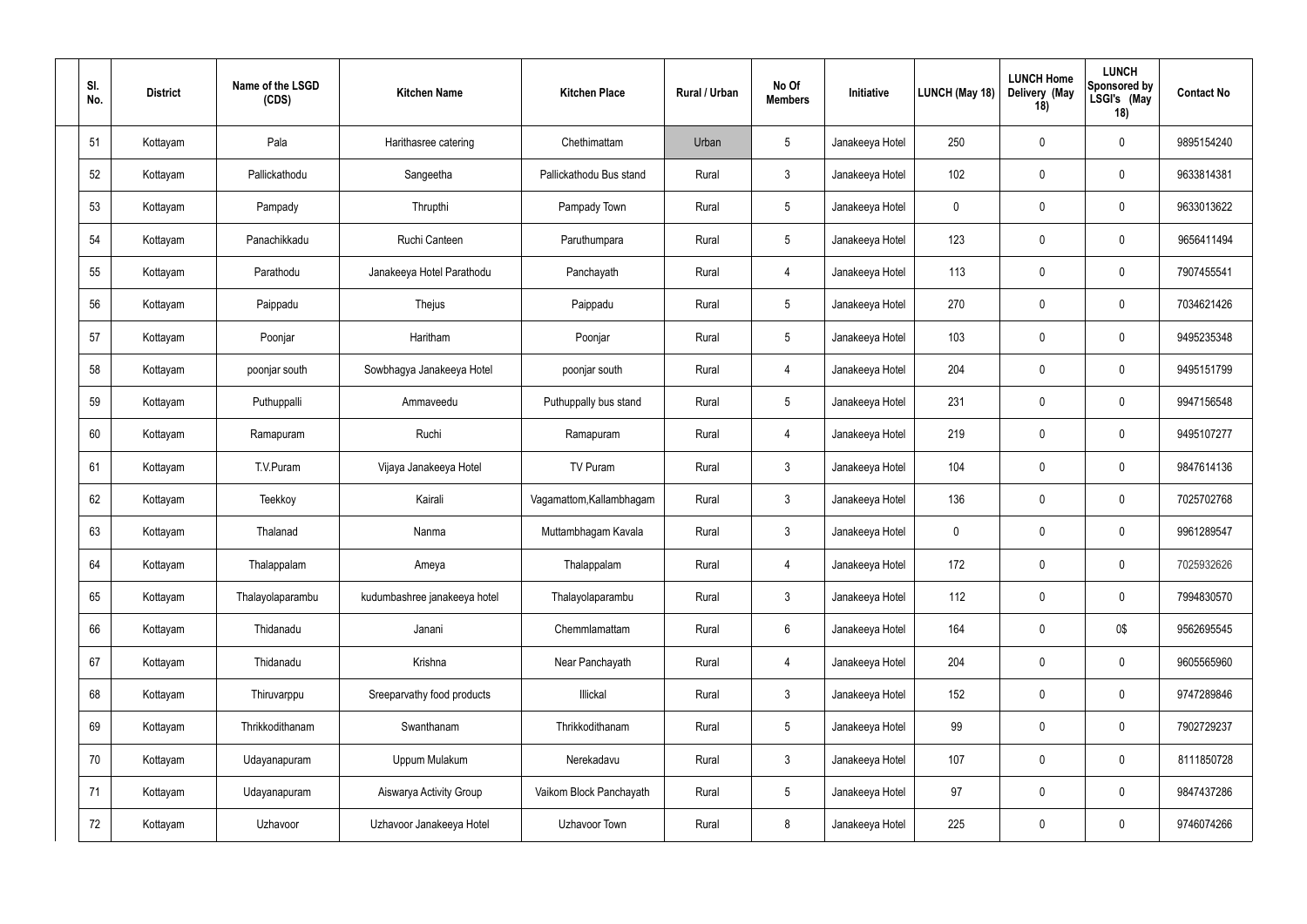| Sl. No. | District | Name of the LSGD (CDS) | Kitchen Name | Kitchen Place | Rural / Urban | No Of Members | Initiative | LUNCH (May 18) | LUNCH Home Delivery (May 18) | LUNCH Sponsored by LSGI's (May 18) | Contact No |
|---|---|---|---|---|---|---|---|---|---|---|---|
| 51 | Kottayam | Pala | Harithasree catering | Chethimattam | Urban | 5 | Janakeeya Hotel | 250 | 0 | 0 | 9895154240 |
| 52 | Kottayam | Pallickathodu | Sangeetha | Pallickathodu Bus stand | Rural | 3 | Janakeeya Hotel | 102 | 0 | 0 | 9633814381 |
| 53 | Kottayam | Pampady | Thrupthi | Pampady Town | Rural | 5 | Janakeeya Hotel | 0 | 0 | 0 | 9633013622 |
| 54 | Kottayam | Panachikkadu | Ruchi Canteen | Paruthumpara | Rural | 5 | Janakeeya Hotel | 123 | 0 | 0 | 9656411494 |
| 55 | Kottayam | Parathodu | Janakeeya Hotel Parathodu | Panchayath | Rural | 4 | Janakeeya Hotel | 113 | 0 | 0 | 7907455541 |
| 56 | Kottayam | Paippadu | Thejus | Paippadu | Rural | 5 | Janakeeya Hotel | 270 | 0 | 0 | 7034621426 |
| 57 | Kottayam | Poonjar | Haritham | Poonjar | Rural | 5 | Janakeeya Hotel | 103 | 0 | 0 | 9495235348 |
| 58 | Kottayam | poonjar south | Sowbhagya Janakeeya Hotel | poonjar south | Rural | 4 | Janakeeya Hotel | 204 | 0 | 0 | 9495151799 |
| 59 | Kottayam | Puthuppalli | Ammaveedu | Puthuppally bus stand | Rural | 5 | Janakeeya Hotel | 231 | 0 | 0 | 9947156548 |
| 60 | Kottayam | Ramapuram | Ruchi | Ramapuram | Rural | 4 | Janakeeya Hotel | 219 | 0 | 0 | 9495107277 |
| 61 | Kottayam | T.V.Puram | Vijaya Janakeeya Hotel | TV Puram | Rural | 3 | Janakeeya Hotel | 104 | 0 | 0 | 9847614136 |
| 62 | Kottayam | Teekkoy | Kairali | Vagamattom,Kallambhagam | Rural | 3 | Janakeeya Hotel | 136 | 0 | 0 | 7025702768 |
| 63 | Kottayam | Thalanad | Nanma | Muttambhagam Kavala | Rural | 3 | Janakeeya Hotel | 0 | 0 | 0 | 9961289547 |
| 64 | Kottayam | Thalappalam | Ameya | Thalappalam | Rural | 4 | Janakeeya Hotel | 172 | 0 | 0 | 7025932626 |
| 65 | Kottayam | Thalayolaparambu | kudumbashree janakeeya hotel | Thalayolaparambu | Rural | 3 | Janakeeya Hotel | 112 | 0 | 0 | 7994830570 |
| 66 | Kottayam | Thidanadu | Janani | Chemmlamattam | Rural | 6 | Janakeeya Hotel | 164 | 0 | 0$ | 9562695545 |
| 67 | Kottayam | Thidanadu | Krishna | Near Panchayath | Rural | 4 | Janakeeya Hotel | 204 | 0 | 0 | 9605565960 |
| 68 | Kottayam | Thiruvarppu | Sreeparvathy food products | Illickal | Rural | 3 | Janakeeya Hotel | 152 | 0 | 0 | 9747289846 |
| 69 | Kottayam | Thrikkodithanam | Swanthanam | Thrikkodithanam | Rural | 5 | Janakeeya Hotel | 99 | 0 | 0 | 7902729237 |
| 70 | Kottayam | Udayanapuram | Uppum Mulakum | Nerekadavu | Rural | 3 | Janakeeya Hotel | 107 | 0 | 0 | 8111850728 |
| 71 | Kottayam | Udayanapuram | Aiswarya Activity Group | Vaikom Block Panchayath | Rural | 5 | Janakeeya Hotel | 97 | 0 | 0 | 9847437286 |
| 72 | Kottayam | Uzhavoor | Uzhavoor Janakeeya Hotel | Uzhavoor Town | Rural | 8 | Janakeeya Hotel | 225 | 0 | 0 | 9746074266 |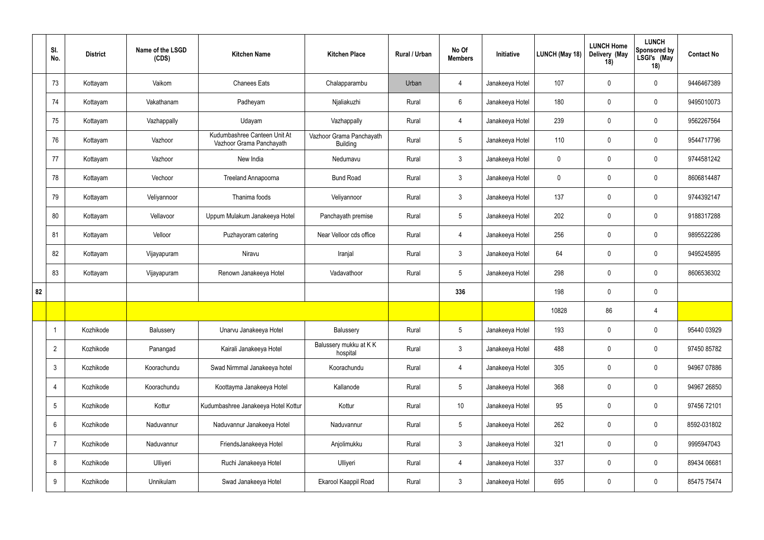|  | Sl. No. | District | Name of the LSGD (CDS) | Kitchen Name | Kitchen Place | Rural / Urban | No Of Members | Initiative | LUNCH (May 18) | LUNCH Home Delivery (May 18) | LUNCH Sponsored by LSGI's (May 18) | Contact No |
|---|---|---|---|---|---|---|---|---|---|---|---|---|
|  | 73 | Kottayam | Vaikom | Chanees Eats | Chalapparambu | Urban | 4 | Janakeeya Hotel | 107 | 0 | 0 | 9446467389 |
|  | 74 | Kottayam | Vakathanam | Padheyam | Njaliakuzhi | Rural | 6 | Janakeeya Hotel | 180 | 0 | 0 | 9495010073 |
|  | 75 | Kottayam | Vazhappally | Udayam | Vazhappally | Rural | 4 | Janakeeya Hotel | 239 | 0 | 0 | 9562267564 |
|  | 76 | Kottayam | Vazhoor | Kudumbashree Canteen Unit At Vazhoor Grama Panchayath | Vazhoor Grama Panchayath Building | Rural | 5 | Janakeeya Hotel | 110 | 0 | 0 | 9544717796 |
|  | 77 | Kottayam | Vazhoor | New India | Nedumavu | Rural | 3 | Janakeeya Hotel | 0 | 0 | 0 | 9744581242 |
|  | 78 | Kottayam | Vechoor | Treeland Annapoorna | Bund Road | Rural | 3 | Janakeeya Hotel | 0 | 0 | 0 | 8606814487 |
|  | 79 | Kottayam | Veliyannoor | Thanima foods | Veliyannoor | Rural | 3 | Janakeeya Hotel | 137 | 0 | 0 | 9744392147 |
|  | 80 | Kottayam | Vellavoor | Uppum Mulakum Janakeeya Hotel | Panchayath premise | Rural | 5 | Janakeeya Hotel | 202 | 0 | 0 | 9188317288 |
|  | 81 | Kottayam | Velloor | Puzhayoram catering | Near Velloor cds office | Rural | 4 | Janakeeya Hotel | 256 | 0 | 0 | 9895522286 |
|  | 82 | Kottayam | Vijayapuram | Niravu | Iranjal | Rural | 3 | Janakeeya Hotel | 64 | 0 | 0 | 9495245895 |
|  | 83 | Kottayam | Vijayapuram | Renown Janakeeya Hotel | Vadavathoor | Rural | 5 | Janakeeya Hotel | 298 | 0 | 0 | 8606536302 |
| 82 |  |  |  |  |  |  | 336 |  | 198 | 0 | 0 |  |
|  |  |  |  |  |  |  |  |  | 10828 | 86 | 4 |  |
|  | 1 | Kozhikode | Balussery | Unarvu Janakeeya Hotel | Balussery | Rural | 5 | Janakeeya Hotel | 193 | 0 | 0 | 95440 03929 |
|  | 2 | Kozhikode | Panangad | Kairali Janakeeya Hotel | Balussery mukku at K K hospital | Rural | 3 | Janakeeya Hotel | 488 | 0 | 0 | 97450 85782 |
|  | 3 | Kozhikode | Koorachundu | Swad Nirmmal Janakeeya hotel | Koorachundu | Rural | 4 | Janakeeya Hotel | 305 | 0 | 0 | 94967 07886 |
|  | 4 | Kozhikode | Koorachundu | Koottayma Janakeeya Hotel | Kallanode | Rural | 5 | Janakeeya Hotel | 368 | 0 | 0 | 94967 26850 |
|  | 5 | Kozhikode | Kottur | Kudumbashree Janakeeya Hotel Kottur | Kottur | Rural | 10 | Janakeeya Hotel | 95 | 0 | 0 | 97456 72101 |
|  | 6 | Kozhikode | Naduvannur | Naduvannur Janakeeya Hotel | Naduvannur | Rural | 5 | Janakeeya Hotel | 262 | 0 | 0 | 8592-031802 |
|  | 7 | Kozhikode | Naduvannur | FriendsJanakeeya Hotel | Anjolimukku | Rural | 3 | Janakeeya Hotel | 321 | 0 | 0 | 9995947043 |
|  | 8 | Kozhikode | Ulliyeri | Ruchi Janakeeya Hotel | Ulliyeri | Rural | 4 | Janakeeya Hotel | 337 | 0 | 0 | 89434 06681 |
|  | 9 | Kozhikode | Unnikulam | Swad Janakeeya Hotel | Ekarool Kaappil Road | Rural | 3 | Janakeeya Hotel | 695 | 0 | 0 | 85475 75474 |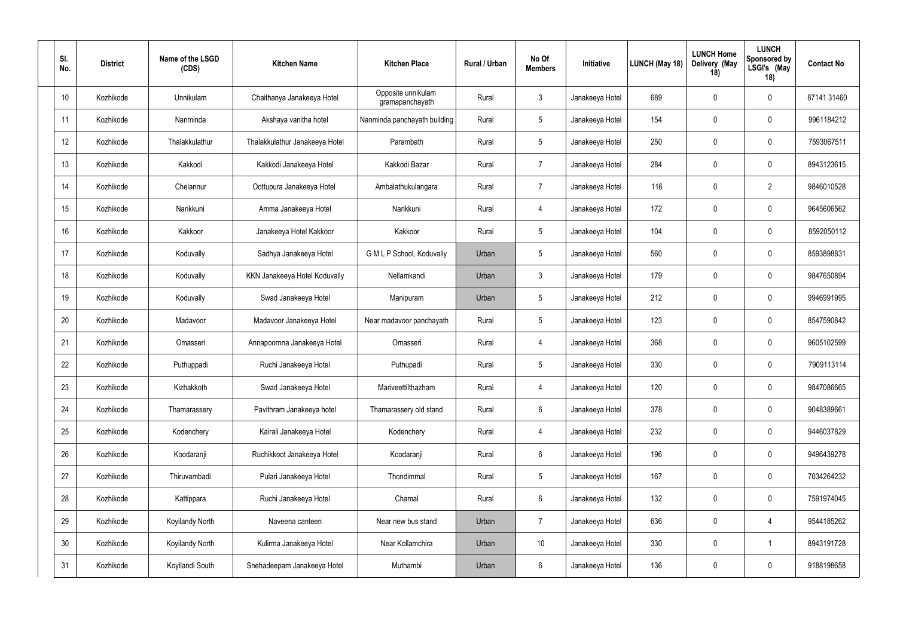| Sl. No. | District | Name of the LSGD (CDS) | Kitchen Name | Kitchen Place | Rural / Urban | No Of Members | Initiative | LUNCH (May 18) | LUNCH Home Delivery (May 18) | LUNCH Sponsored by LSGI's (May 18) | Contact No |
|---|---|---|---|---|---|---|---|---|---|---|---|
| 10 | Kozhikode | Unnikulam | Chaithanya Janakeeya Hotel | Opposite unnikulam gramapanchayath | Rural | 3 | Janakeeya Hotel | 689 | 0 | 0 | 87141 31460 |
| 11 | Kozhikode | Nanminda | Akshaya vanitha hotel | Nanminda panchayath building | Rural | 5 | Janakeeya Hotel | 154 | 0 | 0 | 9961184212 |
| 12 | Kozhikode | Thalakkulathur | Thalakkulathur Janakeeya Hotel | Parambath | Rural | 5 | Janakeeya Hotel | 250 | 0 | 0 | 7593067511 |
| 13 | Kozhikode | Kakkodi | Kakkodi Janakeeya Hotel | Kakkodi Bazar | Rural | 7 | Janakeeya Hotel | 284 | 0 | 0 | 8943123615 |
| 14 | Kozhikode | Chelannur | Oottupura Janakeeya Hotel | Ambalathukulangara | Rural | 7 | Janakeeya Hotel | 116 | 0 | 2 | 9846010528 |
| 15 | Kozhikode | Narikkuni | Amma Janakeeya Hotel | Narikkuni | Rural | 4 | Janakeeya Hotel | 172 | 0 | 0 | 9645606562 |
| 16 | Kozhikode | Kakkoor | Janakeeya Hotel Kakkoor | Kakkoor | Rural | 5 | Janakeeya Hotel | 104 | 0 | 0 | 8592050112 |
| 17 | Kozhikode | Koduvally | Sadhya Janakeeya Hotel | G M L P School, Koduvally | Urban | 5 | Janakeeya Hotel | 560 | 0 | 0 | 8593898831 |
| 18 | Kozhikode | Koduvally | KKN Janakeeya Hotel Koduvally | Nellamkandi | Urban | 3 | Janakeeya Hotel | 179 | 0 | 0 | 9847650894 |
| 19 | Kozhikode | Koduvally | Swad Janakeeya Hotel | Manipuram | Urban | 5 | Janakeeya Hotel | 212 | 0 | 0 | 9946991995 |
| 20 | Kozhikode | Madavoor | Madavoor Janakeeya Hotel | Near madavoor panchayath | Rural | 5 | Janakeeya Hotel | 123 | 0 | 0 | 8547590842 |
| 21 | Kozhikode | Omasseri | Annapoornna Janakeeya Hotel | Omasseri | Rural | 4 | Janakeeya Hotel | 368 | 0 | 0 | 9605102599 |
| 22 | Kozhikode | Puthuppadi | Ruchi Janakeeya Hotel | Puthupadi | Rural | 5 | Janakeeya Hotel | 330 | 0 | 0 | 7909113114 |
| 23 | Kozhikode | Kizhakkoth | Swad Janakeeya Hotel | Mariveettilthazham | Rural | 4 | Janakeeya Hotel | 120 | 0 | 0 | 9847086665 |
| 24 | Kozhikode | Thamarassery | Pavithram Janakeeya hotel | Thamarassery old stand | Rural | 6 | Janakeeya Hotel | 378 | 0 | 0 | 9048389661 |
| 25 | Kozhikode | Kodenchery | Kairali Janakeeya Hotel | Kodenchery | Rural | 4 | Janakeeya Hotel | 232 | 0 | 0 | 9446037829 |
| 26 | Kozhikode | Koodaranji | Ruchikkoot Janakeeya Hotel | Koodaranji | Rural | 6 | Janakeeya Hotel | 196 | 0 | 0 | 9496439278 |
| 27 | Kozhikode | Thiruvambadi | Pulari Janakeeya Hotel | Thondimmal | Rural | 5 | Janakeeya Hotel | 167 | 0 | 0 | 7034264232 |
| 28 | Kozhikode | Kattippara | Ruchi Janakeeya Hotel | Chamal | Rural | 6 | Janakeeya Hotel | 132 | 0 | 0 | 7591974045 |
| 29 | Kozhikode | Koyilandy North | Naveena canteen | Near new bus stand | Urban | 7 | Janakeeya Hotel | 636 | 0 | 4 | 9544185262 |
| 30 | Kozhikode | Koyilandy North | Kulirma Janakeeya Hotel | Near Kollamchira | Urban | 10 | Janakeeya Hotel | 330 | 0 | 1 | 8943191728 |
| 31 | Kozhikode | Koyilandi South | Snehadeepam Janakeeya Hotel | Muthambi | Urban | 6 | Janakeeya Hotel | 136 | 0 | 0 | 9188198658 |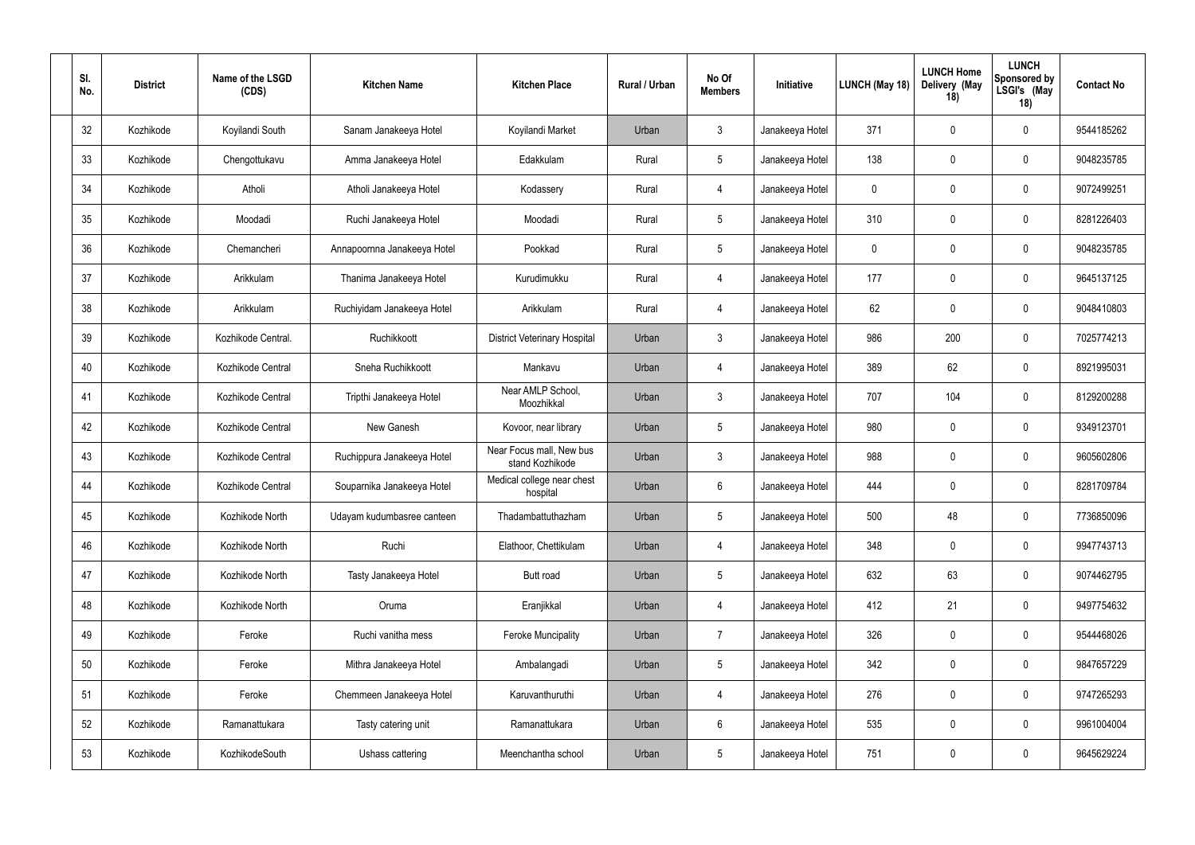| Sl. No. | District | Name of the LSGD (CDS) | Kitchen Name | Kitchen Place | Rural / Urban | No Of Members | Initiative | LUNCH (May 18) | LUNCH Home Delivery (May 18) | LUNCH Sponsored by LSGI's (May 18) | Contact No |
|---|---|---|---|---|---|---|---|---|---|---|---|
| 32 | Kozhikode | Koyilandi South | Sanam Janakeeya Hotel | Koyilandi Market | Urban | 3 | Janakeeya Hotel | 371 | 0 | 0 | 9544185262 |
| 33 | Kozhikode | Chengottukavu | Amma Janakeeya Hotel | Edakkulam | Rural | 5 | Janakeeya Hotel | 138 | 0 | 0 | 9048235785 |
| 34 | Kozhikode | Atholi | Atholi Janakeeya Hotel | Kodassery | Rural | 4 | Janakeeya Hotel | 0 | 0 | 0 | 9072499251 |
| 35 | Kozhikode | Moodadi | Ruchi Janakeeya Hotel | Moodadi | Rural | 5 | Janakeeya Hotel | 310 | 0 | 0 | 8281226403 |
| 36 | Kozhikode | Chemancheri | Annapoornna Janakeeya Hotel | Pookkad | Rural | 5 | Janakeeya Hotel | 0 | 0 | 0 | 9048235785 |
| 37 | Kozhikode | Arikkulam | Thanima Janakeeya Hotel | Kurudimukku | Rural | 4 | Janakeeya Hotel | 177 | 0 | 0 | 9645137125 |
| 38 | Kozhikode | Arikkulam | Ruchiyidam Janakeeya Hotel | Arikkulam | Rural | 4 | Janakeeya Hotel | 62 | 0 | 0 | 9048410803 |
| 39 | Kozhikode | Kozhikode Central. | Ruchikkoott | District Veterinary Hospital | Urban | 3 | Janakeeya Hotel | 986 | 200 | 0 | 7025774213 |
| 40 | Kozhikode | Kozhikode Central | Sneha Ruchikkoott | Mankavu | Urban | 4 | Janakeeya Hotel | 389 | 62 | 0 | 8921995031 |
| 41 | Kozhikode | Kozhikode Central | Tripthi Janakeeya Hotel | Near AMLP School, Moozhikkal | Urban | 3 | Janakeeya Hotel | 707 | 104 | 0 | 8129200288 |
| 42 | Kozhikode | Kozhikode Central | New Ganesh | Kovoor, near library | Urban | 5 | Janakeeya Hotel | 980 | 0 | 0 | 9349123701 |
| 43 | Kozhikode | Kozhikode Central | Ruchippura Janakeeya Hotel | Near Focus mall, New bus stand Kozhikode | Urban | 3 | Janakeeya Hotel | 988 | 0 | 0 | 9605602806 |
| 44 | Kozhikode | Kozhikode Central | Souparnika Janakeeya Hotel | Medical college near chest hospital | Urban | 6 | Janakeeya Hotel | 444 | 0 | 0 | 8281709784 |
| 45 | Kozhikode | Kozhikode North | Udayam kudumbasree canteen | Thadambattuthazham | Urban | 5 | Janakeeya Hotel | 500 | 48 | 0 | 7736850096 |
| 46 | Kozhikode | Kozhikode North | Ruchi | Elathoor, Chettikulam | Urban | 4 | Janakeeya Hotel | 348 | 0 | 0 | 9947743713 |
| 47 | Kozhikode | Kozhikode North | Tasty Janakeeya Hotel | Butt road | Urban | 5 | Janakeeya Hotel | 632 | 63 | 0 | 9074462795 |
| 48 | Kozhikode | Kozhikode North | Oruma | Eranjikkal | Urban | 4 | Janakeeya Hotel | 412 | 21 | 0 | 9497754632 |
| 49 | Kozhikode | Feroke | Ruchi vanitha mess | Feroke Muncipality | Urban | 7 | Janakeeya Hotel | 326 | 0 | 0 | 9544468026 |
| 50 | Kozhikode | Feroke | Mithra Janakeeya Hotel | Ambalangadi | Urban | 5 | Janakeeya Hotel | 342 | 0 | 0 | 9847657229 |
| 51 | Kozhikode | Feroke | Chemmeen Janakeeya Hotel | Karuvanthuruthi | Urban | 4 | Janakeeya Hotel | 276 | 0 | 0 | 9747265293 |
| 52 | Kozhikode | Ramanattukara | Tasty catering unit | Ramanattukara | Urban | 6 | Janakeeya Hotel | 535 | 0 | 0 | 9961004004 |
| 53 | Kozhikode | KozhikodeSouth | Ushass cattering | Meenchantha school | Urban | 5 | Janakeeya Hotel | 751 | 0 | 0 | 9645629224 |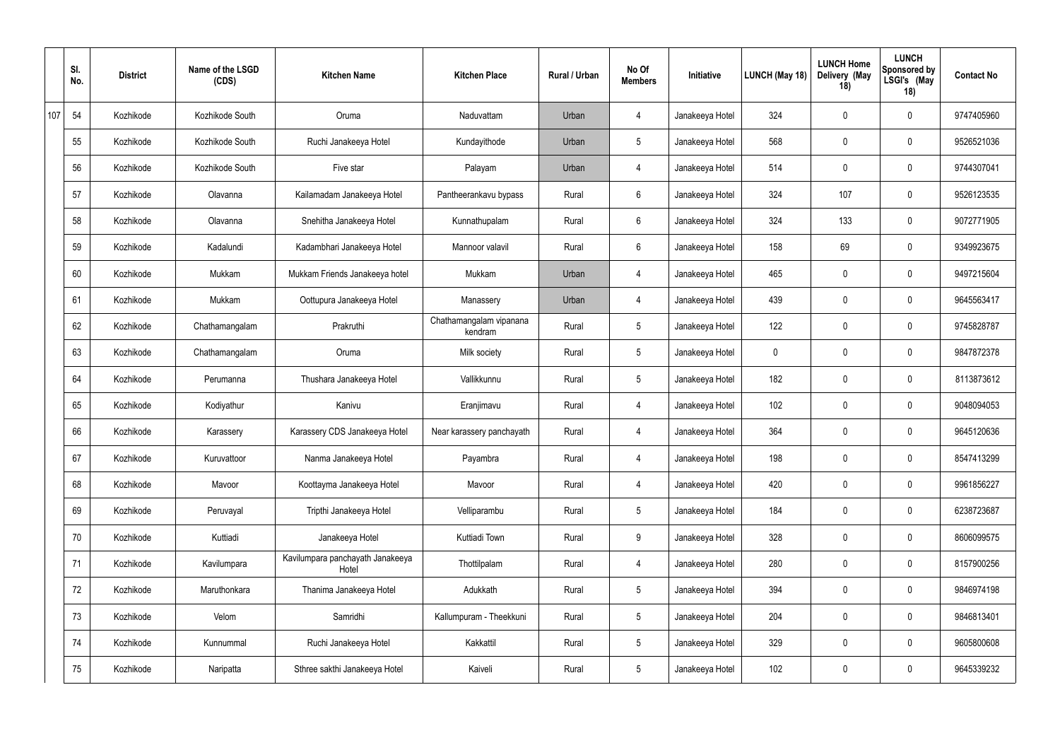| | Sl. No. | District | Name of the LSGD (CDS) | Kitchen Name | Kitchen Place | Rural / Urban | No Of Members | Initiative | LUNCH (May 18) | LUNCH Home Delivery (May 18) | LUNCH Sponsored by LSGI's (May 18) | Contact No |
|---|---|---|---|---|---|---|---|---|---|---|---|---|
| 107 | 54 | Kozhikode | Kozhikode South | Oruma | Naduvattam | Urban | 4 | Janakeeya Hotel | 324 | 0 | 0 | 9747405960 |
| | 55 | Kozhikode | Kozhikode South | Ruchi Janakeeya Hotel | Kundayithode | Urban | 5 | Janakeeya Hotel | 568 | 0 | 0 | 9526521036 |
| | 56 | Kozhikode | Kozhikode South | Five star | Palayam | Urban | 4 | Janakeeya Hotel | 514 | 0 | 0 | 9744307041 |
| | 57 | Kozhikode | Olavanna | Kailamadam Janakeeya Hotel | Pantheerankavu bypass | Rural | 6 | Janakeeya Hotel | 324 | 107 | 0 | 9526123535 |
| | 58 | Kozhikode | Olavanna | Snehitha Janakeeya Hotel | Kunnathupalam | Rural | 6 | Janakeeya Hotel | 324 | 133 | 0 | 9072771905 |
| | 59 | Kozhikode | Kadalundi | Kadambhari Janakeeya Hotel | Mannoor valavil | Rural | 6 | Janakeeya Hotel | 158 | 69 | 0 | 9349923675 |
| | 60 | Kozhikode | Mukkam | Mukkam Friends Janakeeya hotel | Mukkam | Urban | 4 | Janakeeya Hotel | 465 | 0 | 0 | 9497215604 |
| | 61 | Kozhikode | Mukkam | Oottupura Janakeeya Hotel | Manassery | Urban | 4 | Janakeeya Hotel | 439 | 0 | 0 | 9645563417 |
| | 62 | Kozhikode | Chathamangalam | Prakruthi | Chathamangalam vipanana kendram | Rural | 5 | Janakeeya Hotel | 122 | 0 | 0 | 9745828787 |
| | 63 | Kozhikode | Chathamangalam | Oruma | Milk society | Rural | 5 | Janakeeya Hotel | 0 | 0 | 0 | 9847872378 |
| | 64 | Kozhikode | Perumanna | Thushara Janakeeya Hotel | Vallikkunnu | Rural | 5 | Janakeeya Hotel | 182 | 0 | 0 | 8113873612 |
| | 65 | Kozhikode | Kodiyathur | Kanivu | Eranjimavu | Rural | 4 | Janakeeya Hotel | 102 | 0 | 0 | 9048094053 |
| | 66 | Kozhikode | Karassery | Karassery CDS Janakeeya Hotel | Near karassery panchayath | Rural | 4 | Janakeeya Hotel | 364 | 0 | 0 | 9645120636 |
| | 67 | Kozhikode | Kuruvattoor | Nanma Janakeeya Hotel | Payambra | Rural | 4 | Janakeeya Hotel | 198 | 0 | 0 | 8547413299 |
| | 68 | Kozhikode | Mavoor | Koottayma Janakeeya Hotel | Mavoor | Rural | 4 | Janakeeya Hotel | 420 | 0 | 0 | 9961856227 |
| | 69 | Kozhikode | Peruvayal | Tripthi Janakeeya Hotel | Velliparambu | Rural | 5 | Janakeeya Hotel | 184 | 0 | 0 | 6238723687 |
| | 70 | Kozhikode | Kuttiadi | Janakeeya Hotel | Kuttiadi Town | Rural | 9 | Janakeeya Hotel | 328 | 0 | 0 | 8606099575 |
| | 71 | Kozhikode | Kavilumpara | Kavilumpara panchayath Janakeeya Hotel | Thottilpalam | Rural | 4 | Janakeeya Hotel | 280 | 0 | 0 | 8157900256 |
| | 72 | Kozhikode | Maruthonkara | Thanima Janakeeya Hotel | Adukkath | Rural | 5 | Janakeeya Hotel | 394 | 0 | 0 | 9846974198 |
| | 73 | Kozhikode | Velom | Samridhi | Kallumpuram - Theekkuni | Rural | 5 | Janakeeya Hotel | 204 | 0 | 0 | 9846813401 |
| | 74 | Kozhikode | Kunnummal | Ruchi Janakeeya Hotel | Kakkattil | Rural | 5 | Janakeeya Hotel | 329 | 0 | 0 | 9605800608 |
| | 75 | Kozhikode | Naripatta | Sthree sakthi Janakeeya Hotel | Kaiveli | Rural | 5 | Janakeeya Hotel | 102 | 0 | 0 | 9645339232 |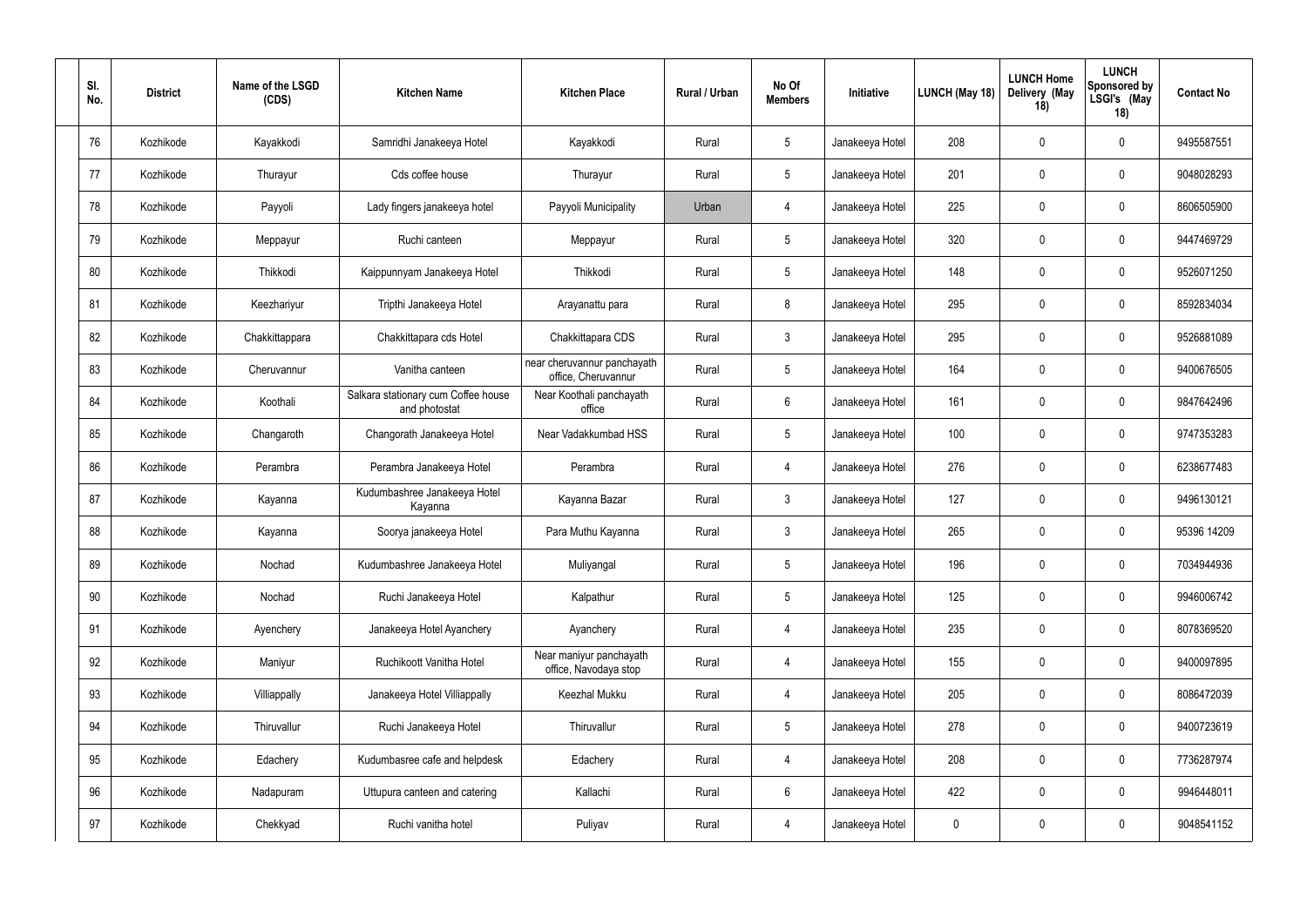| Sl. No. | District | Name of the LSGD (CDS) | Kitchen Name | Kitchen Place | Rural / Urban | No Of Members | Initiative | LUNCH (May 18) | LUNCH Home Delivery (May 18) | LUNCH Sponsored by LSGI's (May 18) | Contact No |
|---|---|---|---|---|---|---|---|---|---|---|---|
| 76 | Kozhikode | Kayakkodi | Samridhi Janakeeya Hotel | Kayakkodi | Rural | 5 | Janakeeya Hotel | 208 | 0 | 0 | 9495587551 |
| 77 | Kozhikode | Thurayur | Cds coffee house | Thurayur | Rural | 5 | Janakeeya Hotel | 201 | 0 | 0 | 9048028293 |
| 78 | Kozhikode | Payyoli | Lady fingers janakeeya hotel | Payyoli Municipality | Urban | 4 | Janakeeya Hotel | 225 | 0 | 0 | 8606505900 |
| 79 | Kozhikode | Meppayur | Ruchi canteen | Meppayur | Rural | 5 | Janakeeya Hotel | 320 | 0 | 0 | 9447469729 |
| 80 | Kozhikode | Thikkodi | Kaippunnyam Janakeeya Hotel | Thikkodi | Rural | 5 | Janakeeya Hotel | 148 | 0 | 0 | 9526071250 |
| 81 | Kozhikode | Keezhariyur | Tripthi Janakeeya Hotel | Arayanattu para | Rural | 8 | Janakeeya Hotel | 295 | 0 | 0 | 8592834034 |
| 82 | Kozhikode | Chakkittappara | Chakkittapara cds Hotel | Chakkittapara CDS | Rural | 3 | Janakeeya Hotel | 295 | 0 | 0 | 9526881089 |
| 83 | Kozhikode | Cheruvannur | Vanitha canteen | near cheruvannur panchayath office, Cheruvannur | Rural | 5 | Janakeeya Hotel | 164 | 0 | 0 | 9400676505 |
| 84 | Kozhikode | Koothali | Salkara stationary cum Coffee house and photostat | Near Koothali panchayath office | Rural | 6 | Janakeeya Hotel | 161 | 0 | 0 | 9847642496 |
| 85 | Kozhikode | Changaroth | Changorath Janakeeya Hotel | Near Vadakkumbad HSS | Rural | 5 | Janakeeya Hotel | 100 | 0 | 0 | 9747353283 |
| 86 | Kozhikode | Perambra | Perambra Janakeeya Hotel | Perambra | Rural | 4 | Janakeeya Hotel | 276 | 0 | 0 | 6238677483 |
| 87 | Kozhikode | Kayanna | Kudumbashree Janakeeya Hotel Kayanna | Kayanna Bazar | Rural | 3 | Janakeeya Hotel | 127 | 0 | 0 | 9496130121 |
| 88 | Kozhikode | Kayanna | Soorya janakeeya Hotel | Para Muthu Kayanna | Rural | 3 | Janakeeya Hotel | 265 | 0 | 0 | 95396 14209 |
| 89 | Kozhikode | Nochad | Kudumbashree Janakeeya Hotel | Muliyangal | Rural | 5 | Janakeeya Hotel | 196 | 0 | 0 | 7034944936 |
| 90 | Kozhikode | Nochad | Ruchi Janakeeya Hotel | Kalpathur | Rural | 5 | Janakeeya Hotel | 125 | 0 | 0 | 9946006742 |
| 91 | Kozhikode | Ayenchery | Janakeeya Hotel Ayanchery | Ayanchery | Rural | 4 | Janakeeya Hotel | 235 | 0 | 0 | 8078369520 |
| 92 | Kozhikode | Maniyur | Ruchikoott Vanitha Hotel | Near maniyur panchayath office, Navodaya stop | Rural | 4 | Janakeeya Hotel | 155 | 0 | 0 | 9400097895 |
| 93 | Kozhikode | Villiappally | Janakeeya Hotel Villiappally | Keezhal Mukku | Rural | 4 | Janakeeya Hotel | 205 | 0 | 0 | 8086472039 |
| 94 | Kozhikode | Thiruvallur | Ruchi Janakeeya Hotel | Thiruvallur | Rural | 5 | Janakeeya Hotel | 278 | 0 | 0 | 9400723619 |
| 95 | Kozhikode | Edachery | Kudumbasree cafe and helpdesk | Edachery | Rural | 4 | Janakeeya Hotel | 208 | 0 | 0 | 7736287974 |
| 96 | Kozhikode | Nadapuram | Uttupura canteen and catering | Kallachi | Rural | 6 | Janakeeya Hotel | 422 | 0 | 0 | 9946448011 |
| 97 | Kozhikode | Chekkyad | Ruchi vanitha hotel | Puliyav | Rural | 4 | Janakeeya Hotel | 0 | 0 | 0 | 9048541152 |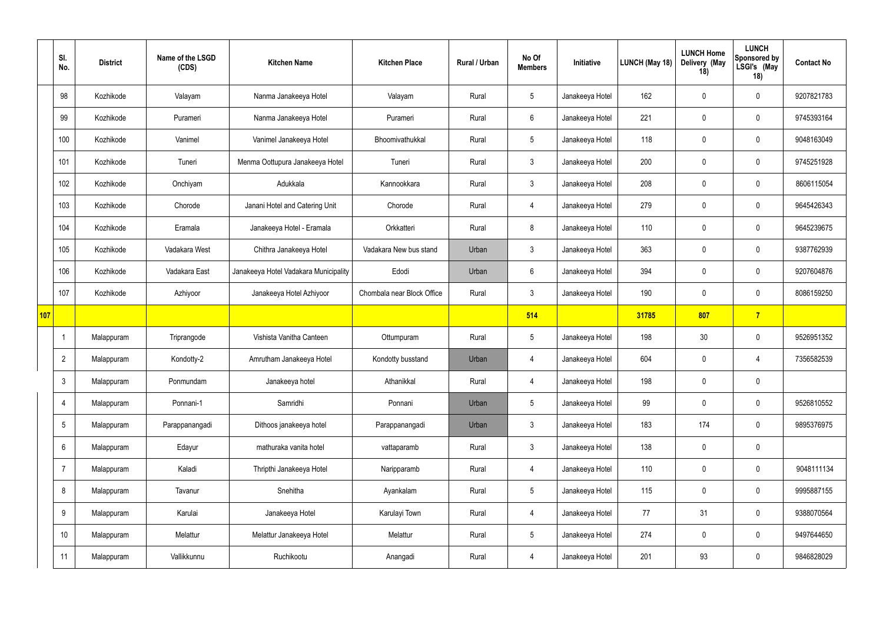|  | Sl. No. | District | Name of the LSGD (CDS) | Kitchen Name | Kitchen Place | Rural / Urban | No Of Members | Initiative | LUNCH (May 18) | LUNCH Home Delivery (May 18) | LUNCH Sponsored by LSGI's (May 18) | Contact No |
|---|---|---|---|---|---|---|---|---|---|---|---|---|
|  | 98 | Kozhikode | Valayam | Nanma Janakeeya Hotel | Valayam | Rural | 5 | Janakeeya Hotel | 162 | 0 | 0 | 9207821783 |
|  | 99 | Kozhikode | Purameri | Nanma Janakeeya Hotel | Purameri | Rural | 6 | Janakeeya Hotel | 221 | 0 | 0 | 9745393164 |
|  | 100 | Kozhikode | Vanimel | Vanimel Janakeeya Hotel | Bhoomivathukkal | Rural | 5 | Janakeeya Hotel | 118 | 0 | 0 | 9048163049 |
|  | 101 | Kozhikode | Tuneri | Menma Oottupura Janakeeya Hotel | Tuneri | Rural | 3 | Janakeeya Hotel | 200 | 0 | 0 | 9745251928 |
|  | 102 | Kozhikode | Onchiyam | Adukkala | Kannookkara | Rural | 3 | Janakeeya Hotel | 208 | 0 | 0 | 8606115054 |
|  | 103 | Kozhikode | Chorode | Janani Hotel and Catering Unit | Chorode | Rural | 4 | Janakeeya Hotel | 279 | 0 | 0 | 9645426343 |
|  | 104 | Kozhikode | Eramala | Janakeeya Hotel - Eramala | Orkkatteri | Rural | 8 | Janakeeya Hotel | 110 | 0 | 0 | 9645239675 |
|  | 105 | Kozhikode | Vadakara West | Chithra Janakeeya Hotel | Vadakara New bus stand | Urban | 3 | Janakeeya Hotel | 363 | 0 | 0 | 9387762939 |
|  | 106 | Kozhikode | Vadakara East | Janakeeya Hotel Vadakara Municipality | Edodi | Urban | 6 | Janakeeya Hotel | 394 | 0 | 0 | 9207604876 |
|  | 107 | Kozhikode | Azhiyoor | Janakeeya Hotel Azhiyoor | Chombala near Block Office | Rural | 3 | Janakeeya Hotel | 190 | 0 | 0 | 8086159250 |
| **107** |  |  |  |  |  |  | **514** |  | **31785** | **807** | **7** |  |
|  | 1 | Malappuram | Triprangode | Vishista Vanitha Canteen | Ottumpuram | Rural | 5 | Janakeeya Hotel | 198 | 30 | 0 | 9526951352 |
|  | 2 | Malappuram | Kondotty-2 | Amrutham Janakeeya Hotel | Kondotty busstand | Urban | 4 | Janakeeya Hotel | 604 | 0 | 4 | 7356582539 |
|  | 3 | Malappuram | Ponmundam | Janakeeya hotel | Athanikkal | Rural | 4 | Janakeeya Hotel | 198 | 0 | 0 |  |
|  | 4 | Malappuram | Ponnani-1 | Samridhi | Ponnani | Urban | 5 | Janakeeya Hotel | 99 | 0 | 0 | 9526810552 |
|  | 5 | Malappuram | Parappanangadi | Dithoos janakeeya hotel | Parappanangadi | Urban | 3 | Janakeeya Hotel | 183 | 174 | 0 | 9895376975 |
|  | 6 | Malappuram | Edayur | mathuraka vanita hotel | vattaparamb | Rural | 3 | Janakeeya Hotel | 138 | 0 | 0 |  |
|  | 7 | Malappuram | Kaladi | Thripthi Janakeeya Hotel | Naripparamb | Rural | 4 | Janakeeya Hotel | 110 | 0 | 0 | 9048111134 |
|  | 8 | Malappuram | Tavanur | Snehitha | Ayankalam | Rural | 5 | Janakeeya Hotel | 115 | 0 | 0 | 9995887155 |
|  | 9 | Malappuram | Karulai | Janakeeya Hotel | Karulayi Town | Rural | 4 | Janakeeya Hotel | 77 | 31 | 0 | 9388070564 |
|  | 10 | Malappuram | Melattur | Melattur Janakeeya Hotel | Melattur | Rural | 5 | Janakeeya Hotel | 274 | 0 | 0 | 9497644650 |
|  | 11 | Malappuram | Vallikkunnu | Ruchikootu | Anangadi | Rural | 4 | Janakeeya Hotel | 201 | 93 | 0 | 9846828029 |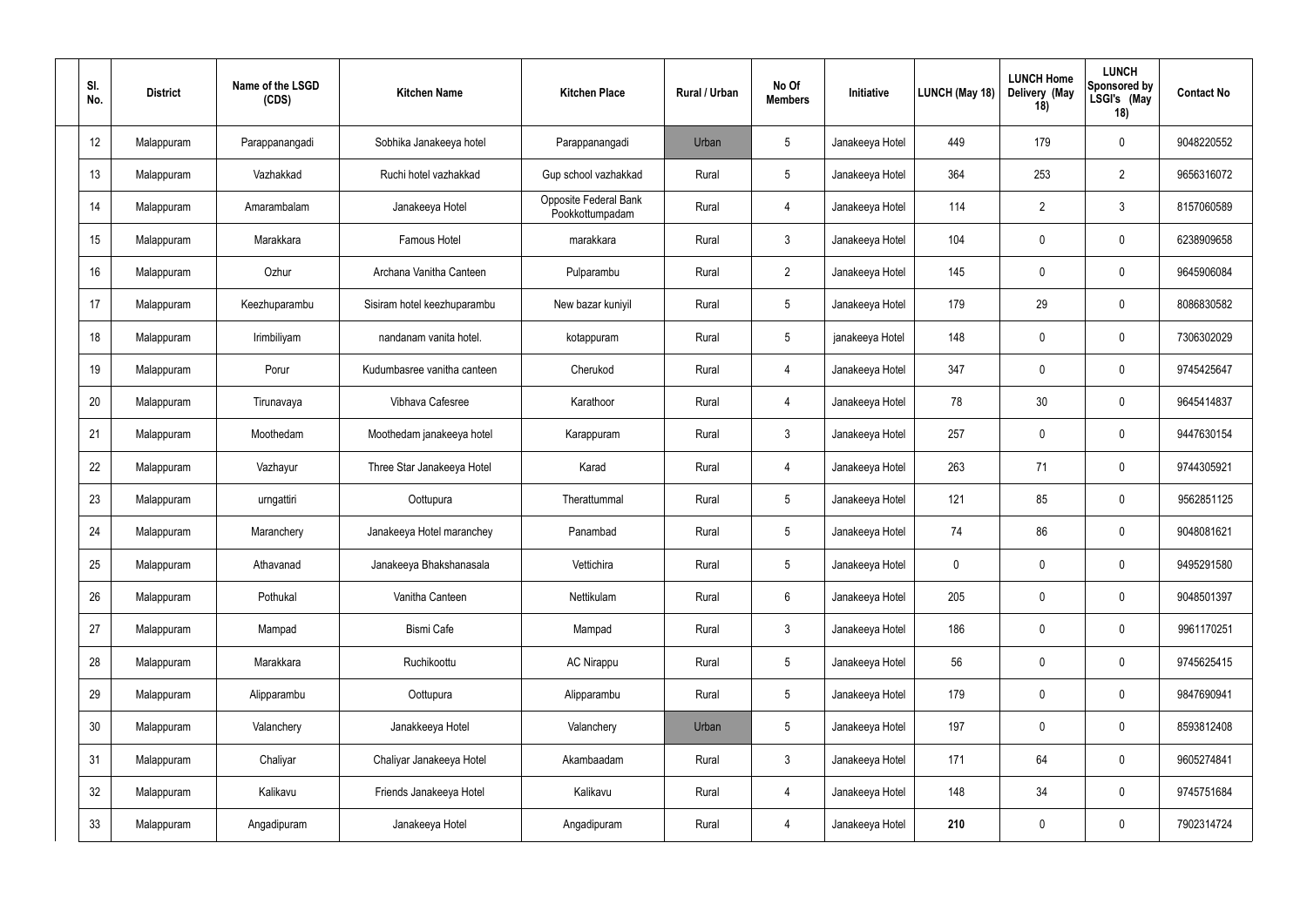| Sl. No. | District | Name of the LSGD (CDS) | Kitchen Name | Kitchen Place | Rural / Urban | No Of Members | Initiative | LUNCH (May 18) | LUNCH Home Delivery (May 18) | LUNCH Sponsored by LSGI's (May 18) | Contact No |
|---|---|---|---|---|---|---|---|---|---|---|---|
| 12 | Malappuram | Parappanangadi | Sobhika Janakeeya hotel | Parappanangadi | Urban | 5 | Janakeeya Hotel | 449 | 179 | 0 | 9048220552 |
| 13 | Malappuram | Vazhakkad | Ruchi hotel vazhakkad | Gup school vazhakkad | Rural | 5 | Janakeeya Hotel | 364 | 253 | 2 | 9656316072 |
| 14 | Malappuram | Amarambalam | Janakeeya Hotel | Opposite Federal Bank Pookkottumpadam | Rural | 4 | Janakeeya Hotel | 114 | 2 | 3 | 8157060589 |
| 15 | Malappuram | Marakkara | Famous Hotel | marakkara | Rural | 3 | Janakeeya Hotel | 104 | 0 | 0 | 6238909658 |
| 16 | Malappuram | Ozhur | Archana Vanitha Canteen | Pulparambu | Rural | 2 | Janakeeya Hotel | 145 | 0 | 0 | 9645906084 |
| 17 | Malappuram | Keezhuparambu | Sisiram hotel keezhuparambu | New bazar kuniyil | Rural | 5 | Janakeeya Hotel | 179 | 29 | 0 | 8086830582 |
| 18 | Malappuram | Irimbiliyam | nandanam vanita hotel. | kotappuram | Rural | 5 | janakeeya Hotel | 148 | 0 | 0 | 7306302029 |
| 19 | Malappuram | Porur | Kudumbasree vanitha canteen | Cherukod | Rural | 4 | Janakeeya Hotel | 347 | 0 | 0 | 9745425647 |
| 20 | Malappuram | Tirunavaya | Vibhava Cafesree | Karathoor | Rural | 4 | Janakeeya Hotel | 78 | 30 | 0 | 9645414837 |
| 21 | Malappuram | Moothedam | Moothedam janakeeya hotel | Karappuram | Rural | 3 | Janakeeya Hotel | 257 | 0 | 0 | 9447630154 |
| 22 | Malappuram | Vazhayur | Three Star Janakeeya Hotel | Karad | Rural | 4 | Janakeeya Hotel | 263 | 71 | 0 | 9744305921 |
| 23 | Malappuram | urngattiri | Oottupura | Therattummal | Rural | 5 | Janakeeya Hotel | 121 | 85 | 0 | 9562851125 |
| 24 | Malappuram | Maranchery | Janakeeya Hotel maranchey | Panambad | Rural | 5 | Janakeeya Hotel | 74 | 86 | 0 | 9048081621 |
| 25 | Malappuram | Athavanad | Janakeeya Bhakshanasala | Vettichira | Rural | 5 | Janakeeya Hotel | 0 | 0 | 0 | 9495291580 |
| 26 | Malappuram | Pothukal | Vanitha Canteen | Nettikulam | Rural | 6 | Janakeeya Hotel | 205 | 0 | 0 | 9048501397 |
| 27 | Malappuram | Mampad | Bismi Cafe | Mampad | Rural | 3 | Janakeeya Hotel | 186 | 0 | 0 | 9961170251 |
| 28 | Malappuram | Marakkara | Ruchikoottu | AC Nirappu | Rural | 5 | Janakeeya Hotel | 56 | 0 | 0 | 9745625415 |
| 29 | Malappuram | Alipparambu | Oottupura | Alipparambu | Rural | 5 | Janakeeya Hotel | 179 | 0 | 0 | 9847690941 |
| 30 | Malappuram | Valanchery | Janakkeeya Hotel | Valanchery | Urban | 5 | Janakeeya Hotel | 197 | 0 | 0 | 8593812408 |
| 31 | Malappuram | Chaliyar | Chaliyar Janakeeya Hotel | Akambaadam | Rural | 3 | Janakeeya Hotel | 171 | 64 | 0 | 9605274841 |
| 32 | Malappuram | Kalikavu | Friends Janakeeya Hotel | Kalikavu | Rural | 4 | Janakeeya Hotel | 148 | 34 | 0 | 9745751684 |
| 33 | Malappuram | Angadipuram | Janakeeya Hotel | Angadipuram | Rural | 4 | Janakeeya Hotel | **210** | 0 | 0 | 7902314724 |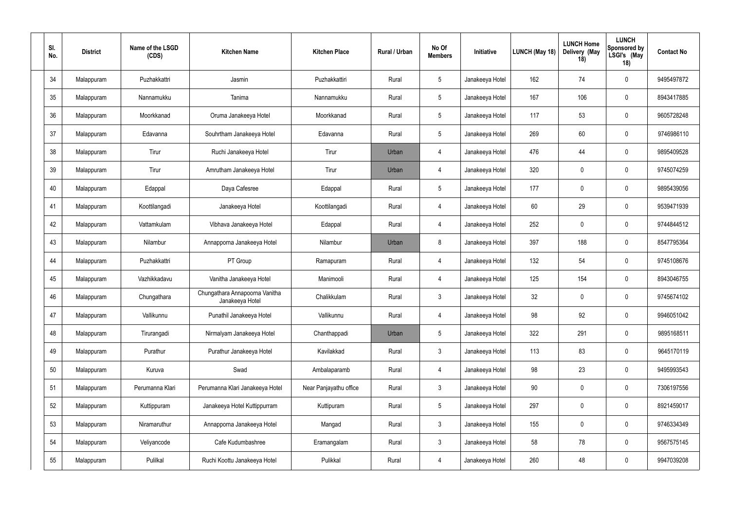| Sl. No. | District | Name of the LSGD (CDS) | Kitchen Name | Kitchen Place | Rural / Urban | No Of Members | Initiative | LUNCH (May 18) | LUNCH Home Delivery (May 18) | LUNCH Sponsored by LSGI's (May 18) | Contact No |
|---|---|---|---|---|---|---|---|---|---|---|---|
| 34 | Malappuram | Puzhakkattri | Jasmin | Puzhakkattiri | Rural | 5 | Janakeeya Hotel | 162 | 74 | 0 | 9495497872 |
| 35 | Malappuram | Nannamukku | Tanima | Nannamukku | Rural | 5 | Janakeeya Hotel | 167 | 106 | 0 | 8943417885 |
| 36 | Malappuram | Moorkkanad | Oruma Janakeeya Hotel | Moorkkanad | Rural | 5 | Janakeeya Hotel | 117 | 53 | 0 | 9605728248 |
| 37 | Malappuram | Edavanna | Souhrtham Janakeeya Hotel | Edavanna | Rural | 5 | Janakeeya Hotel | 269 | 60 | 0 | 9746986110 |
| 38 | Malappuram | Tirur | Ruchi Janakeeya Hotel | Tirur | Urban | 4 | Janakeeya Hotel | 476 | 44 | 0 | 9895409528 |
| 39 | Malappuram | Tirur | Amrutham Janakeeya Hotel | Tirur | Urban | 4 | Janakeeya Hotel | 320 | 0 | 0 | 9745074259 |
| 40 | Malappuram | Edappal | Daya Cafesree | Edappal | Rural | 5 | Janakeeya Hotel | 177 | 0 | 0 | 9895439056 |
| 41 | Malappuram | Koottilangadi | Janakeeya Hotel | Koottilangadi | Rural | 4 | Janakeeya Hotel | 60 | 29 | 0 | 9539471939 |
| 42 | Malappuram | Vattamkulam | Vibhava Janakeeya Hotel | Edappal | Rural | 4 | Janakeeya Hotel | 252 | 0 | 0 | 9744844512 |
| 43 | Malappuram | Nilambur | Annapporna Janakeeya Hotel | Nilambur | Urban | 8 | Janakeeya Hotel | 397 | 188 | 0 | 8547795364 |
| 44 | Malappuram | Puzhakkattri | PT Group | Ramapuram | Rural | 4 | Janakeeya Hotel | 132 | 54 | 0 | 9745108676 |
| 45 | Malappuram | Vazhikkadavu | Vanitha Janakeeya Hotel | Manimooli | Rural | 4 | Janakeeya Hotel | 125 | 154 | 0 | 8943046755 |
| 46 | Malappuram | Chungathara | Chungathara Annapoorna Vanitha Janakeeya Hotel | Chalikkulam | Rural | 3 | Janakeeya Hotel | 32 | 0 | 0 | 9745674102 |
| 47 | Malappuram | Vallikunnu | Punathil Janakeeya Hotel | Vallikunnu | Rural | 4 | Janakeeya Hotel | 98 | 92 | 0 | 9946051042 |
| 48 | Malappuram | Tirurangadi | Nirmalyam Janakeeya Hotel | Chanthappadi | Urban | 5 | Janakeeya Hotel | 322 | 291 | 0 | 9895168511 |
| 49 | Malappuram | Purathur | Purathur Janakeeya Hotel | Kavilakkad | Rural | 3 | Janakeeya Hotel | 113 | 83 | 0 | 9645170119 |
| 50 | Malappuram | Kuruva | Swad | Ambalaparamb | Rural | 4 | Janakeeya Hotel | 98 | 23 | 0 | 9495993543 |
| 51 | Malappuram | Perumanna Klari | Perumanna Klari Janakeeya Hotel | Near Panjayathu office | Rural | 3 | Janakeeya Hotel | 90 | 0 | 0 | 7306197556 |
| 52 | Malappuram | Kuttippuram | Janakeeya Hotel Kuttippurram | Kuttipuram | Rural | 5 | Janakeeya Hotel | 297 | 0 | 0 | 8921459017 |
| 53 | Malappuram | Niramaruthur | Annapporna Janakeeya Hotel | Mangad | Rural | 3 | Janakeeya Hotel | 155 | 0 | 0 | 9746334349 |
| 54 | Malappuram | Veliyancode | Cafe Kudumbashree | Eramangalam | Rural | 3 | Janakeeya Hotel | 58 | 78 | 0 | 9567575145 |
| 55 | Malappuram | Pulilkal | Ruchi Koottu Janakeeya Hotel | Pulikkal | Rural | 4 | Janakeeya Hotel | 260 | 48 | 0 | 9947039208 |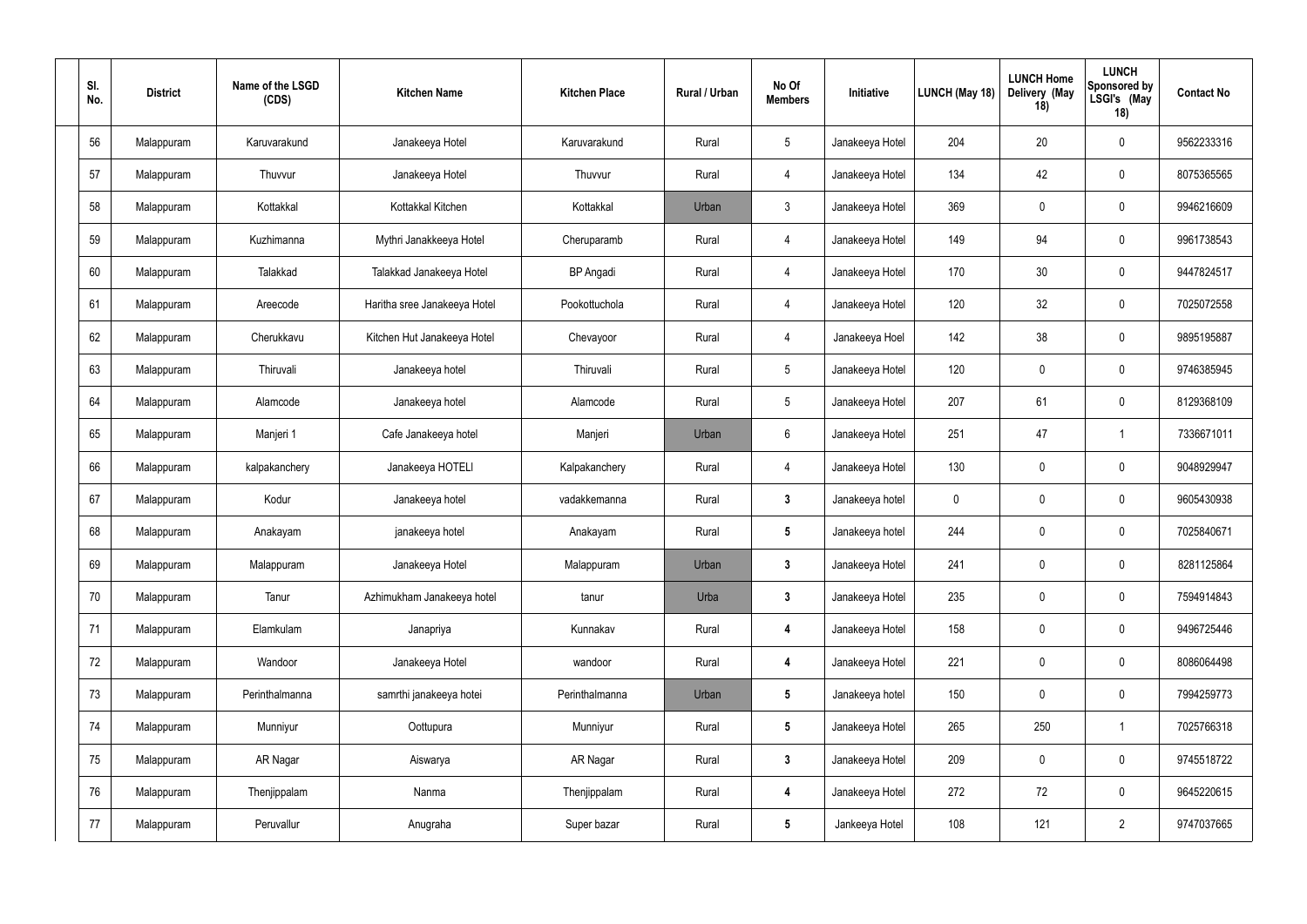| Sl. No. | District | Name of the LSGD (CDS) | Kitchen Name | Kitchen Place | Rural / Urban | No Of Members | Initiative | LUNCH (May 18) | LUNCH Home Delivery (May 18) | LUNCH Sponsored by LSGI's (May 18) | Contact No |
|---|---|---|---|---|---|---|---|---|---|---|---|
| 56 | Malappuram | Karuvarakund | Janakeeya Hotel | Karuvarakund | Rural | 5 | Janakeeya Hotel | 204 | 20 | 0 | 9562233316 |
| 57 | Malappuram | Thuvvur | Janakeeya Hotel | Thuvvur | Rural | 4 | Janakeeya Hotel | 134 | 42 | 0 | 8075365565 |
| 58 | Malappuram | Kottakkal | Kottakkal Kitchen | Kottakkal | Urban | 3 | Janakeeya Hotel | 369 | 0 | 0 | 9946216609 |
| 59 | Malappuram | Kuzhimanna | Mythri Janakkeeya Hotel | Cheruparamb | Rural | 4 | Janakeeya Hotel | 149 | 94 | 0 | 9961738543 |
| 60 | Malappuram | Talakkad | Talakkad Janakeeya Hotel | BP Angadi | Rural | 4 | Janakeeya Hotel | 170 | 30 | 0 | 9447824517 |
| 61 | Malappuram | Areecode | Haritha sree Janakeeya Hotel | Pookottuchola | Rural | 4 | Janakeeya Hotel | 120 | 32 | 0 | 7025072558 |
| 62 | Malappuram | Cherukkavu | Kitchen Hut Janakeeya Hotel | Chevayoor | Rural | 4 | Janakeeya Hoel | 142 | 38 | 0 | 9895195887 |
| 63 | Malappuram | Thiruvali | Janakeeya hotel | Thiruvali | Rural | 5 | Janakeeya Hotel | 120 | 0 | 0 | 9746385945 |
| 64 | Malappuram | Alamcode | Janakeeya hotel | Alamcode | Rural | 5 | Janakeeya Hotel | 207 | 61 | 0 | 8129368109 |
| 65 | Malappuram | Manjeri 1 | Cafe Janakeeya hotel | Manjeri | Urban | 6 | Janakeeya Hotel | 251 | 47 | 1 | 7336671011 |
| 66 | Malappuram | kalpakanchery | Janakeeya HOTELI | Kalpakanchery | Rural | 4 | Janakeeya Hotel | 130 | 0 | 0 | 9048929947 |
| 67 | Malappuram | Kodur | Janakeeya hotel | vadakkemanna | Rural | **3** | Janakeeya hotel | 0 | 0 | 0 | 9605430938 |
| 68 | Malappuram | Anakayam | janakeeya hotel | Anakayam | Rural | **5** | Janakeeya hotel | 244 | 0 | 0 | 7025840671 |
| 69 | Malappuram | Malappuram | Janakeeya Hotel | Malappuram | Urban | **3** | Janakeeya Hotel | 241 | 0 | 0 | 8281125864 |
| 70 | Malappuram | Tanur | Azhimukham Janakeeya hotel | tanur | Urba | **3** | Janakeeya Hotel | 235 | 0 | 0 | 7594914843 |
| 71 | Malappuram | Elamkulam | Janapriya | Kunnakav | Rural | **4** | Janakeeya Hotel | 158 | 0 | 0 | 9496725446 |
| 72 | Malappuram | Wandoor | Janakeeya Hotel | wandoor | Rural | **4** | Janakeeya Hotel | 221 | 0 | 0 | 8086064498 |
| 73 | Malappuram | Perinthalmanna | samrthi janakeeya hotei | Perinthalmanna | Urban | **5** | Janakeeya hotel | 150 | 0 | 0 | 7994259773 |
| 74 | Malappuram | Munniyur | Oottupura | Munniyur | Rural | **5** | Janakeeya Hotel | 265 | 250 | 1 | 7025766318 |
| 75 | Malappuram | AR Nagar | Aiswarya | AR Nagar | Rural | **3** | Janakeeya Hotel | 209 | 0 | 0 | 9745518722 |
| 76 | Malappuram | Thenjippalam | Nanma | Thenjippalam | Rural | **4** | Janakeeya Hotel | 272 | 72 | 0 | 9645220615 |
| 77 | Malappuram | Peruvallur | Anugraha | Super bazar | Rural | **5** | Jankeeya Hotel | 108 | 121 | 2 | 9747037665 |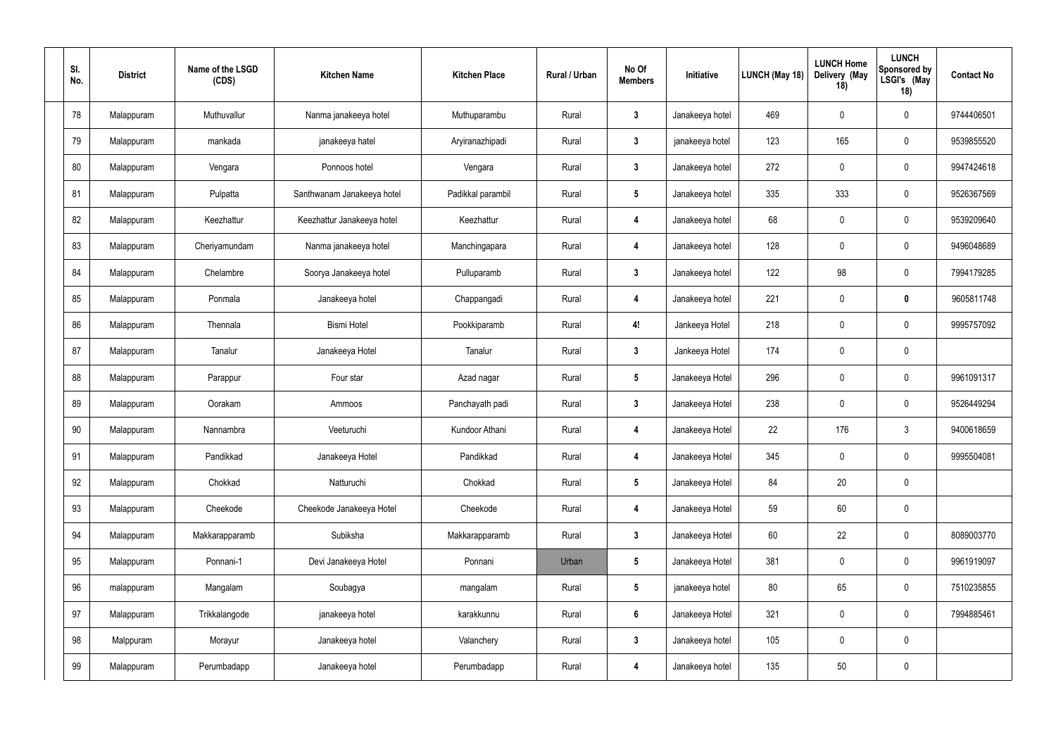| Sl. No. | District | Name of the LSGD (CDS) | Kitchen Name | Kitchen Place | Rural / Urban | No Of Members | Initiative | LUNCH (May 18) | LUNCH Home Delivery (May 18) | LUNCH Sponsored by LSGI's (May 18) | Contact No |
|---|---|---|---|---|---|---|---|---|---|---|---|
| 78 | Malappuram | Muthuvallur | Nanma janakeeya hotel | Muthuparambu | Rural | **3** | Janakeeya hotel | 469 | 0 | 0 | 9744406501 |
| 79 | Malappuram | mankada | janakeeya hatel | Aryiranazhipadi | Rural | **3** | janakeeya hotel | 123 | 165 | 0 | 9539855520 |
| 80 | Malappuram | Vengara | Ponnoos hotel | Vengara | Rural | **3** | Janakeeya hotel | 272 | 0 | 0 | 9947424618 |
| 81 | Malappuram | Pulpatta | Santhwanam Janakeeya hotel | Padikkal parambil | Rural | **5** | Janakeeya hotel | 335 | 333 | 0 | 9526367569 |
| 82 | Malappuram | Keezhattur | Keezhattur Janakeeya hotel | Keezhattur | Rural | **4** | Janakeeya hotel | 68 | 0 | 0 | 9539209640 |
| 83 | Malappuram | Cheriyamundam | Nanma janakeeya hotel | Manchingapara | Rural | **4** | Janakeeya hotel | 128 | 0 | 0 | 9496048689 |
| 84 | Malappuram | Chelambre | Soorya Janakeeya hotel | Pulluparamb | Rural | **3** | Janakeeya hotel | 122 | 98 | 0 | 7994179285 |
| 85 | Malappuram | Ponmala | Janakeeya hotel | Chappangadi | Rural | **4** | Janakeeya hotel | 221 | 0 | **0** | 9605811748 |
| 86 | Malappuram | Thennala | Bismi Hotel | Pookkiparamb | Rural | **4!** | Jankeeya Hotel | 218 | 0 | 0 | 9995757092 |
| 87 | Malappuram | Tanalur | Janakeeya Hotel | Tanalur | Rural | **3** | Jankeeya Hotel | 174 | 0 | 0 | |
| 88 | Malappuram | Parappur | Four star | Azad nagar | Rural | **5** | Janakeeya Hotel | 296 | 0 | 0 | 9961091317 |
| 89 | Malappuram | Oorakam | Ammoos | Panchayath padi | Rural | **3** | Janakeeya Hotel | 238 | 0 | 0 | 9526449294 |
| 90 | Malappuram | Nannambra | Veeturuchi | Kundoor Athani | Rural | **4** | Janakeeya Hotel | 22 | 176 | 3 | 9400618659 |
| 91 | Malappuram | Pandikkad | Janakeeya Hotel | Pandikkad | Rural | **4** | Janakeeya Hotel | 345 | 0 | 0 | 9995504081 |
| 92 | Malappuram | Chokkad | Natturuchi | Chokkad | Rural | **5** | Janakeeya Hotel | 84 | 20 | 0 | |
| 93 | Malappuram | Cheekode | Cheekode Janakeeya Hotel | Cheekode | Rural | **4** | Janakeeya Hotel | 59 | 60 | 0 | |
| 94 | Malappuram | Makkarapparamb | Subiksha | Makkarapparamb | Rural | **3** | Janakeeya Hotel | 60 | 22 | 0 | 8089003770 |
| 95 | Malappuram | Ponnani-1 | Devi Janakeeya Hotel | Ponnani | Urban | **5** | Janakeeya Hotel | 381 | 0 | 0 | 9961919097 |
| 96 | malappuram | Mangalam | Soubagya | mangalam | Rural | **5** | janakeeya hotel | 80 | 65 | 0 | 7510235855 |
| 97 | Malappuram | Trikkalangode | janakeeya hotel | karakkunnu | Rural | **6** | Janakeeya Hotel | 321 | 0 | 0 | 7994885461 |
| 98 | Malppuram | Morayur | Janakeeya hotel | Valanchery | Rural | **3** | Janakeeya hotel | 105 | 0 | 0 | |
| 99 | Malappuram | Perumbadapp | Janakeeya hotel | Perumbadapp | Rural | **4** | Janakeeya hotel | 135 | 50 | 0 | |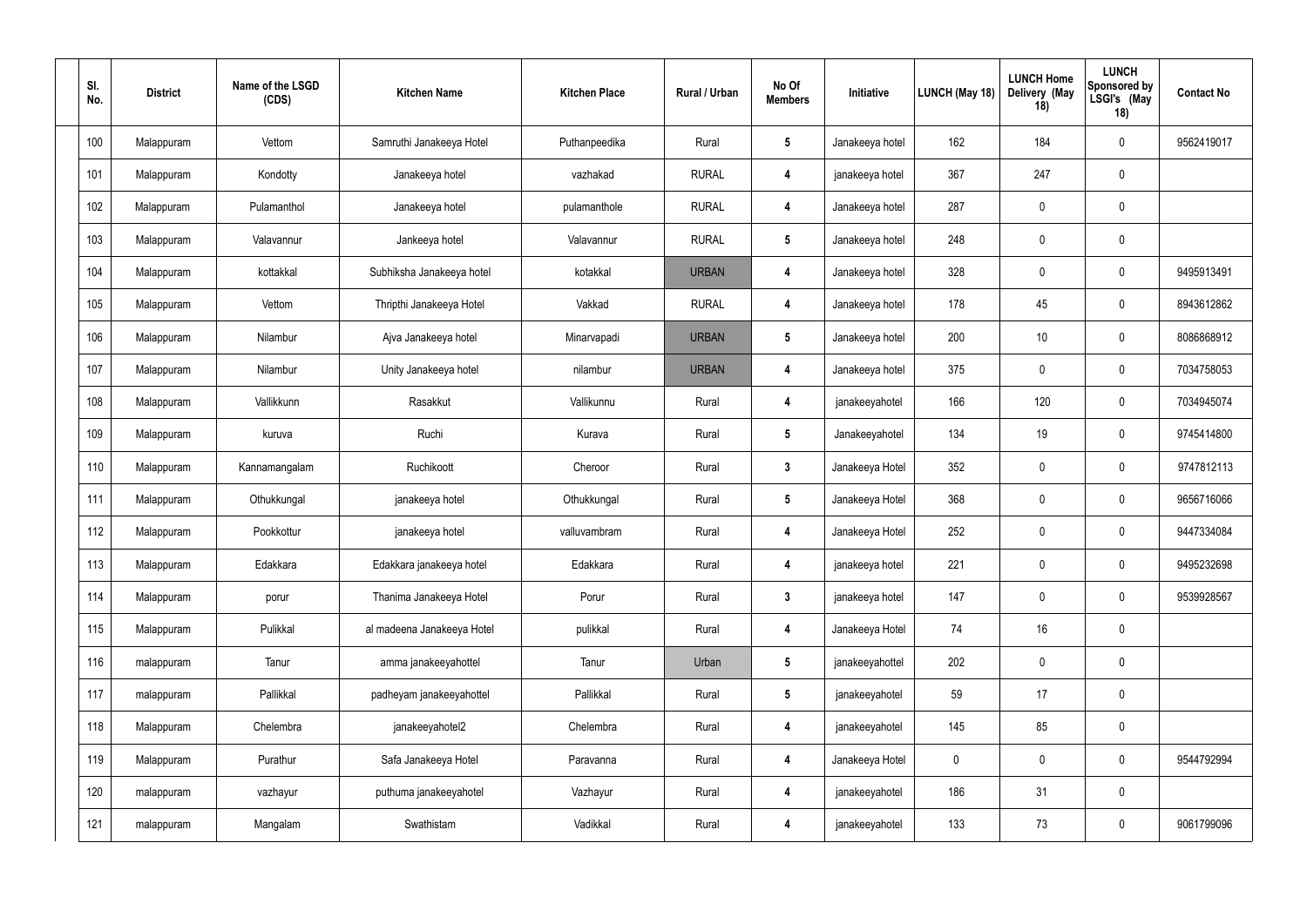| Sl. No. | District | Name of the LSGD (CDS) | Kitchen Name | Kitchen Place | Rural / Urban | No Of Members | Initiative | LUNCH (May 18) | LUNCH Home Delivery (May 18) | LUNCH Sponsored by LSGI's (May 18) | Contact No |
|---|---|---|---|---|---|---|---|---|---|---|---|
| 100 | Malappuram | Vettom | Samruthi Janakeeya Hotel | Puthanpeedika | Rural | 5 | Janakeeya hotel | 162 | 184 | 0 | 9562419017 |
| 101 | Malappuram | Kondotty | Janakeeya hotel | vazhakad | RURAL | 4 | janakeeya hotel | 367 | 247 | 0 | |
| 102 | Malappuram | Pulamanthol | Janakeeya hotel | pulamanthole | RURAL | 4 | Janakeeya hotel | 287 | 0 | 0 | |
| 103 | Malappuram | Valavannur | Jankeeya hotel | Valavannur | RURAL | 5 | Janakeeya hotel | 248 | 0 | 0 | |
| 104 | Malappuram | kottakkal | Subhiksha Janakeeya hotel | kotakkal | URBAN | 4 | Janakeeya hotel | 328 | 0 | 0 | 9495913491 |
| 105 | Malappuram | Vettom | Thripthi Janakeeya Hotel | Vakkad | RURAL | 4 | Janakeeya hotel | 178 | 45 | 0 | 8943612862 |
| 106 | Malappuram | Nilambur | Ajva Janakeeya hotel | Minarvapadi | URBAN | 5 | Janakeeya hotel | 200 | 10 | 0 | 8086868912 |
| 107 | Malappuram | Nilambur | Unity Janakeeya hotel | nilambur | URBAN | 4 | Janakeeya hotel | 375 | 0 | 0 | 7034758053 |
| 108 | Malappuram | Vallikkunn | Rasakkut | Vallikunnu | Rural | 4 | janakeeyahotel | 166 | 120 | 0 | 7034945074 |
| 109 | Malappuram | kuruva | Ruchi | Kurava | Rural | 5 | Janakeeyahotel | 134 | 19 | 0 | 9745414800 |
| 110 | Malappuram | Kannamangalam | Ruchikoott | Cheroor | Rural | 3 | Janakeeya Hotel | 352 | 0 | 0 | 9747812113 |
| 111 | Malappuram | Othukkungal | janakeeya hotel | Othukkungal | Rural | 5 | Janakeeya Hotel | 368 | 0 | 0 | 9656716066 |
| 112 | Malappuram | Pookkottur | janakeeya hotel | valluvambram | Rural | 4 | Janakeeya Hotel | 252 | 0 | 0 | 9447334084 |
| 113 | Malappuram | Edakkara | Edakkara janakeeya hotel | Edakkara | Rural | 4 | janakeeya hotel | 221 | 0 | 0 | 9495232698 |
| 114 | Malappuram | porur | Thanima Janakeeya Hotel | Porur | Rural | 3 | janakeeya hotel | 147 | 0 | 0 | 9539928567 |
| 115 | Malappuram | Pulikkal | al madeena Janakeeya Hotel | pulikkal | Rural | 4 | Janakeeya Hotel | 74 | 16 | 0 | |
| 116 | malappuram | Tanur | amma janakeeyahottel | Tanur | Urban | 5 | janakeeyahottel | 202 | 0 | 0 | |
| 117 | malappuram | Pallikkal | padheyam janakeeyahottel | Pallikkal | Rural | 5 | janakeeyahotel | 59 | 17 | 0 | |
| 118 | Malappuram | Chelembra | janakeeyahotel2 | Chelembra | Rural | 4 | janakeeyahotel | 145 | 85 | 0 | |
| 119 | Malappuram | Purathur | Safa Janakeeya Hotel | Paravanna | Rural | 4 | Janakeeya Hotel | 0 | 0 | 0 | 9544792994 |
| 120 | malappuram | vazhayur | puthuma janakeeyahotel | Vazhayur | Rural | 4 | janakeeyahotel | 186 | 31 | 0 | |
| 121 | malappuram | Mangalam | Swathistam | Vadikkal | Rural | 4 | janakeeyahotel | 133 | 73 | 0 | 9061799096 |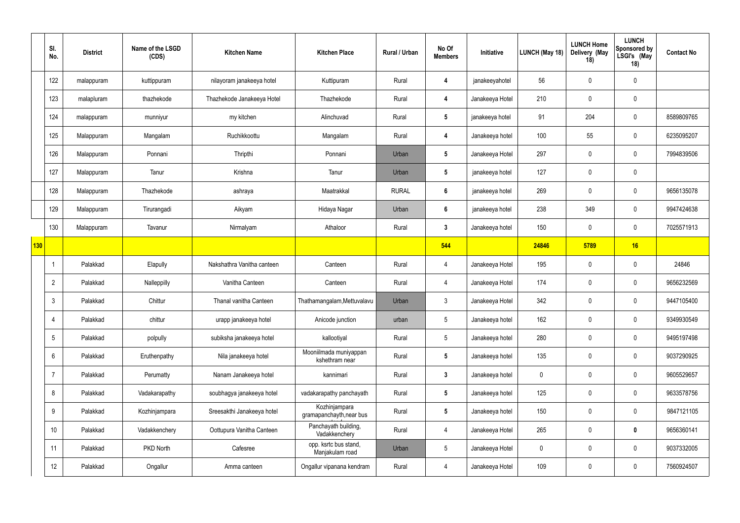| | Sl. No. | District | Name of the LSGD (CDS) | Kitchen Name | Kitchen Place | Rural / Urban | No Of Members | Initiative | LUNCH (May 18) | LUNCH Home Delivery (May 18) | LUNCH Sponsored by LSGI's (May 18) | Contact No |
|---|---|---|---|---|---|---|---|---|---|---|---|---|
| | 122 | malappuram | kuttippuram | nilayoram janakeeya hotel | Kuttipuram | Rural | 4 | janakeeyahotel | 56 | 0 | 0 | |
| | 123 | malapluram | thazhekode | Thazhekode Janakeeya Hotel | Thazhekode | Rural | 4 | Janakeeya Hotel | 210 | 0 | 0 | |
| | 124 | malappuram | munniyur | my kitchen | Alinchuvad | Rural | 5 | janakeeya hotel | 91 | 204 | 0 | 8589809765 |
| | 125 | Malappuram | Mangalam | Ruchikkoottu | Mangalam | Rural | 4 | Janakeeya hotel | 100 | 55 | 0 | 6235095207 |
| | 126 | Malappuram | Ponnani | Thripthi | Ponnani | Urban | 5 | Janakeeya Hotel | 297 | 0 | 0 | 7994839506 |
| | 127 | Malappuram | Tanur | Krishna | Tanur | Urban | 5 | janakeeya hotel | 127 | 0 | 0 | |
| | 128 | Malappuram | Thazhekode | ashraya | Maatrakkal | RURAL | 6 | janakeeya hotel | 269 | 0 | 0 | 9656135078 |
| | 129 | Malappuram | Tirurangadi | Aikyam | Hidaya Nagar | Urban | 6 | janakeeya hotel | 238 | 349 | 0 | 9947424638 |
| | 130 | Malappuram | Tavanur | Nirmalyam | Athaloor | Rural | 3 | Janakeeya hotel | 150 | 0 | 0 | 7025571913 |
| **130** | | | | | | | **544** | | **24846** | **5789** | **16** | |
| | 1 | Palakkad | Elapully | Nakshathra Vanitha canteen | Canteen | Rural | 4 | Janakeeya Hotel | 195 | 0 | 0 | 24846 |
| | 2 | Palakkad | Nalleppilly | Vanitha Canteen | Canteen | Rural | 4 | Janakeeya Hotel | 174 | 0 | 0 | 9656232569 |
| | 3 | Palakkad | Chittur | Thanal vanitha Canteen | Thathamangalam,Mettuvalavu | Urban | 3 | Janakeeya Hotel | 342 | 0 | 0 | 9447105400 |
| | 4 | Palakkad | chittur | urapp janakeeya hotel | Anicode junction | urban | 5 | Janakeeya hotel | 162 | 0 | 0 | 9349930549 |
| | 5 | Palakkad | polpully | subiksha janakeeya hotel | kallootiyal | Rural | 5 | Janakeeya hotel | 280 | 0 | 0 | 9495197498 |
| | 6 | Palakkad | Eruthenpathy | Nila janakeeya hotel | Mooniilmada muniyappan kshethram near | Rural | 5 | Janakeeya hotel | 135 | 0 | 0 | 9037290925 |
| | 7 | Palakkad | Perumatty | Nanam Janakeeya hotel | kannimari | Rural | 3 | Janakeeya hotel | 0 | 0 | 0 | 9605529657 |
| | 8 | Palakkad | Vadakarapathy | soubhagya janakeeya hotel | vadakarapathy panchayath | Rural | 5 | Janakeeya hotel | 125 | 0 | 0 | 9633578756 |
| | 9 | Palakkad | Kozhinjampara | Sreesakthi Janakeeya hotel | Kozhinjampara gramapanchayth,near bus | Rural | 5 | Janakeeya hotel | 150 | 0 | 0 | 9847121105 |
| | 10 | Palakkad | Vadakkenchery | Oottupura Vanitha Canteen | Panchayath building, Vadakkenchery | Rural | 4 | Janakeeya Hotel | 265 | 0 | **0** | 9656360141 |
| | 11 | Palakkad | PKD North | Cafesree | opp. ksrtc bus stand, Manjakulam road | Urban | 5 | Janakeeya Hotel | 0 | 0 | 0 | 9037332005 |
| | 12 | Palakkad | Ongallur | Amma canteen | Ongallur vipanana kendram | Rural | 4 | Janakeeya Hotel | 109 | 0 | 0 | 7560924507 |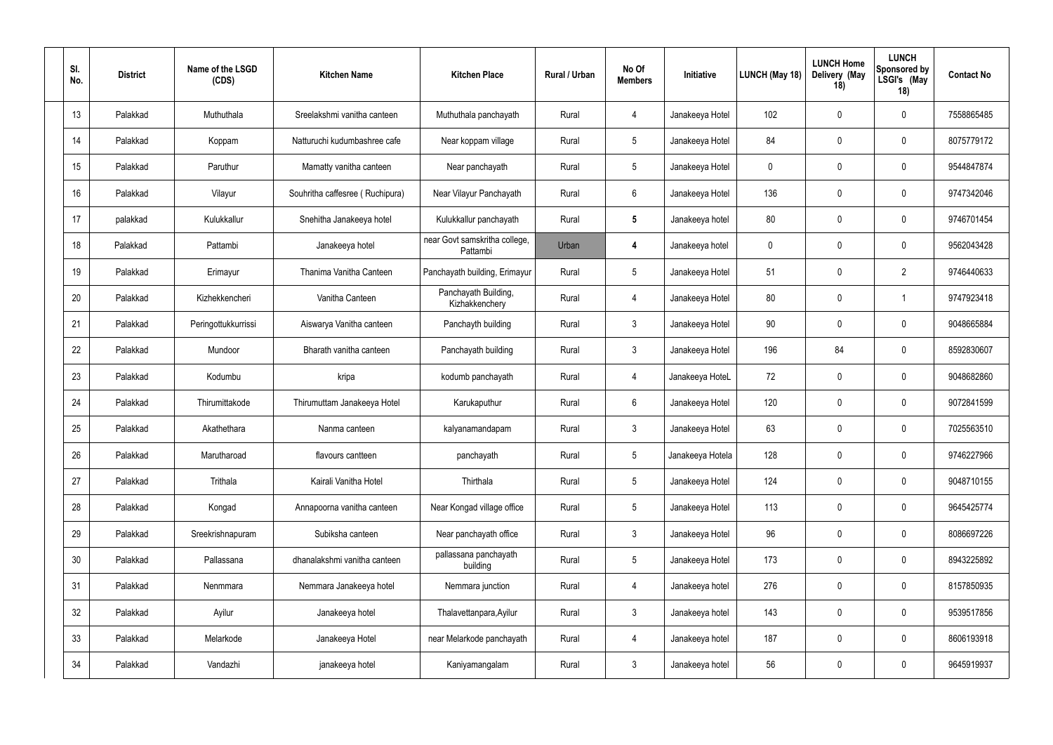| Sl. No. | District | Name of the LSGD (CDS) | Kitchen Name | Kitchen Place | Rural / Urban | No Of Members | Initiative | LUNCH (May 18) | LUNCH Home Delivery (May 18) | LUNCH Sponsored by LSGI's (May 18) | Contact No |
|---|---|---|---|---|---|---|---|---|---|---|---|
| 13 | Palakkad | Muthuthala | Sreelakshmi vanitha canteen | Muthuthala panchayath | Rural | 4 | Janakeeya Hotel | 102 | 0 | 0 | 7558865485 |
| 14 | Palakkad | Koppam | Natturuchi kudumbashree cafe | Near koppam village | Rural | 5 | Janakeeya Hotel | 84 | 0 | 0 | 8075779172 |
| 15 | Palakkad | Paruthur | Mamatty vanitha canteen | Near panchayath | Rural | 5 | Janakeeya Hotel | 0 | 0 | 0 | 9544847874 |
| 16 | Palakkad | Vilayur | Souhritha caffesree ( Ruchipura) | Near Vilayur Panchayath | Rural | 6 | Janakeeya Hotel | 136 | 0 | 0 | 9747342046 |
| 17 | palakkad | Kulukkallur | Snehitha Janakeeya hotel | Kulukkallur panchayath | Rural | **5** | Janakeeya hotel | 80 | 0 | 0 | 9746701454 |
| 18 | Palakkad | Pattambi | Janakeeya hotel | near Govt samskritha college, Pattambi | Urban | **4** | Janakeeya hotel | 0 | 0 | 0 | 9562043428 |
| 19 | Palakkad | Erimayur | Thanima Vanitha Canteen | Panchayath building, Erimayur | Rural | 5 | Janakeeya Hotel | 51 | 0 | 2 | 9746440633 |
| 20 | Palakkad | Kizhekkencheri | Vanitha Canteen | Panchayath Building, Kizhakkenchery | Rural | 4 | Janakeeya Hotel | 80 | 0 | 1 | 9747923418 |
| 21 | Palakkad | Peringottukkurissi | Aiswarya Vanitha canteen | Panchayth building | Rural | 3 | Janakeeya Hotel | 90 | 0 | 0 | 9048665884 |
| 22 | Palakkad | Mundoor | Bharath vanitha canteen | Panchayath building | Rural | 3 | Janakeeya Hotel | 196 | 84 | 0 | 8592830607 |
| 23 | Palakkad | Kodumbu | kripa | kodumb panchayath | Rural | 4 | Janakeeya HoteL | 72 | 0 | 0 | 9048682860 |
| 24 | Palakkad | Thirumittakode | Thirumuttam Janakeeya Hotel | Karukaputhur | Rural | 6 | Janakeeya Hotel | 120 | 0 | 0 | 9072841599 |
| 25 | Palakkad | Akathethara | Nanma canteen | kalyanamandapam | Rural | 3 | Janakeeya Hotel | 63 | 0 | 0 | 7025563510 |
| 26 | Palakkad | Marutharoad | flavours cantteen | panchayath | Rural | 5 | Janakeeya Hotela | 128 | 0 | 0 | 9746227966 |
| 27 | Palakkad | Trithala | Kairali Vanitha Hotel | Thirthala | Rural | 5 | Janakeeya Hotel | 124 | 0 | 0 | 9048710155 |
| 28 | Palakkad | Kongad | Annapoorna vanitha canteen | Near Kongad village office | Rural | 5 | Janakeeya Hotel | 113 | 0 | 0 | 9645425774 |
| 29 | Palakkad | Sreekrishnapuram | Subiksha canteen | Near panchayath office | Rural | 3 | Janakeeya Hotel | 96 | 0 | 0 | 8086697226 |
| 30 | Palakkad | Pallassana | dhanalakshmi vanitha canteen | pallassana panchayath building | Rural | 5 | Janakeeya Hotel | 173 | 0 | 0 | 8943225892 |
| 31 | Palakkad | Nenmmara | Nemmara Janakeeya hotel | Nemmara junction | Rural | 4 | Janakeeya hotel | 276 | 0 | 0 | 8157850935 |
| 32 | Palakkad | Ayilur | Janakeeya hotel | Thalavettanpara,Ayilur | Rural | 3 | Janakeeya hotel | 143 | 0 | 0 | 9539517856 |
| 33 | Palakkad | Melarkode | Janakeeya Hotel | near Melarkode panchayath | Rural | 4 | Janakeeya hotel | 187 | 0 | 0 | 8606193918 |
| 34 | Palakkad | Vandazhi | janakeeya hotel | Kaniyamangalam | Rural | 3 | Janakeeya hotel | 56 | 0 | 0 | 9645919937 |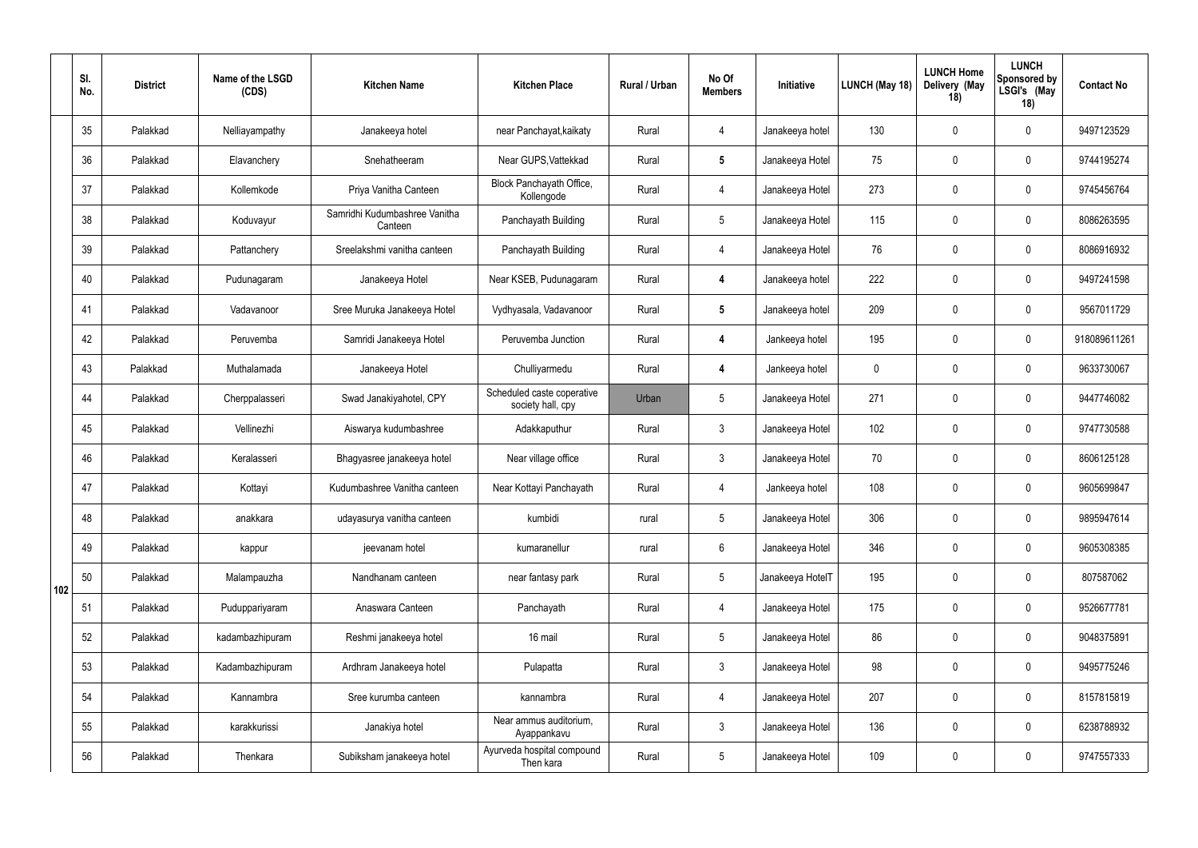|  | Sl. No. | District | Name of the LSGD (CDS) | Kitchen Name | Kitchen Place | Rural / Urban | No Of Members | Initiative | LUNCH (May 18) | LUNCH Home Delivery (May 18) | LUNCH Sponsored by LSGI's (May 18) | Contact No |
|---|---|---|---|---|---|---|---|---|---|---|---|---|
| 102 | 35 | Palakkad | Nelliayampathy | Janakeeya hotel | near Panchayat,kaikaty | Rural | 4 | Janakeeya hotel | 130 | 0 | 0 | 9497123529 |
|  | 36 | Palakkad | Elavanchery | Snehatheeram | Near GUPS,Vattekkad | Rural | 5 | Janakeeya Hotel | 75 | 0 | 0 | 9744195274 |
|  | 37 | Palakkad | Kollemkode | Priya Vanitha Canteen | Block Panchayath Office, Kollengode | Rural | 4 | Janakeeya Hotel | 273 | 0 | 0 | 9745456764 |
|  | 38 | Palakkad | Koduvayur | Samridhi Kudumbashree Vanitha Canteen | Panchayath Building | Rural | 5 | Janakeeya Hotel | 115 | 0 | 0 | 8086263595 |
|  | 39 | Palakkad | Pattanchery | Sreelakshmi vanitha canteen | Panchayath Building | Rural | 4 | Janakeeya Hotel | 76 | 0 | 0 | 8086916932 |
|  | 40 | Palakkad | Pudunagaram | Janakeeya Hotel | Near KSEB, Pudunagaram | Rural | 4 | Janakeeya hotel | 222 | 0 | 0 | 9497241598 |
|  | 41 | Palakkad | Vadavanoor | Sree Muruka Janakeeya Hotel | Vydhyasala, Vadavanoor | Rural | 5 | Janakeeya hotel | 209 | 0 | 0 | 9567011729 |
|  | 42 | Palakkad | Peruvemba | Samridi Janakeeya Hotel | Peruvemba Junction | Rural | 4 | Jankeeya hotel | 195 | 0 | 0 | 918089611261 |
|  | 43 | Palakkad | Muthalamada | Janakeeya Hotel | Chulliyarmedu | Rural | 4 | Jankeeya hotel | 0 | 0 | 0 | 9633730067 |
|  | 44 | Palakkad | Cherppalasseri | Swad Janakiyahotel, CPY | Scheduled caste coperative society hall, cpy | Urban | 5 | Janakeeya Hotel | 271 | 0 | 0 | 9447746082 |
|  | 45 | Palakkad | Vellinezhi | Aiswarya kudumbashree | Adakkaputhur | Rural | 3 | Janakeeya Hotel | 102 | 0 | 0 | 9747730588 |
|  | 46 | Palakkad | Keralasseri | Bhagyasree janakeeya hotel | Near village office | Rural | 3 | Janakeeya Hotel | 70 | 0 | 0 | 8606125128 |
|  | 47 | Palakkad | Kottayi | Kudumbashree Vanitha canteen | Near Kottayi Panchayath | Rural | 4 | Jankeeya hotel | 108 | 0 | 0 | 9605699847 |
|  | 48 | Palakkad | anakkara | udayasurya vanitha canteen | kumbidi | rural | 5 | Janakeeya Hotel | 306 | 0 | 0 | 9895947614 |
|  | 49 | Palakkad | kappur | jeevanam hotel | kumaranellur | rural | 6 | Janakeeya Hotel | 346 | 0 | 0 | 9605308385 |
|  | 50 | Palakkad | Malampauzha | Nandhanam canteen | near fantasy park | Rural | 5 | Janakeeya HotelT | 195 | 0 | 0 | 807587062 |
|  | 51 | Palakkad | Puduppariyaram | Anaswara Canteen | Panchayath | Rural | 4 | Janakeeya Hotel | 175 | 0 | 0 | 9526677781 |
|  | 52 | Palakkad | kadambazhipuram | Reshmi janakeeya hotel | 16 mail | Rural | 5 | Janakeeya Hotel | 86 | 0 | 0 | 9048375891 |
|  | 53 | Palakkad | Kadambazhipuram | Ardhram Janakeeya hotel | Pulapatta | Rural | 3 | Janakeeya Hotel | 98 | 0 | 0 | 9495775246 |
|  | 54 | Palakkad | Kannambra | Sree kurumba canteen | kannambra | Rural | 4 | Janakeeya Hotel | 207 | 0 | 0 | 8157815819 |
|  | 55 | Palakkad | karakkurissi | Janakiya hotel | Near ammus auditorium, Ayappankavu | Rural | 3 | Janakeeya Hotel | 136 | 0 | 0 | 6238788932 |
|  | 56 | Palakkad | Thenkara | Subiksham janakeeya hotel | Ayurveda hospital compound Then kara | Rural | 5 | Janakeeya Hotel | 109 | 0 | 0 | 9747557333 |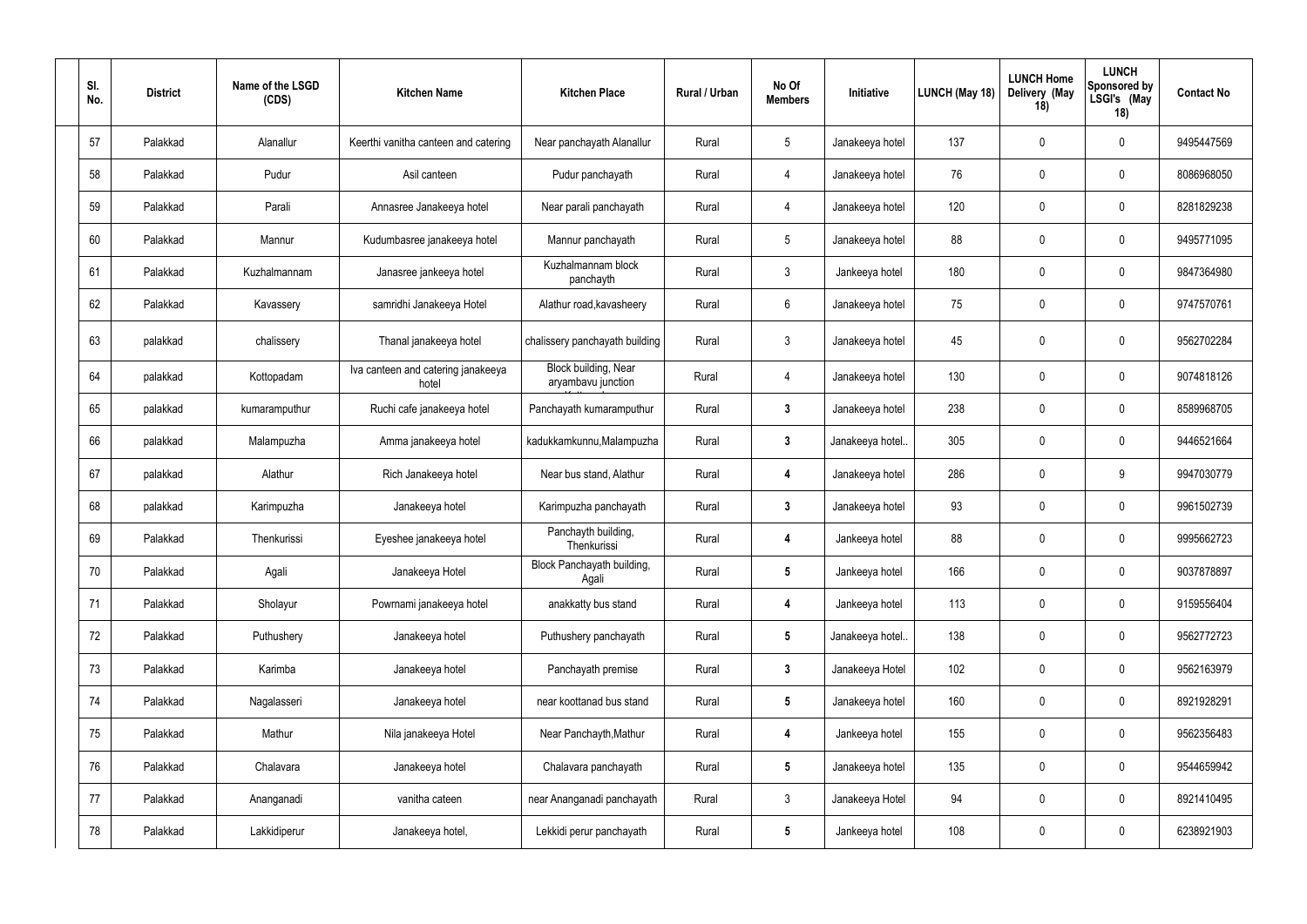| Sl. No. | District | Name of the LSGD (CDS) | Kitchen Name | Kitchen Place | Rural / Urban | No Of Members | Initiative | LUNCH (May 18) | LUNCH Home Delivery (May 18) | LUNCH Sponsored by LSGI's (May 18) | Contact No |
|---|---|---|---|---|---|---|---|---|---|---|---|
| 57 | Palakkad | Alanallur | Keerthi vanitha canteen and catering | Near panchayath Alanallur | Rural | 5 | Janakeeya hotel | 137 | 0 | 0 | 9495447569 |
| 58 | Palakkad | Pudur | Asil canteen | Pudur panchayath | Rural | 4 | Janakeeya hotel | 76 | 0 | 0 | 8086968050 |
| 59 | Palakkad | Parali | Annasree Janakeeya hotel | Near parali panchayath | Rural | 4 | Janakeeya hotel | 120 | 0 | 0 | 8281829238 |
| 60 | Palakkad | Mannur | Kudumbasree janakeeya hotel | Mannur panchayath | Rural | 5 | Janakeeya hotel | 88 | 0 | 0 | 9495771095 |
| 61 | Palakkad | Kuzhalmannam | Janasree jankeeya hotel | Kuzhalmannam block panchayth | Rural | 3 | Jankeeya hotel | 180 | 0 | 0 | 9847364980 |
| 62 | Palakkad | Kavassery | samridhi Janakeeya Hotel | Alathur road,kavasheery | Rural | 6 | Janakeeya hotel | 75 | 0 | 0 | 9747570761 |
| 63 | palakkad | chalissery | Thanal janakeeya hotel | chalissery panchayath building | Rural | 3 | Janakeeya hotel | 45 | 0 | 0 | 9562702284 |
| 64 | palakkad | Kottopadam | Iva canteen and catering janakeeya hotel | Block building, Near aryambavu junction Kottopadam | Rural | 4 | Janakeeya hotel | 130 | 0 | 0 | 9074818126 |
| 65 | palakkad | kumaramputhur | Ruchi cafe janakeeya hotel | Panchayath kumaramputhur | Rural | 3 | Janakeeya hotel | 238 | 0 | 0 | 8589968705 |
| 66 | palakkad | Malampuzha | Amma janakeeya hotel | kadukkamkunnu,Malampuzha | Rural | 3 | Janakeeya hotel.. | 305 | 0 | 0 | 9446521664 |
| 67 | palakkad | Alathur | Rich Janakeeya hotel | Near bus stand, Alathur | Rural | 4 | Janakeeya hotel | 286 | 0 | 9 | 9947030779 |
| 68 | palakkad | Karimpuzha | Janakeeya hotel | Karimpuzha panchayath | Rural | 3 | Janakeeya hotel | 93 | 0 | 0 | 9961502739 |
| 69 | Palakkad | Thenkurissi | Eyeshee janakeeya hotel | Panchayth building, Thenkurissi | Rural | 4 | Jankeeya hotel | 88 | 0 | 0 | 9995662723 |
| 70 | Palakkad | Agali | Janakeeya Hotel | Block Panchayath building, Agali | Rural | 5 | Jankeeya hotel | 166 | 0 | 0 | 9037878897 |
| 71 | Palakkad | Sholayur | Powrnami janakeeya hotel | anakkatty bus stand | Rural | 4 | Jankeeya hotel | 113 | 0 | 0 | 9159556404 |
| 72 | Palakkad | Puthushery | Janakeeya hotel | Puthushery panchayath | Rural | 5 | Janakeeya hotel.. | 138 | 0 | 0 | 9562772723 |
| 73 | Palakkad | Karimba | Janakeeya hotel | Panchayath premise | Rural | 3 | Janakeeya Hotel | 102 | 0 | 0 | 9562163979 |
| 74 | Palakkad | Nagalasseri | Janakeeya hotel | near koottanad bus stand | Rural | 5 | Janakeeya hotel | 160 | 0 | 0 | 8921928291 |
| 75 | Palakkad | Mathur | Nila janakeeya Hotel | Near Panchayth,Mathur | Rural | 4 | Jankeeya hotel | 155 | 0 | 0 | 9562356483 |
| 76 | Palakkad | Chalavara | Janakeeya hotel | Chalavara panchayath | Rural | 5 | Janakeeya hotel | 135 | 0 | 0 | 9544659942 |
| 77 | Palakkad | Ananganadi | vanitha cateen | near Ananganadi panchayath | Rural | 3 | Janakeeya Hotel | 94 | 0 | 0 | 8921410495 |
| 78 | Palakkad | Lakkidiperur | Janakeeya hotel, | Lekkidi perur panchayath | Rural | 5 | Jankeeya hotel | 108 | 0 | 0 | 6238921903 |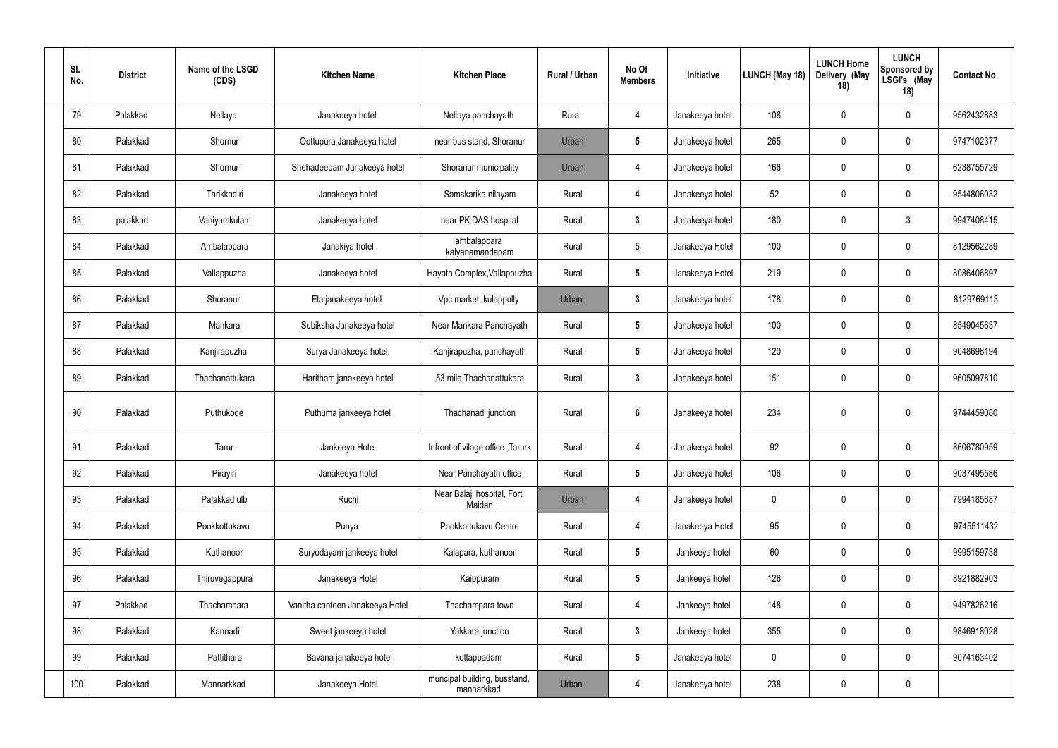| Sl. No. | District | Name of the LSGD (CDS) | Kitchen Name | Kitchen Place | Rural / Urban | No Of Members | Initiative | LUNCH (May 18) | LUNCH Home Delivery (May 18) | LUNCH Sponsored by LSGI's (May 18) | Contact No |
|---|---|---|---|---|---|---|---|---|---|---|---|
| 79 | Palakkad | Nellaya | Janakeeya hotel | Nellaya panchayath | Rural | 4 | Janakeeya hotel | 108 | 0 | 0 | 9562432883 |
| 80 | Palakkad | Shornur | Oottupura Janakeeya hotel | near bus stand, Shoranur | Urban | 5 | Janakeeya hotel | 265 | 0 | 0 | 9747102377 |
| 81 | Palakkad | Shornur | Snehadeepam Janakeeya hotel | Shoranur municipality | Urban | 4 | Janakeeya hotel | 166 | 0 | 0 | 6238755729 |
| 82 | Palakkad | Thrikkadiri | Janakeeya hotel | Samskarika nilayam | Rural | 4 | Janakeeya hotel | 52 | 0 | 0 | 9544806032 |
| 83 | palakkad | Vaniyamkulam | Janakeeya hotel | near PK DAS hospital | Rural | 3 | Janakeeya hotel | 180 | 0 | 3 | 9947408415 |
| 84 | Palakkad | Ambalappara | Janakiya hotel | ambalappara kalyanamandapam | Rural | 5 | Janakeeya Hotel | 100 | 0 | 0 | 8129562289 |
| 85 | Palakkad | Vallappuzha | Janakeeya hotel | Hayath Complex,Vallappuzha | Rural | 5 | Janakeeya Hotel | 219 | 0 | 0 | 8086406897 |
| 86 | Palakkad | Shoranur | Ela janakeeya hotel | Vpc market, kulappully | Urban | 3 | Janakeeya hotel | 178 | 0 | 0 | 8129769113 |
| 87 | Palakkad | Mankara | Subiksha Janakeeya hotel | Near Mankara Panchayath | Rural | 5 | Janakeeya hotel | 100 | 0 | 0 | 8549045637 |
| 88 | Palakkad | Kanjirapuzha | Surya Janakeeya hotel, | Kanjirapuzha, panchayath | Rural | 5 | Janakeeya hotel | 120 | 0 | 0 | 9048698194 |
| 89 | Palakkad | Thachanattukara | Haritham janakeeya hotel | 53 mile,Thachanattukara | Rural | 3 | Janakeeya hotel | 151 | 0 | 0 | 9605097810 |
| 90 | Palakkad | Puthukode | Puthuma jankeeya hotel | Thachanadi junction | Rural | 6 | Janakeeya hotel | 234 | 0 | 0 | 9744459080 |
| 91 | Palakkad | Tarur | Jankeeya Hotel | Infront of vilage office ,Tarurk | Rural | 4 | Janakeeya hotel | 92 | 0 | 0 | 8606780959 |
| 92 | Palakkad | Pirayiri | Janakeeya hotel | Near Panchayath office | Rural | 5 | Janakeeya hotel | 106 | 0 | 0 | 9037495586 |
| 93 | Palakkad | Palakkad ulb | Ruchi | Near Balaji hospital, Fort Maidan | Urban | 4 | Janakeeya hotel | 0 | 0 | 0 | 7994185687 |
| 94 | Palakkad | Pookkottukavu | Punya | Pookkottukavu Centre | Rural | 4 | Janakeeya Hotel | 95 | 0 | 0 | 9745511432 |
| 95 | Palakkad | Kuthanoor | Suryodayam jankeeya hotel | Kalapara, kuthanoor | Rural | 5 | Jankeeya hotel | 60 | 0 | 0 | 9995159738 |
| 96 | Palakkad | Thiruvegappura | Janakeeya Hotel | Kaippuram | Rural | 5 | Jankeeya hotel | 126 | 0 | 0 | 8921882903 |
| 97 | Palakkad | Thachampara | Vanitha canteen Janakeeya Hotel | Thachampara town | Rural | 4 | Jankeeya hotel | 148 | 0 | 0 | 9497826216 |
| 98 | Palakkad | Kannadi | Sweet jankeeya hotel | Yakkara junction | Rural | 3 | Jankeeya hotel | 355 | 0 | 0 | 9846918028 |
| 99 | Palakkad | Pattithara | Bavana janakeeya hotel | kottappadam | Rural | 5 | Janakeeya hotel | 0 | 0 | 0 | 9074163402 |
| 100 | Palakkad | Mannarkkad | Janakeeya Hotel | muncipal building, busstand, mannarkkad | Urban | 4 | Janakeeya hotel | 238 | 0 | 0 | |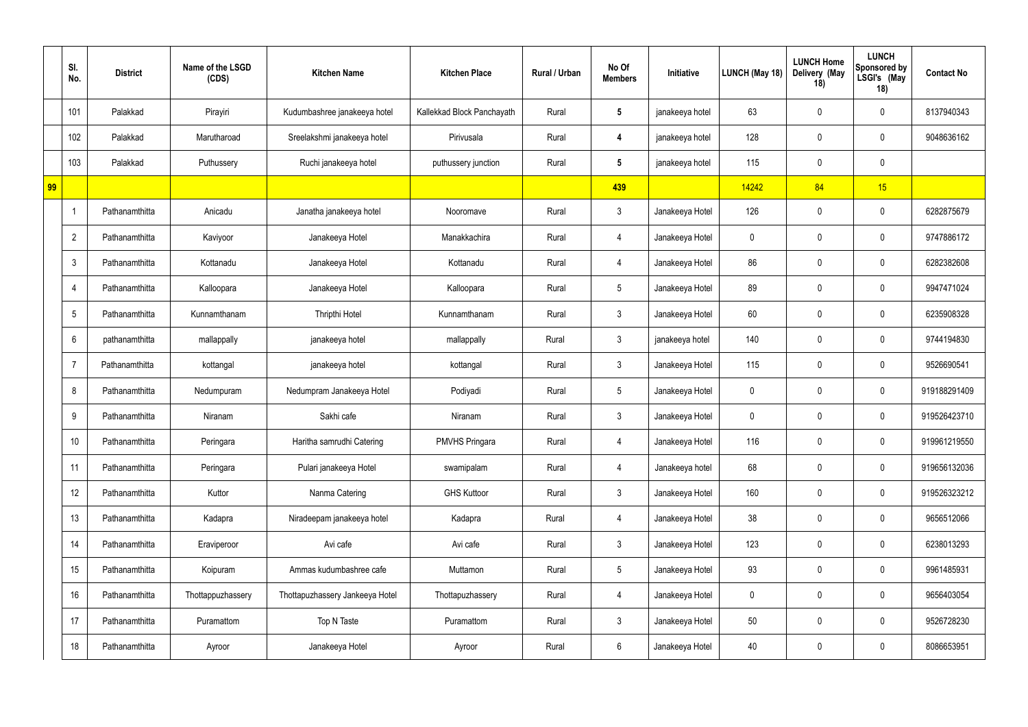| | Sl. No. | District | Name of the LSGD (CDS) | Kitchen Name | Kitchen Place | Rural / Urban | No Of Members | Initiative | LUNCH (May 18) | LUNCH Home Delivery (May 18) | LUNCH Sponsored by LSGI's (May 18) | Contact No |
|---|---|---|---|---|---|---|---|---|---|---|---|---|
| | 101 | Palakkad | Pirayiri | Kudumbashree janakeeya hotel | Kallekkad Block Panchayath | Rural | **5** | janakeeya hotel | 63 | 0 | 0 | 8137940343 |
| | 102 | Palakkad | Marutharoad | Sreelakshmi janakeeya hotel | Pirivusala | Rural | **4** | janakeeya hotel | 128 | 0 | 0 | 9048636162 |
| | 103 | Palakkad | Puthussery | Ruchi janakeeya hotel | puthussery junction | Rural | **5** | janakeeya hotel | 115 | 0 | 0 | |
| **99** | | | | | | | **439** | | 14242 | 84 | 15 | |
| | 1 | Pathanamthitta | Anicadu | Janatha janakeeya hotel | Nooromave | Rural | 3 | Janakeeya Hotel | 126 | 0 | 0 | 6282875679 |
| | 2 | Pathanamthitta | Kaviyoor | Janakeeya Hotel | Manakkachira | Rural | 4 | Janakeeya Hotel | 0 | 0 | 0 | 9747886172 |
| | 3 | Pathanamthitta | Kottanadu | Janakeeya Hotel | Kottanadu | Rural | 4 | Janakeeya Hotel | 86 | 0 | 0 | 6282382608 |
| | 4 | Pathanamthitta | Kalloopara | Janakeeya Hotel | Kalloopara | Rural | 5 | Janakeeya Hotel | 89 | 0 | 0 | 9947471024 |
| | 5 | Pathanamthitta | Kunnamthanam | Thripthi Hotel | Kunnamthanam | Rural | 3 | Janakeeya Hotel | 60 | 0 | 0 | 6235908328 |
| | 6 | pathanamthitta | mallappally | janakeeya hotel | mallappally | Rural | 3 | janakeeya hotel | 140 | 0 | 0 | 9744194830 |
| | 7 | Pathanamthitta | kottangal | janakeeya hotel | kottangal | Rural | 3 | Janakeeya Hotel | 115 | 0 | 0 | 9526690541 |
| | 8 | Pathanamthitta | Nedumpuram | Nedumpram Janakeeya Hotel | Podiyadi | Rural | 5 | Janakeeya Hotel | 0 | 0 | 0 | 919188291409 |
| | 9 | Pathanamthitta | Niranam | Sakhi cafe | Niranam | Rural | 3 | Janakeeya Hotel | 0 | 0 | 0 | 919526423710 |
| | 10 | Pathanamthitta | Peringara | Haritha samrudhi Catering | PMVHS Pringara | Rural | 4 | Janakeeya Hotel | 116 | 0 | 0 | 919961219550 |
| | 11 | Pathanamthitta | Peringara | Pulari janakeeya Hotel | swamipalam | Rural | 4 | Janakeeya hotel | 68 | 0 | 0 | 919656132036 |
| | 12 | Pathanamthitta | Kuttor | Nanma Catering | GHS Kuttoor | Rural | 3 | Janakeeya Hotel | 160 | 0 | 0 | 919526323212 |
| | 13 | Pathanamthitta | Kadapra | Niradeepam janakeeya hotel | Kadapra | Rural | 4 | Janakeeya Hotel | 38 | 0 | 0 | 9656512066 |
| | 14 | Pathanamthitta | Eraviperoor | Avi cafe | Avi cafe | Rural | 3 | Janakeeya Hotel | 123 | 0 | 0 | 6238013293 |
| | 15 | Pathanamthitta | Koipuram | Ammas kudumbashree cafe | Muttamon | Rural | 5 | Janakeeya Hotel | 93 | 0 | 0 | 9961485931 |
| | 16 | Pathanamthitta | Thottappuzhassery | Thottapuzhassery Jankeeya Hotel | Thottapuzhassery | Rural | 4 | Janakeeya Hotel | 0 | 0 | 0 | 9656403054 |
| | 17 | Pathanamthitta | Puramattom | Top N Taste | Puramattom | Rural | 3 | Janakeeya Hotel | 50 | 0 | 0 | 9526728230 |
| | 18 | Pathanamthitta | Ayroor | Janakeeya Hotel | Ayroor | Rural | 6 | Janakeeya Hotel | 40 | 0 | 0 | 8086653951 |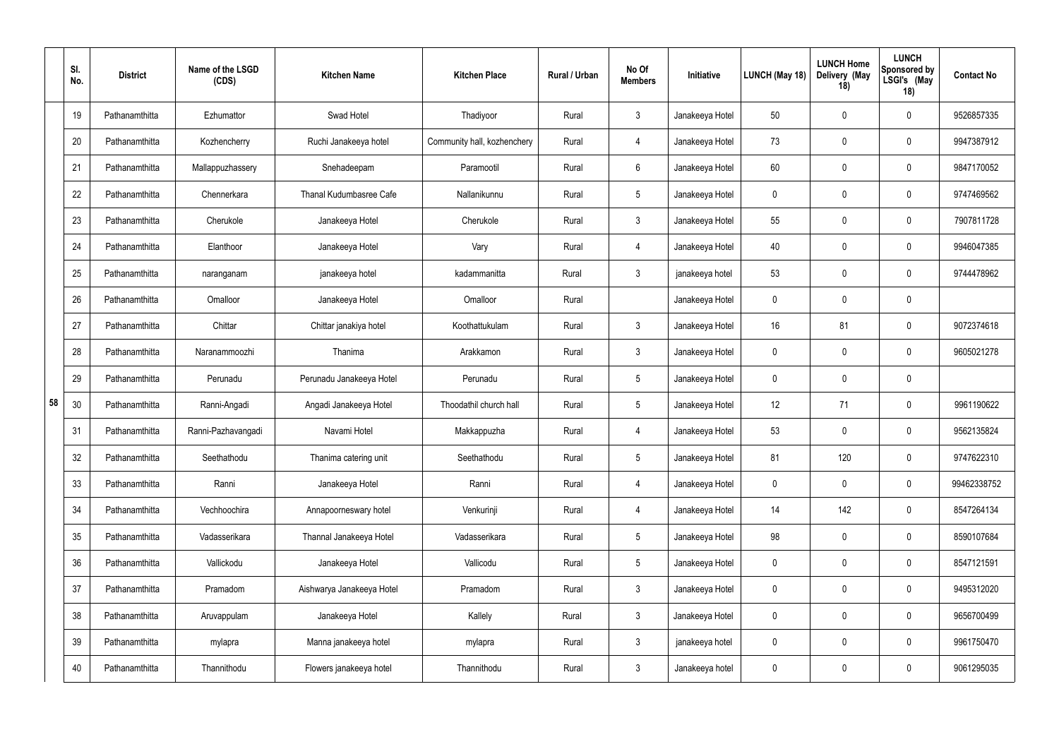|  | Sl. No. | District | Name of the LSGD (CDS) | Kitchen Name | Kitchen Place | Rural / Urban | No Of Members | Initiative | LUNCH (May 18) | LUNCH Home Delivery (May 18) | LUNCH Sponsored by LSGI's (May 18) | Contact No |
|---|---|---|---|---|---|---|---|---|---|---|---|---|
|  | 19 | Pathanamthitta | Ezhumattor | Swad Hotel | Thadiyoor | Rural | 3 | Janakeeya Hotel | 50 | 0 | 0 | 9526857335 |
|  | 20 | Pathanamthitta | Kozhencherry | Ruchi Janakeeya hotel | Community hall, kozhenchery | Rural | 4 | Janakeeya Hotel | 73 | 0 | 0 | 9947387912 |
|  | 21 | Pathanamthitta | Mallappuzhassery | Snehadeepam | Paramootil | Rural | 6 | Janakeeya Hotel | 60 | 0 | 0 | 9847170052 |
|  | 22 | Pathanamthitta | Chennerkara | Thanal Kudumbasree Cafe | Nallanikunnu | Rural | 5 | Janakeeya Hotel | 0 | 0 | 0 | 9747469562 |
|  | 23 | Pathanamthitta | Cherukole | Janakeeya Hotel | Cherukole | Rural | 3 | Janakeeya Hotel | 55 | 0 | 0 | 7907811728 |
|  | 24 | Pathanamthitta | Elanthoor | Janakeeya Hotel | Vary | Rural | 4 | Janakeeya Hotel | 40 | 0 | 0 | 9946047385 |
|  | 25 | Pathanamthitta | naranganam | janakeeya hotel | kadammanitta | Rural | 3 | janakeeya hotel | 53 | 0 | 0 | 9744478962 |
|  | 26 | Pathanamthitta | Omalloor | Janakeeya Hotel | Omalloor | Rural |  | Janakeeya Hotel | 0 | 0 | 0 |  |
|  | 27 | Pathanamthitta | Chittar | Chittar janakiya hotel | Koothattukulam | Rural | 3 | Janakeeya Hotel | 16 | 81 | 0 | 9072374618 |
|  | 28 | Pathanamthitta | Naranammoozhi | Thanima | Arakkamon | Rural | 3 | Janakeeya Hotel | 0 | 0 | 0 | 9605021278 |
|  | 29 | Pathanamthitta | Perunadu | Perunadu Janakeeya Hotel | Perunadu | Rural | 5 | Janakeeya Hotel | 0 | 0 | 0 |  |
| 58 | 30 | Pathanamthitta | Ranni-Angadi | Angadi Janakeeya Hotel | Thoodathil church hall | Rural | 5 | Janakeeya Hotel | 12 | 71 | 0 | 9961190622 |
|  | 31 | Pathanamthitta | Ranni-Pazhavangadi | Navami Hotel | Makkappuzha | Rural | 4 | Janakeeya Hotel | 53 | 0 | 0 | 9562135824 |
|  | 32 | Pathanamthitta | Seethathodu | Thanima catering unit | Seethathodu | Rural | 5 | Janakeeya Hotel | 81 | 120 | 0 | 9747622310 |
|  | 33 | Pathanamthitta | Ranni | Janakeeya Hotel | Ranni | Rural | 4 | Janakeeya Hotel | 0 | 0 | 0 | 99462338752 |
|  | 34 | Pathanamthitta | Vechhoochira | Annapoorneswary hotel | Venkurinji | Rural | 4 | Janakeeya Hotel | 14 | 142 | 0 | 8547264134 |
|  | 35 | Pathanamthitta | Vadasserikara | Thannal Janakeeya Hotel | Vadasserikara | Rural | 5 | Janakeeya Hotel | 98 | 0 | 0 | 8590107684 |
|  | 36 | Pathanamthitta | Vallickodu | Janakeeya Hotel | Vallicodu | Rural | 5 | Janakeeya Hotel | 0 | 0 | 0 | 8547121591 |
|  | 37 | Pathanamthitta | Pramadom | Aishwarya Janakeeya Hotel | Pramadom | Rural | 3 | Janakeeya Hotel | 0 | 0 | 0 | 9495312020 |
|  | 38 | Pathanamthitta | Aruvappulam | Janakeeya Hotel | Kallely | Rural | 3 | Janakeeya Hotel | 0 | 0 | 0 | 9656700499 |
|  | 39 | Pathanamthitta | mylapra | Manna janakeeya hotel | mylapra | Rural | 3 | janakeeya hotel | 0 | 0 | 0 | 9961750470 |
|  | 40 | Pathanamthitta | Thannithodu | Flowers janakeeya hotel | Thannithodu | Rural | 3 | Janakeeya hotel | 0 | 0 | 0 | 9061295035 |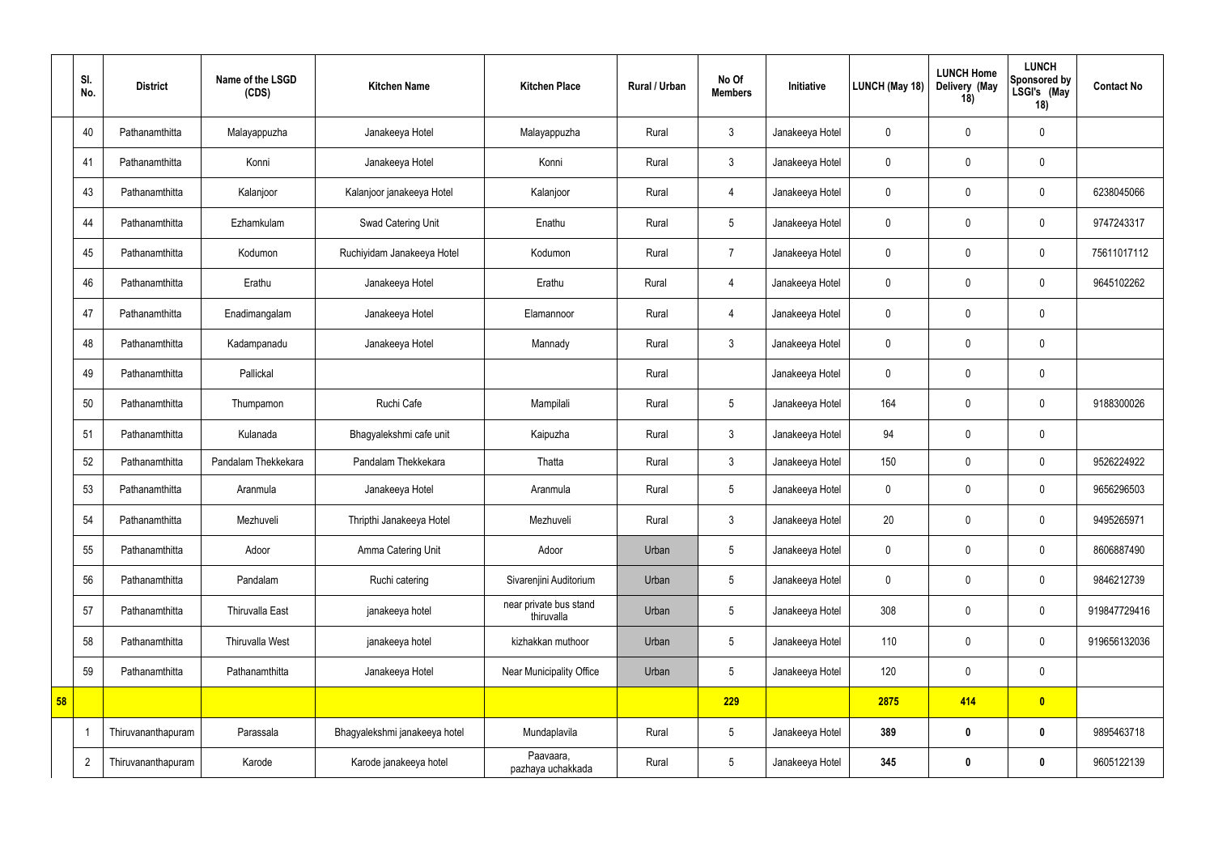| | Sl. No. | District | Name of the LSGD (CDS) | Kitchen Name | Kitchen Place | Rural / Urban | No Of Members | Initiative | LUNCH (May 18) | LUNCH Home Delivery (May 18) | LUNCH Sponsored by LSGI's (May 18) | Contact No |
|---|---|---|---|---|---|---|---|---|---|---|---|---|
| | 40 | Pathanamthitta | Malayappuzha | Janakeeya Hotel | Malayappuzha | Rural | 3 | Janakeeya Hotel | 0 | 0 | 0 | |
| | 41 | Pathanamthitta | Konni | Janakeeya Hotel | Konni | Rural | 3 | Janakeeya Hotel | 0 | 0 | 0 | |
| | 43 | Pathanamthitta | Kalanjoor | Kalanjoor janakeeya Hotel | Kalanjoor | Rural | 4 | Janakeeya Hotel | 0 | 0 | 0 | 6238045066 |
| | 44 | Pathanamthitta | Ezhamkulam | Swad Catering Unit | Enathu | Rural | 5 | Janakeeya Hotel | 0 | 0 | 0 | 9747243317 |
| | 45 | Pathanamthitta | Kodumon | Ruchiyidam Janakeeya Hotel | Kodumon | Rural | 7 | Janakeeya Hotel | 0 | 0 | 0 | 75611017112 |
| | 46 | Pathanamthitta | Erathu | Janakeeya Hotel | Erathu | Rural | 4 | Janakeeya Hotel | 0 | 0 | 0 | 9645102262 |
| | 47 | Pathanamthitta | Enadimangalam | Janakeeya Hotel | Elamannoor | Rural | 4 | Janakeeya Hotel | 0 | 0 | 0 | |
| | 48 | Pathanamthitta | Kadampanadu | Janakeeya Hotel | Mannady | Rural | 3 | Janakeeya Hotel | 0 | 0 | 0 | |
| | 49 | Pathanamthitta | Pallickal | | | Rural | | Janakeeya Hotel | 0 | 0 | 0 | |
| | 50 | Pathanamthitta | Thumpamon | Ruchi Cafe | Mampilali | Rural | 5 | Janakeeya Hotel | 164 | 0 | 0 | 9188300026 |
| | 51 | Pathanamthitta | Kulanada | Bhagyalekshmi cafe unit | Kaipuzha | Rural | 3 | Janakeeya Hotel | 94 | 0 | 0 | |
| | 52 | Pathanamthitta | Pandalam Thekkekara | Pandalam Thekkekara | Thatta | Rural | 3 | Janakeeya Hotel | 150 | 0 | 0 | 9526224922 |
| | 53 | Pathanamthitta | Aranmula | Janakeeya Hotel | Aranmula | Rural | 5 | Janakeeya Hotel | 0 | 0 | 0 | 9656296503 |
| | 54 | Pathanamthitta | Mezhuveli | Thripthi Janakeeya Hotel | Mezhuveli | Rural | 3 | Janakeeya Hotel | 20 | 0 | 0 | 9495265971 |
| | 55 | Pathanamthitta | Adoor | Amma Catering Unit | Adoor | Urban | 5 | Janakeeya Hotel | 0 | 0 | 0 | 8606887490 |
| | 56 | Pathanamthitta | Pandalam | Ruchi catering | Sivarenjini Auditorium | Urban | 5 | Janakeeya Hotel | 0 | 0 | 0 | 9846212739 |
| | 57 | Pathanamthitta | Thiruvalla East | janakeeya hotel | near private bus stand thiruvalla | Urban | 5 | Janakeeya Hotel | 308 | 0 | 0 | 919847729416 |
| | 58 | Pathanamthitta | Thiruvalla West | janakeeya hotel | kizhakkan muthoor | Urban | 5 | Janakeeya Hotel | 110 | 0 | 0 | 919656132036 |
| | 59 | Pathanamthitta | Pathanamthitta | Janakeeya Hotel | Near Municipality Office | Urban | 5 | Janakeeya Hotel | 120 | 0 | 0 | |
| **58** | | | | | | | **229** | | **2875** | **414** | **0** | |
| | 1 | Thiruvananthapuram | Parassala | Bhagyalekshmi janakeeya hotel | Mundaplavila | Rural | 5 | Janakeeya Hotel | **389** | **0** | **0** | 9895463718 |
| | 2 | Thiruvananthapuram | Karode | Karode janakeeya hotel | Paavaara, pazhaya uchakkada | Rural | 5 | Janakeeya Hotel | **345** | **0** | **0** | 9605122139 |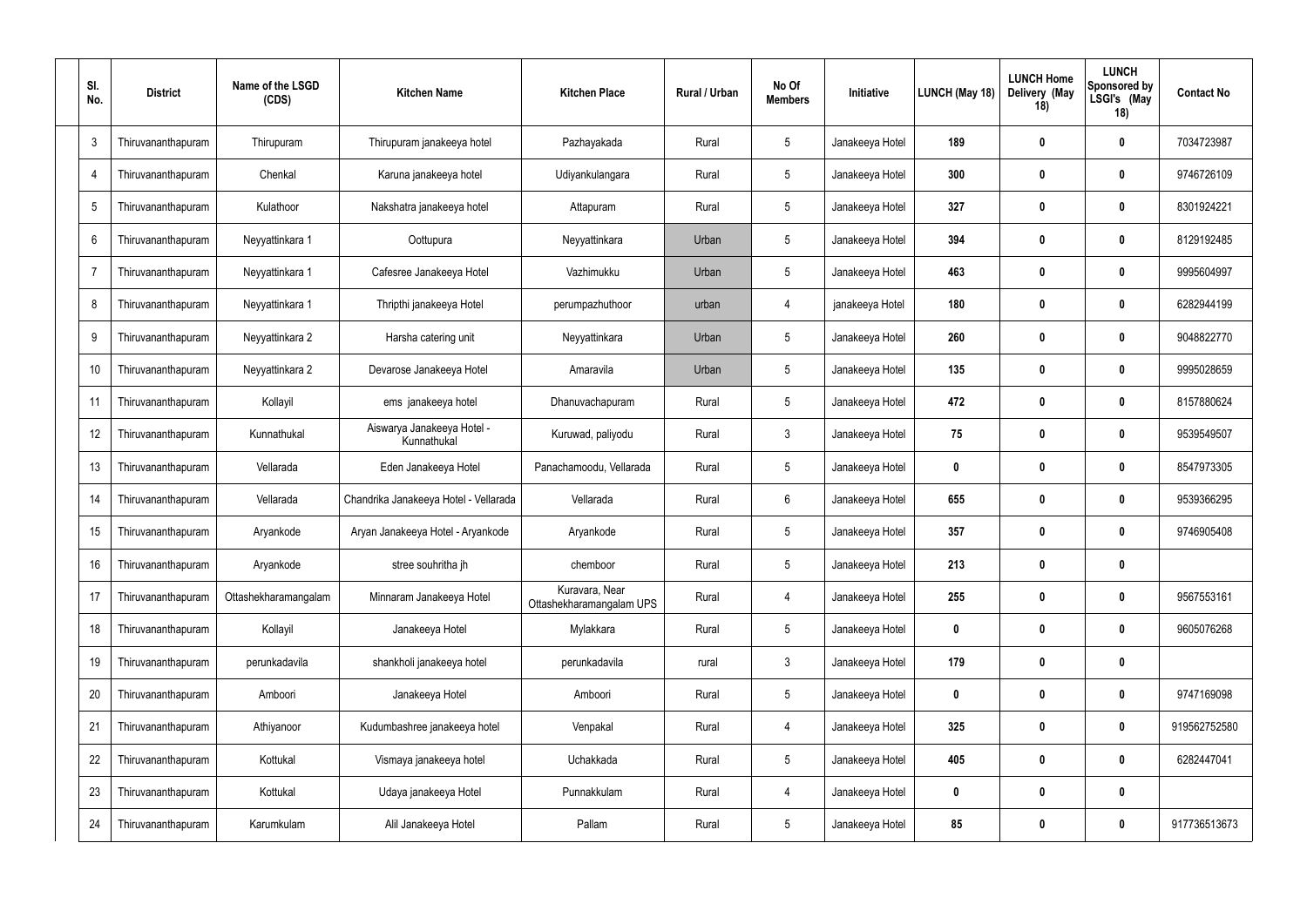| Sl. No. | District | Name of the LSGD (CDS) | Kitchen Name | Kitchen Place | Rural / Urban | No Of Members | Initiative | LUNCH (May 18) | LUNCH Home Delivery (May 18) | LUNCH Sponsored by LSGI's (May 18) | Contact No |
|---|---|---|---|---|---|---|---|---|---|---|---|
| 3 | Thiruvananthapuram | Thirupuram | Thirupuram janakeeya hotel | Pazhayakada | Rural | 5 | Janakeeya Hotel | 189 | 0 | 0 | 7034723987 |
| 4 | Thiruvananthapuram | Chenkal | Karuna janakeeya hotel | Udiyankulangara | Rural | 5 | Janakeeya Hotel | 300 | 0 | 0 | 9746726109 |
| 5 | Thiruvananthapuram | Kulathoor | Nakshatra janakeeya hotel | Attapuram | Rural | 5 | Janakeeya Hotel | 327 | 0 | 0 | 8301924221 |
| 6 | Thiruvananthapuram | Neyyattinkara 1 | Oottupura | Neyyattinkara | Urban | 5 | Janakeeya Hotel | 394 | 0 | 0 | 8129192485 |
| 7 | Thiruvananthapuram | Neyyattinkara 1 | Cafesree Janakeeya Hotel | Vazhimukku | Urban | 5 | Janakeeya Hotel | 463 | 0 | 0 | 9995604997 |
| 8 | Thiruvananthapuram | Neyyattinkara 1 | Thripthi janakeeya Hotel | perumpazhuthoor | urban | 4 | janakeeya Hotel | 180 | 0 | 0 | 6282944199 |
| 9 | Thiruvananthapuram | Neyyattinkara 2 | Harsha catering unit | Neyyattinkara | Urban | 5 | Janakeeya Hotel | 260 | 0 | 0 | 9048822770 |
| 10 | Thiruvananthapuram | Neyyattinkara 2 | Devarose Janakeeya Hotel | Amaravila | Urban | 5 | Janakeeya Hotel | 135 | 0 | 0 | 9995028659 |
| 11 | Thiruvananthapuram | Kollayil | ems janakeeya hotel | Dhanuvachapuram | Rural | 5 | Janakeeya Hotel | 472 | 0 | 0 | 8157880624 |
| 12 | Thiruvananthapuram | Kunnathukal | Aiswarya Janakeeya Hotel - Kunnathukal | Kuruwad, paliyodu | Rural | 3 | Janakeeya Hotel | 75 | 0 | 0 | 9539549507 |
| 13 | Thiruvananthapuram | Vellarada | Eden Janakeeya Hotel | Panachamoodu, Vellarada | Rural | 5 | Janakeeya Hotel | 0 | 0 | 0 | 8547973305 |
| 14 | Thiruvananthapuram | Vellarada | Chandrika Janakeeya Hotel - Vellarada | Vellarada | Rural | 6 | Janakeeya Hotel | 655 | 0 | 0 | 9539366295 |
| 15 | Thiruvananthapuram | Aryankode | Aryan Janakeeya Hotel - Aryankode | Aryankode | Rural | 5 | Janakeeya Hotel | 357 | 0 | 0 | 9746905408 |
| 16 | Thiruvananthapuram | Aryankode | stree souhritha jh | chemboor | Rural | 5 | Janakeeya Hotel | 213 | 0 | 0 | |
| 17 | Thiruvananthapuram | Ottashekharamangalam | Minnaram Janakeeya Hotel | Kuravara, Near Ottashekharamangalam UPS | Rural | 4 | Janakeeya Hotel | 255 | 0 | 0 | 9567553161 |
| 18 | Thiruvananthapuram | Kollayil | Janakeeya Hotel | Mylakkara | Rural | 5 | Janakeeya Hotel | 0 | 0 | 0 | 9605076268 |
| 19 | Thiruvananthapuram | perunkadavila | shankholi janakeeya hotel | perunkadavila | rural | 3 | Janakeeya Hotel | 179 | 0 | 0 | |
| 20 | Thiruvananthapuram | Amboori | Janakeeya Hotel | Amboori | Rural | 5 | Janakeeya Hotel | 0 | 0 | 0 | 9747169098 |
| 21 | Thiruvananthapuram | Athiyanoor | Kudumbashree janakeeya hotel | Venpakal | Rural | 4 | Janakeeya Hotel | 325 | 0 | 0 | 919562752580 |
| 22 | Thiruvananthapuram | Kottukal | Vismaya janakeeya hotel | Uchakkada | Rural | 5 | Janakeeya Hotel | 405 | 0 | 0 | 6282447041 |
| 23 | Thiruvananthapuram | Kottukal | Udaya janakeeya Hotel | Punnakkulam | Rural | 4 | Janakeeya Hotel | 0 | 0 | 0 | |
| 24 | Thiruvananthapuram | Karumkulam | Alil Janakeeya Hotel | Pallam | Rural | 5 | Janakeeya Hotel | 85 | 0 | 0 | 917736513673 |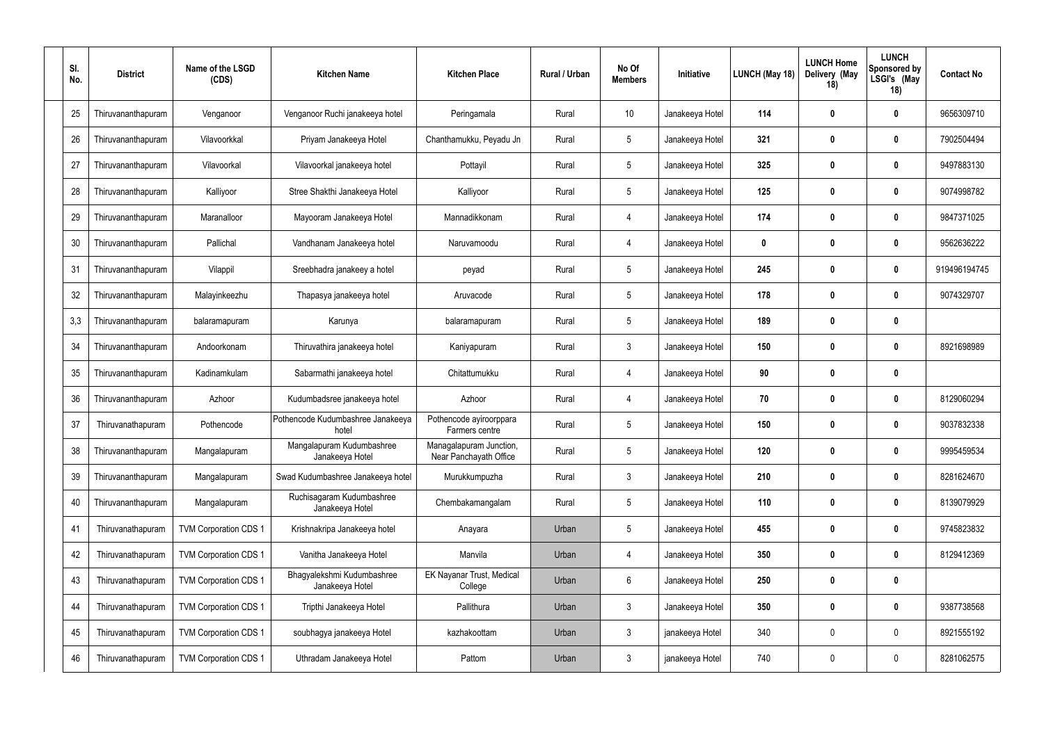| Sl. No. | District | Name of the LSGD (CDS) | Kitchen Name | Kitchen Place | Rural / Urban | No Of Members | Initiative | LUNCH (May 18) | LUNCH Home Delivery (May 18) | LUNCH Sponsored by LSGI's (May 18) | Contact No |
|---|---|---|---|---|---|---|---|---|---|---|---|
| 25 | Thiruvananthapuram | Venganoor | Venganoor Ruchi janakeeya hotel | Peringamala | Rural | 10 | Janakeeya Hotel | **114** | **0** | **0** | 9656309710 |
| 26 | Thiruvananthapuram | Vilavoorkkal | Priyam Janakeeya Hotel | Chanthamukku, Peyadu Jn | Rural | 5 | Janakeeya Hotel | **321** | **0** | **0** | 7902504494 |
| 27 | Thiruvananthapuram | Vilavoorkal | Vilavoorkal janakeeya hotel | Pottayil | Rural | 5 | Janakeeya Hotel | **325** | **0** | **0** | 9497883130 |
| 28 | Thiruvananthapuram | Kalliyoor | Stree Shakthi Janakeeya Hotel | Kalliyoor | Rural | 5 | Janakeeya Hotel | **125** | **0** | **0** | 9074998782 |
| 29 | Thiruvananthapuram | Maranalloor | Mayooram Janakeeya Hotel | Mannadikkonam | Rural | 4 | Janakeeya Hotel | **174** | **0** | **0** | 9847371025 |
| 30 | Thiruvananthapuram | Pallichal | Vandhanam Janakeeya hotel | Naruvamoodu | Rural | 4 | Janakeeya Hotel | **0** | **0** | **0** | 9562636222 |
| 31 | Thiruvananthapuram | Vilappil | Sreebhadra janakeey a hotel | peyad | Rural | 5 | Janakeeya Hotel | **245** | **0** | **0** | 919496194745 |
| 32 | Thiruvananthapuram | Malayinkeezhu | Thapasya janakeeya hotel | Aruvacode | Rural | 5 | Janakeeya Hotel | **178** | **0** | **0** | 9074329707 |
| 3,3 | Thiruvananthapuram | balaramapuram | Karunya | balaramapuram | Rural | 5 | Janakeeya Hotel | **189** | **0** | **0** | |
| 34 | Thiruvananthapuram | Andoorkonam | Thiruvathira janakeeya hotel | Kaniyapuram | Rural | 3 | Janakeeya Hotel | **150** | **0** | **0** | 8921698989 |
| 35 | Thiruvananthapuram | Kadinamkulam | Sabarmathi janakeeya hotel | Chitattumukku | Rural | 4 | Janakeeya Hotel | **90** | **0** | **0** | |
| 36 | Thiruvananthapuram | Azhoor | Kudumbadsree janakeeya hotel | Azhoor | Rural | 4 | Janakeeya Hotel | **70** | **0** | **0** | 8129060294 |
| 37 | Thiruvanathapuram | Pothencode | Pothencode Kudumbashree Janakeeya hotel | Pothencode ayiroorppara Farmers centre | Rural | 5 | Janakeeya Hotel | **150** | **0** | **0** | 9037832338 |
| 38 | Thiruvananthapuram | Mangalapuram | Mangalapuram Kudumbashree Janakeeya Hotel | Managalapuram Junction, Near Panchayath Office | Rural | 5 | Janakeeya Hotel | **120** | **0** | **0** | 9995459534 |
| 39 | Thiruvananthapuram | Mangalapuram | Swad Kudumbashree Janakeeya hotel | Murukkumpuzha | Rural | 3 | Janakeeya Hotel | **210** | **0** | **0** | 8281624670 |
| 40 | Thiruvananthapuram | Mangalapuram | Ruchisagaram Kudumbashree Janakeeya Hotel | Chembakamangalam | Rural | 5 | Janakeeya Hotel | **110** | **0** | **0** | 8139079929 |
| 41 | Thiruvanathapuram | TVM Corporation CDS 1 | Krishnakripa Janakeeya hotel | Anayara | Urban | 5 | Janakeeya Hotel | **455** | **0** | **0** | 9745823832 |
| 42 | Thiruvanathapuram | TVM Corporation CDS 1 | Vanitha Janakeeya Hotel | Manvila | Urban | 4 | Janakeeya Hotel | **350** | **0** | **0** | 8129412369 |
| 43 | Thiruvanathapuram | TVM Corporation CDS 1 | Bhagyalekshmi Kudumbashree Janakeeya Hotel | EK Nayanar Trust, Medical College | Urban | 6 | Janakeeya Hotel | **250** | **0** | **0** | |
| 44 | Thiruvanathapuram | TVM Corporation CDS 1 | Tripthi Janakeeya Hotel | Pallithura | Urban | 3 | Janakeeya Hotel | **350** | **0** | **0** | 9387738568 |
| 45 | Thiruvanathapuram | TVM Corporation CDS 1 | soubhagya janakeeya Hotel | kazhakoottam | Urban | 3 | janakeeya Hotel | 340 | 0 | 0 | 8921555192 |
| 46 | Thiruvanathapuram | TVM Corporation CDS 1 | Uthradam Janakeeya Hotel | Pattom | Urban | 3 | janakeeya Hotel | 740 | 0 | 0 | 8281062575 |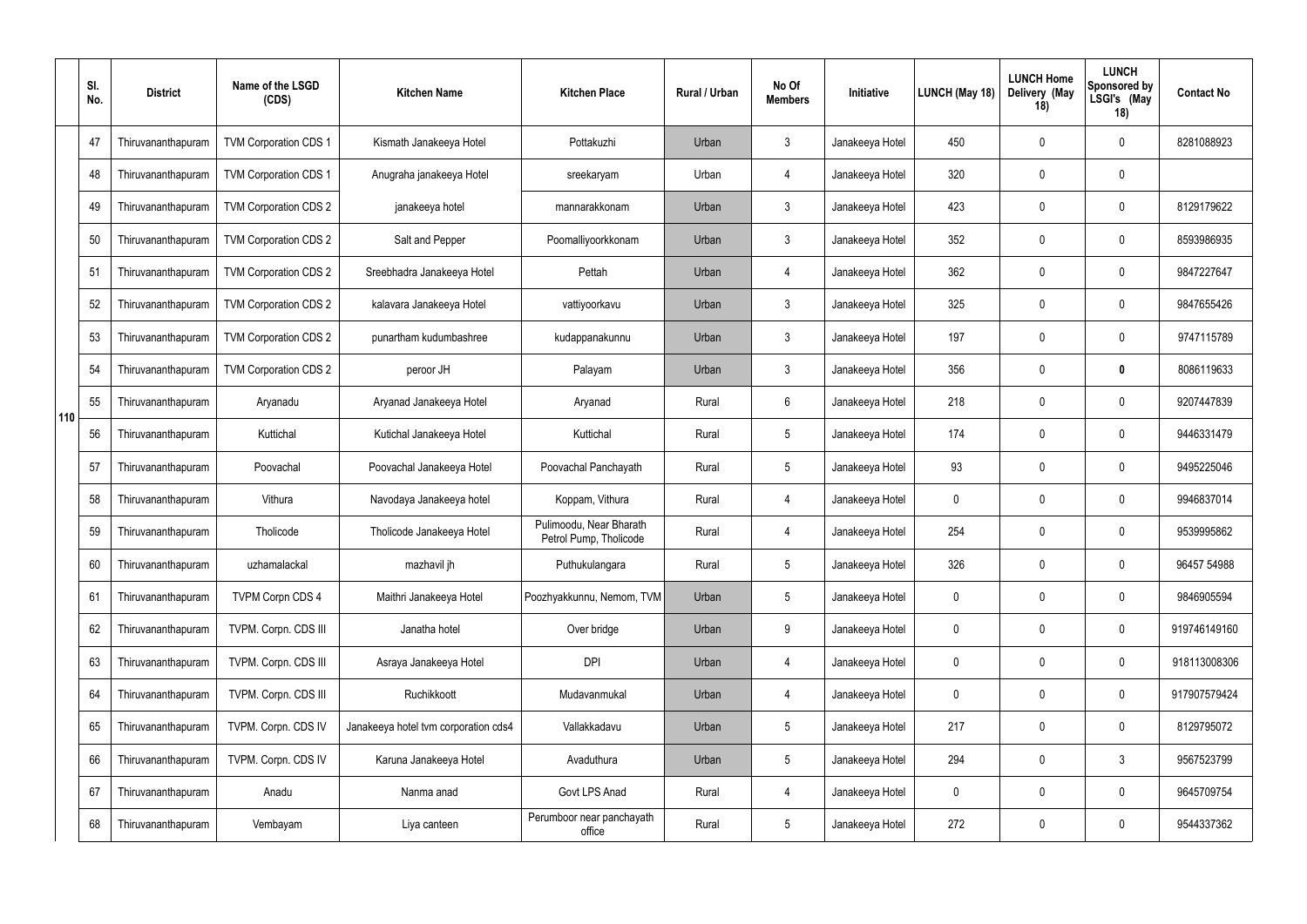|  | Sl. No. | District | Name of the LSGD (CDS) | Kitchen Name | Kitchen Place | Rural / Urban | No Of Members | Initiative | LUNCH (May 18) | LUNCH Home Delivery (May 18) | LUNCH Sponsored by LSGI's (May 18) | Contact No |
|---|---|---|---|---|---|---|---|---|---|---|---|---|
| 110 | 47 | Thiruvananthapuram | TVM Corporation CDS 1 | Kismath Janakeeya Hotel | Pottakuzhi | Urban | 3 | Janakeeya Hotel | 450 | 0 | 0 | 8281088923 |
|  | 48 | Thiruvananthapuram | TVM Corporation CDS 1 | Anugraha janakeeya Hotel | sreekaryam | Urban | 4 | Janakeeya Hotel | 320 | 0 | 0 |  |
|  | 49 | Thiruvananthapuram | TVM Corporation CDS 2 | janakeeya hotel | mannarakkonam | Urban | 3 | Janakeeya Hotel | 423 | 0 | 0 | 8129179622 |
|  | 50 | Thiruvananthapuram | TVM Corporation CDS 2 | Salt and Pepper | Poomalliyoorkkonam | Urban | 3 | Janakeeya Hotel | 352 | 0 | 0 | 8593986935 |
|  | 51 | Thiruvananthapuram | TVM Corporation CDS 2 | Sreebhadra Janakeeya Hotel | Pettah | Urban | 4 | Janakeeya Hotel | 362 | 0 | 0 | 9847227647 |
|  | 52 | Thiruvananthapuram | TVM Corporation CDS 2 | kalavara Janakeeya Hotel | vattiyoorkavu | Urban | 3 | Janakeeya Hotel | 325 | 0 | 0 | 9847655426 |
|  | 53 | Thiruvananthapuram | TVM Corporation CDS 2 | punartham kudumbashree | kudappanakunnu | Urban | 3 | Janakeeya Hotel | 197 | 0 | 0 | 9747115789 |
|  | 54 | Thiruvananthapuram | TVM Corporation CDS 2 | peroor JH | Palayam | Urban | 3 | Janakeeya Hotel | 356 | 0 | **0** | 8086119633 |
|  | 55 | Thiruvananthapuram | Aryanadu | Aryanad Janakeeya Hotel | Aryanad | Rural | 6 | Janakeeya Hotel | 218 | 0 | 0 | 9207447839 |
|  | 56 | Thiruvananthapuram | Kuttichal | Kutichal Janakeeya Hotel | Kuttichal | Rural | 5 | Janakeeya Hotel | 174 | 0 | 0 | 9446331479 |
|  | 57 | Thiruvananthapuram | Poovachal | Poovachal Janakeeya Hotel | Poovachal Panchayath | Rural | 5 | Janakeeya Hotel | 93 | 0 | 0 | 9495225046 |
|  | 58 | Thiruvananthapuram | Vithura | Navodaya Janakeeya hotel | Koppam, Vithura | Rural | 4 | Janakeeya Hotel | 0 | 0 | 0 | 9946837014 |
|  | 59 | Thiruvananthapuram | Tholicode | Tholicode Janakeeya Hotel | Pulimoodu, Near Bharath Petrol Pump, Tholicode | Rural | 4 | Janakeeya Hotel | 254 | 0 | 0 | 9539995862 |
|  | 60 | Thiruvananthapuram | uzhamalackal | mazhavil jh | Puthukulangara | Rural | 5 | Janakeeya Hotel | 326 | 0 | 0 | 96457 54988 |
|  | 61 | Thiruvananthapuram | TVPM Corpn CDS 4 | Maithri Janakeeya Hotel | Poozhyakkunnu, Nemom, TVM | Urban | 5 | Janakeeya Hotel | 0 | 0 | 0 | 9846905594 |
|  | 62 | Thiruvananthapuram | TVPM. Corpn. CDS III | Janatha hotel | Over bridge | Urban | 9 | Janakeeya Hotel | 0 | 0 | 0 | 919746149160 |
|  | 63 | Thiruvananthapuram | TVPM. Corpn. CDS III | Asraya Janakeeya Hotel | DPI | Urban | 4 | Janakeeya Hotel | 0 | 0 | 0 | 918113008306 |
|  | 64 | Thiruvananthapuram | TVPM. Corpn. CDS III | Ruchikkoott | Mudavanmukal | Urban | 4 | Janakeeya Hotel | 0 | 0 | 0 | 917907579424 |
|  | 65 | Thiruvananthapuram | TVPM. Corpn. CDS IV | Janakeeya hotel tvm corporation cds4 | Vallakkadavu | Urban | 5 | Janakeeya Hotel | 217 | 0 | 0 | 8129795072 |
|  | 66 | Thiruvananthapuram | TVPM. Corpn. CDS IV | Karuna Janakeeya Hotel | Avaduthura | Urban | 5 | Janakeeya Hotel | 294 | 0 | 3 | 9567523799 |
|  | 67 | Thiruvananthapuram | Anadu | Nanma anad | Govt LPS Anad | Rural | 4 | Janakeeya Hotel | 0 | 0 | 0 | 9645709754 |
|  | 68 | Thiruvananthapuram | Vembayam | Liya canteen | Perumboor near panchayath office | Rural | 5 | Janakeeya Hotel | 272 | 0 | 0 | 9544337362 |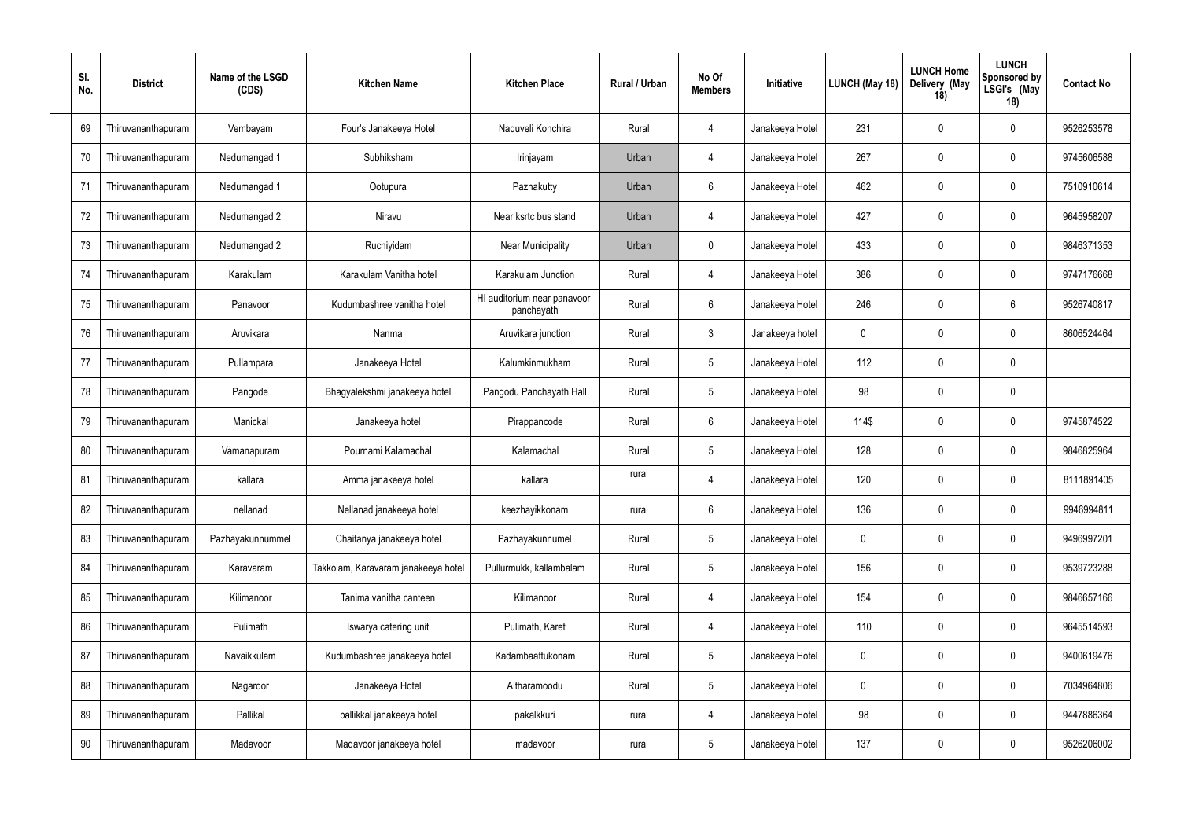| Sl. No. | District | Name of the LSGD (CDS) | Kitchen Name | Kitchen Place | Rural / Urban | No Of Members | Initiative | LUNCH (May 18) | LUNCH Home Delivery (May 18) | LUNCH Sponsored by LSGI's (May 18) | Contact No |
|---|---|---|---|---|---|---|---|---|---|---|---|
| 69 | Thiruvananthapuram | Vembayam | Four's Janakeeya Hotel | Naduveli Konchira | Rural | 4 | Janakeeya Hotel | 231 | 0 | 0 | 9526253578 |
| 70 | Thiruvananthapuram | Nedumangad 1 | Subhiksham | Irinjayam | Urban | 4 | Janakeeya Hotel | 267 | 0 | 0 | 9745606588 |
| 71 | Thiruvananthapuram | Nedumangad 1 | Ootupura | Pazhakutty | Urban | 6 | Janakeeya Hotel | 462 | 0 | 0 | 7510910614 |
| 72 | Thiruvananthapuram | Nedumangad 2 | Niravu | Near ksrtc bus stand | Urban | 4 | Janakeeya Hotel | 427 | 0 | 0 | 9645958207 |
| 73 | Thiruvananthapuram | Nedumangad 2 | Ruchiyidam | Near Municipality | Urban | 0 | Janakeeya Hotel | 433 | 0 | 0 | 9846371353 |
| 74 | Thiruvananthapuram | Karakulam | Karakulam Vanitha hotel | Karakulam Junction | Rural | 4 | Janakeeya Hotel | 386 | 0 | 0 | 9747176668 |
| 75 | Thiruvananthapuram | Panavoor | Kudumbashree vanitha hotel | Hl auditorium near panavoor panchayath | Rural | 6 | Janakeeya Hotel | 246 | 0 | 6 | 9526740817 |
| 76 | Thiruvananthapuram | Aruvikara | Nanma | Aruvikara junction | Rural | 3 | Janakeeya hotel | 0 | 0 | 0 | 8606524464 |
| 77 | Thiruvananthapuram | Pullampara | Janakeeya Hotel | Kalumkinmukham | Rural | 5 | Janakeeya Hotel | 112 | 0 | 0 | |
| 78 | Thiruvananthapuram | Pangode | Bhagyalekshmi janakeeya hotel | Pangodu Panchayath Hall | Rural | 5 | Janakeeya Hotel | 98 | 0 | 0 | |
| 79 | Thiruvananthapuram | Manickal | Janakeeya hotel | Pirappancode | Rural | 6 | Janakeeya Hotel | 114$ | 0 | 0 | 9745874522 |
| 80 | Thiruvananthapuram | Vamanapuram | Pournami Kalamachal | Kalamachal | Rural | 5 | Janakeeya Hotel | 128 | 0 | 0 | 9846825964 |
| 81 | Thiruvananthapuram | kallara | Amma janakeeya hotel | kallara | rural | 4 | Janakeeya Hotel | 120 | 0 | 0 | 8111891405 |
| 82 | Thiruvananthapuram | nellanad | Nellanad janakeeya hotel | keezhayikkonam | rural | 6 | Janakeeya Hotel | 136 | 0 | 0 | 9946994811 |
| 83 | Thiruvananthapuram | Pazhayakunnummel | Chaitanya janakeeya hotel | Pazhayakunnumel | Rural | 5 | Janakeeya Hotel | 0 | 0 | 0 | 9496997201 |
| 84 | Thiruvananthapuram | Karavaram | Takkolam, Karavaram janakeeya hotel | Pullurmukk, kallambalam | Rural | 5 | Janakeeya Hotel | 156 | 0 | 0 | 9539723288 |
| 85 | Thiruvananthapuram | Kilimanoor | Tanima vanitha canteen | Kilimanoor | Rural | 4 | Janakeeya Hotel | 154 | 0 | 0 | 9846657166 |
| 86 | Thiruvananthapuram | Pulimath | Iswarya catering unit | Pulimath, Karet | Rural | 4 | Janakeeya Hotel | 110 | 0 | 0 | 9645514593 |
| 87 | Thiruvananthapuram | Navaikkulam | Kudumbashree janakeeya hotel | Kadambaattukonam | Rural | 5 | Janakeeya Hotel | 0 | 0 | 0 | 9400619476 |
| 88 | Thiruvananthapuram | Nagaroor | Janakeeya Hotel | Altharamoodu | Rural | 5 | Janakeeya Hotel | 0 | 0 | 0 | 7034964806 |
| 89 | Thiruvananthapuram | Pallikal | pallikkal janakeeya hotel | pakalkkuri | rural | 4 | Janakeeya Hotel | 98 | 0 | 0 | 9447886364 |
| 90 | Thiruvananthapuram | Madavoor | Madavoor janakeeya hotel | madavoor | rural | 5 | Janakeeya Hotel | 137 | 0 | 0 | 9526206002 |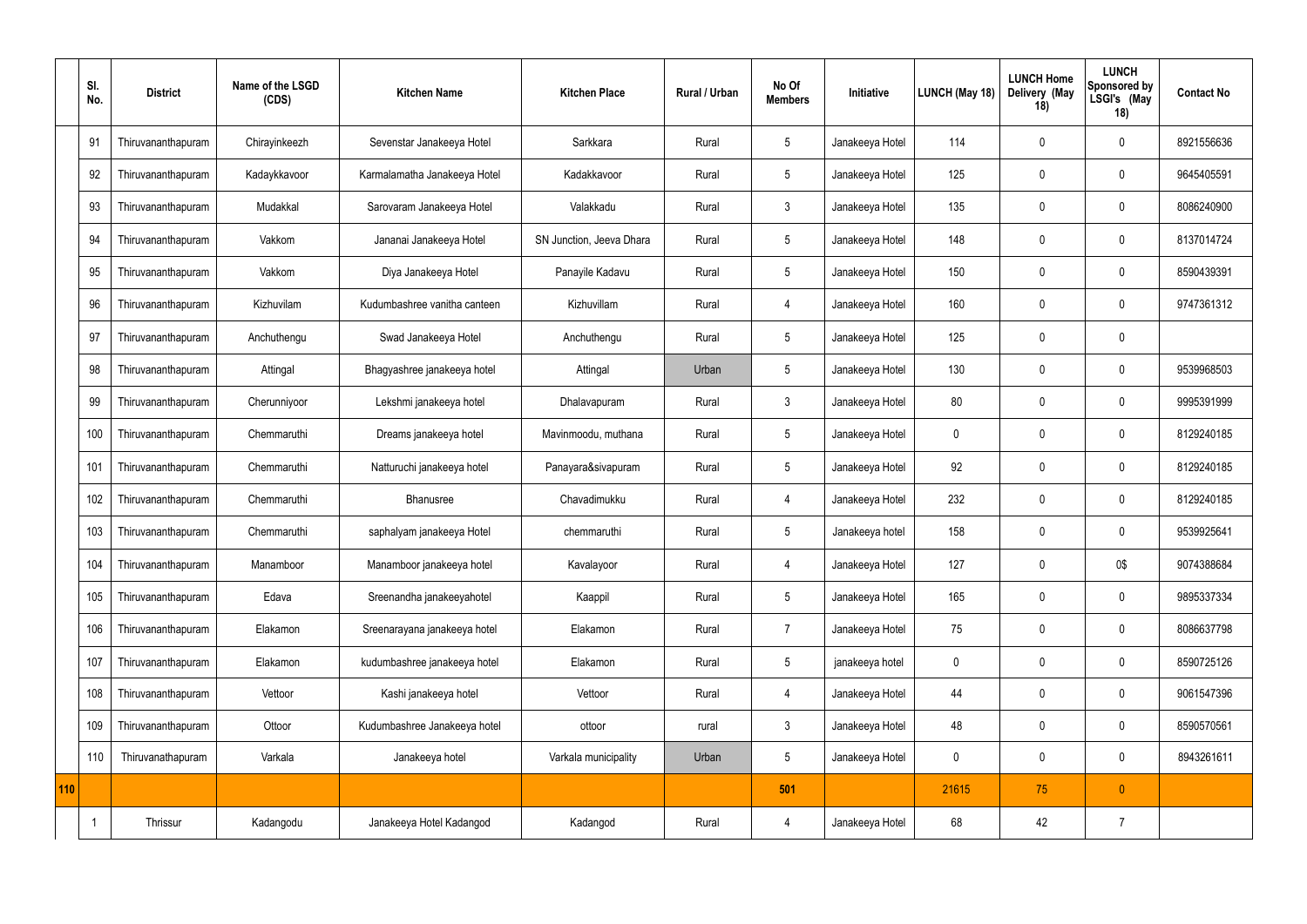|  | Sl. No. | District | Name of the LSGD (CDS) | Kitchen Name | Kitchen Place | Rural / Urban | No Of Members | Initiative | LUNCH (May 18) | LUNCH Home Delivery (May 18) | LUNCH Sponsored by LSGI's (May 18) | Contact No |
|---|---|---|---|---|---|---|---|---|---|---|---|---|
|  | 91 | Thiruvananthapuram | Chirayinkeezh | Sevenstar Janakeeya Hotel | Sarkkara | Rural | 5 | Janakeeya Hotel | 114 | 0 | 0 | 8921556636 |
|  | 92 | Thiruvananthapuram | Kadaykkavoor | Karmalamatha Janakeeya Hotel | Kadakkavoor | Rural | 5 | Janakeeya Hotel | 125 | 0 | 0 | 9645405591 |
|  | 93 | Thiruvananthapuram | Mudakkal | Sarovaram Janakeeya Hotel | Valakkadu | Rural | 3 | Janakeeya Hotel | 135 | 0 | 0 | 8086240900 |
|  | 94 | Thiruvananthapuram | Vakkom | Jananai Janakeeya Hotel | SN Junction, Jeeva Dhara | Rural | 5 | Janakeeya Hotel | 148 | 0 | 0 | 8137014724 |
|  | 95 | Thiruvananthapuram | Vakkom | Diya Janakeeya Hotel | Panayile Kadavu | Rural | 5 | Janakeeya Hotel | 150 | 0 | 0 | 8590439391 |
|  | 96 | Thiruvananthapuram | Kizhuvilam | Kudumbashree vanitha canteen | Kizhuvillam | Rural | 4 | Janakeeya Hotel | 160 | 0 | 0 | 9747361312 |
|  | 97 | Thiruvananthapuram | Anchuthengu | Swad Janakeeya Hotel | Anchuthengu | Rural | 5 | Janakeeya Hotel | 125 | 0 | 0 |  |
|  | 98 | Thiruvananthapuram | Attingal | Bhagyashree janakeeya hotel | Attingal | Urban | 5 | Janakeeya Hotel | 130 | 0 | 0 | 9539968503 |
|  | 99 | Thiruvananthapuram | Cherunniyoor | Lekshmi janakeeya hotel | Dhalavapuram | Rural | 3 | Janakeeya Hotel | 80 | 0 | 0 | 9995391999 |
|  | 100 | Thiruvananthapuram | Chemmaruthi | Dreams janakeeya hotel | Mavinmoodu, muthana | Rural | 5 | Janakeeya Hotel | 0 | 0 | 0 | 8129240185 |
|  | 101 | Thiruvananthapuram | Chemmaruthi | Natturuchi janakeeya hotel | Panayara&sivapuram | Rural | 5 | Janakeeya Hotel | 92 | 0 | 0 | 8129240185 |
|  | 102 | Thiruvananthapuram | Chemmaruthi | Bhanusree | Chavadimukku | Rural | 4 | Janakeeya Hotel | 232 | 0 | 0 | 8129240185 |
|  | 103 | Thiruvananthapuram | Chemmaruthi | saphalyam janakeeya Hotel | chemmaruthi | Rural | 5 | Janakeeya hotel | 158 | 0 | 0 | 9539925641 |
|  | 104 | Thiruvananthapuram | Manamboor | Manamboor janakeeya hotel | Kavalayoor | Rural | 4 | Janakeeya Hotel | 127 | 0 | 0$ | 9074388684 |
|  | 105 | Thiruvananthapuram | Edava | Sreenandha janakeeyahotel | Kaappil | Rural | 5 | Janakeeya Hotel | 165 | 0 | 0 | 9895337334 |
|  | 106 | Thiruvananthapuram | Elakamon | Sreenarayana janakeeya hotel | Elakamon | Rural | 7 | Janakeeya Hotel | 75 | 0 | 0 | 8086637798 |
|  | 107 | Thiruvananthapuram | Elakamon | kudumbashree janakeeya hotel | Elakamon | Rural | 5 | janakeeya hotel | 0 | 0 | 0 | 8590725126 |
|  | 108 | Thiruvananthapuram | Vettoor | Kashi janakeeya hotel | Vettoor | Rural | 4 | Janakeeya Hotel | 44 | 0 | 0 | 9061547396 |
|  | 109 | Thiruvananthapuram | Ottoor | Kudumbashree Janakeeya hotel | ottoor | rural | 3 | Janakeeya Hotel | 48 | 0 | 0 | 8590570561 |
|  | 110 | Thiruvanathapuram | Varkala | Janakeeya hotel | Varkala municipality | Urban | 5 | Janakeeya Hotel | 0 | 0 | 0 | 8943261611 |
| 110 |  |  |  |  |  |  | 501 |  | 21615 | 75 | 0 |  |
|  | 1 | Thrissur | Kadangodu | Janakeeya Hotel Kadangod | Kadangod | Rural | 4 | Janakeeya Hotel | 68 | 42 | 7 |  |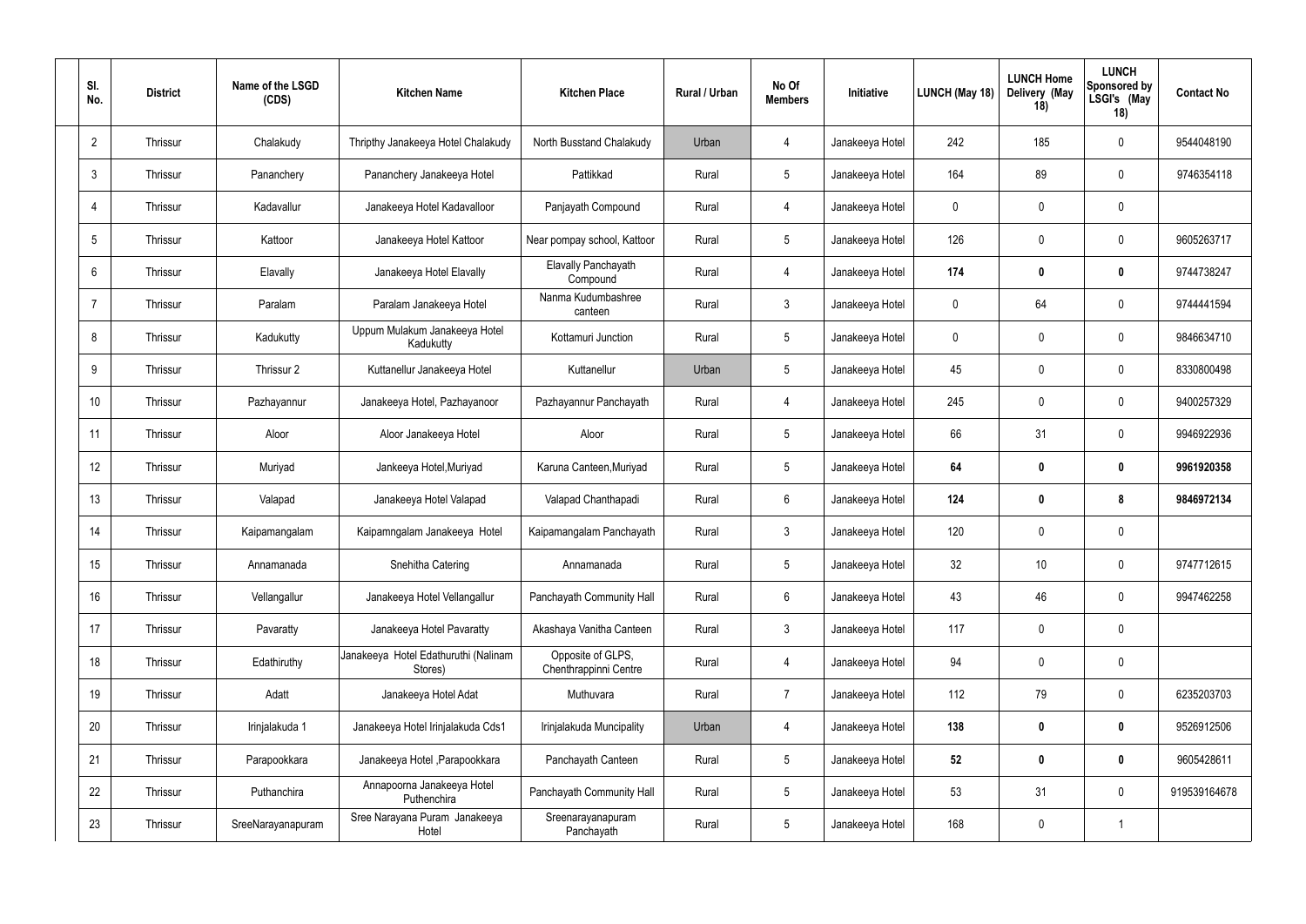| Sl. No. | District | Name of the LSGD (CDS) | Kitchen Name | Kitchen Place | Rural / Urban | No Of Members | Initiative | LUNCH (May 18) | LUNCH Home Delivery (May 18) | LUNCH Sponsored by LSGI's (May 18) | Contact No |
|---|---|---|---|---|---|---|---|---|---|---|---|
| 2 | Thrissur | Chalakudy | Thripthy Janakeeya Hotel Chalakudy | North Busstand Chalakudy | Urban | 4 | Janakeeya Hotel | 242 | 185 | 0 | 9544048190 |
| 3 | Thrissur | Pananchery | Pananchery Janakeeya Hotel | Pattikkad | Rural | 5 | Janakeeya Hotel | 164 | 89 | 0 | 9746354118 |
| 4 | Thrissur | Kadavallur | Janakeeya Hotel Kadavalloor | Panjayath Compound | Rural | 4 | Janakeeya Hotel | 0 | 0 | 0 | |
| 5 | Thrissur | Kattoor | Janakeeya Hotel Kattoor | Near pompay school, Kattoor | Rural | 5 | Janakeeya Hotel | 126 | 0 | 0 | 9605263717 |
| 6 | Thrissur | Elavally | Janakeeya Hotel Elavally | Elavally Panchayath Compound | Rural | 4 | Janakeeya Hotel | **174** | **0** | **0** | 9744738247 |
| 7 | Thrissur | Paralam | Paralam Janakeeya Hotel | Nanma Kudumbashree canteen | Rural | 3 | Janakeeya Hotel | 0 | 64 | 0 | 9744441594 |
| 8 | Thrissur | Kadukutty | Uppum Mulakum Janakeeya Hotel Kadukutty | Kottamuri Junction | Rural | 5 | Janakeeya Hotel | 0 | 0 | 0 | 9846634710 |
| 9 | Thrissur | Thrissur 2 | Kuttanellur Janakeeya Hotel | Kuttanellur | Urban | 5 | Janakeeya Hotel | 45 | 0 | 0 | 8330800498 |
| 10 | Thrissur | Pazhayannur | Janakeeya Hotel, Pazhayanoor | Pazhayannur Panchayath | Rural | 4 | Janakeeya Hotel | 245 | 0 | 0 | 9400257329 |
| 11 | Thrissur | Aloor | Aloor Janakeeya Hotel | Aloor | Rural | 5 | Janakeeya Hotel | 66 | 31 | 0 | 9946922936 |
| 12 | Thrissur | Muriyad | Jankeeya Hotel,Muriyad | Karuna Canteen,Muriyad | Rural | 5 | Janakeeya Hotel | **64** | **0** | **0** | **9961920358** |
| 13 | Thrissur | Valapad | Janakeeya Hotel Valapad | Valapad Chanthapadi | Rural | 6 | Janakeeya Hotel | **124** | **0** | **8** | **9846972134** |
| 14 | Thrissur | Kaipamangalam | Kaipamngalam Janakeeya Hotel | Kaipamangalam Panchayath | Rural | 3 | Janakeeya Hotel | 120 | 0 | 0 | |
| 15 | Thrissur | Annamanada | Snehitha Catering | Annamanada | Rural | 5 | Janakeeya Hotel | 32 | 10 | 0 | 9747712615 |
| 16 | Thrissur | Vellangallur | Janakeeya Hotel Vellangallur | Panchayath Community Hall | Rural | 6 | Janakeeya Hotel | 43 | 46 | 0 | 9947462258 |
| 17 | Thrissur | Pavaratty | Janakeeya Hotel Pavaratty | Akashaya Vanitha Canteen | Rural | 3 | Janakeeya Hotel | 117 | 0 | 0 | |
| 18 | Thrissur | Edathiruthy | Janakeeya Hotel Edathuruthi (Nalinam Stores) | Opposite of GLPS, Chenthrappinni Centre | Rural | 4 | Janakeeya Hotel | 94 | 0 | 0 | |
| 19 | Thrissur | Adatt | Janakeeya Hotel Adat | Muthuvara | Rural | 7 | Janakeeya Hotel | 112 | 79 | 0 | 6235203703 |
| 20 | Thrissur | Irinjalakuda 1 | Janakeeya Hotel Irinjalakuda Cds1 | Irinjalakuda Muncipality | Urban | 4 | Janakeeya Hotel | **138** | **0** | **0** | 9526912506 |
| 21 | Thrissur | Parapookkara | Janakeeya Hotel ,Parapookkara | Panchayath Canteen | Rural | 5 | Janakeeya Hotel | **52** | **0** | **0** | 9605428611 |
| 22 | Thrissur | Puthanchira | Annapoorna Janakeeya Hotel Puthenchira | Panchayath Community Hall | Rural | 5 | Janakeeya Hotel | 53 | 31 | 0 | 919539164678 |
| 23 | Thrissur | SreeNarayanapuram | Sree Narayana Puram Janakeeya Hotel | Sreenarayanapuram Panchayath | Rural | 5 | Janakeeya Hotel | 168 | 0 | 1 | |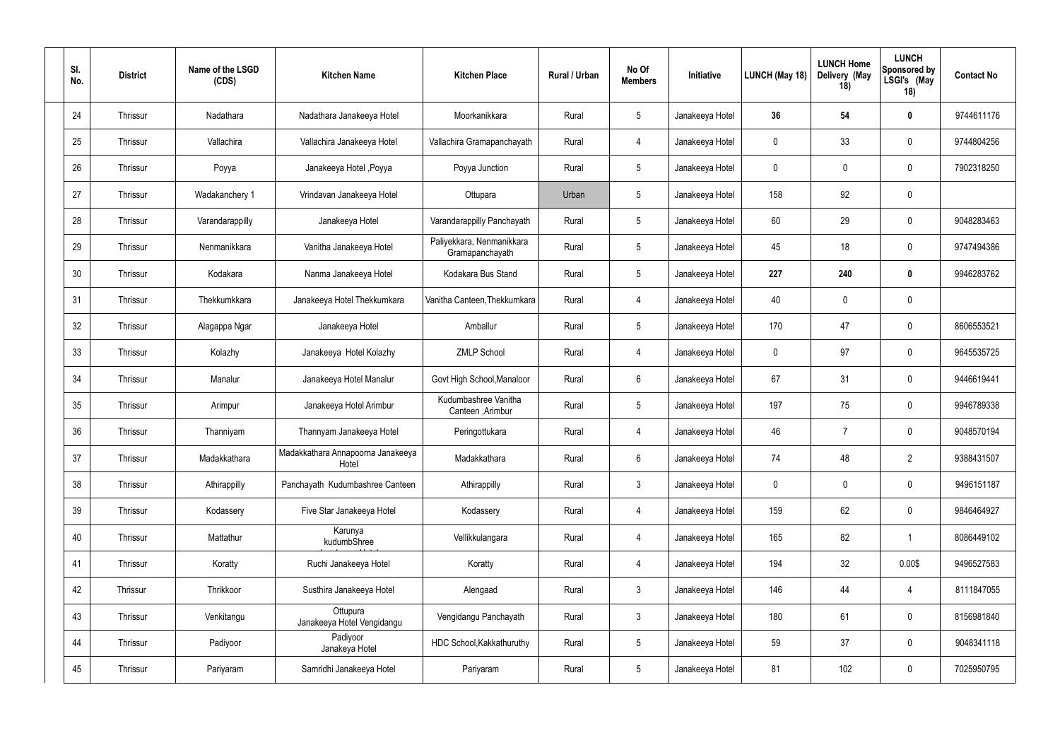| Sl. No. | District | Name of the LSGD (CDS) | Kitchen Name | Kitchen Place | Rural / Urban | No Of Members | Initiative | LUNCH (May 18) | LUNCH Home Delivery (May 18) | LUNCH Sponsored by LSGI's (May 18) | Contact No |
|---|---|---|---|---|---|---|---|---|---|---|---|
| 24 | Thrissur | Nadathara | Nadathara Janakeeya Hotel | Moorkanikkara | Rural | 5 | Janakeeya Hotel | **36** | **54** | **0** | 9744611176 |
| 25 | Thrissur | Vallachira | Vallachira Janakeeya Hotel | Vallachira Gramapanchayath | Rural | 4 | Janakeeya Hotel | 0 | 33 | 0 | 9744804256 |
| 26 | Thrissur | Poyya | Janakeeya Hotel ,Poyya | Poyya Junction | Rural | 5 | Janakeeya Hotel | 0 | 0 | 0 | 7902318250 |
| 27 | Thrissur | Wadakanchery 1 | Vrindavan Janakeeya Hotel | Ottupara | Urban | 5 | Janakeeya Hotel | 158 | 92 | 0 | |
| 28 | Thrissur | Varandarappilly | Janakeeya Hotel | Varandarappilly Panchayath | Rural | 5 | Janakeeya Hotel | 60 | 29 | 0 | 9048283463 |
| 29 | Thrissur | Nenmanikkara | Vanitha Janakeeya Hotel | Paliyekkara, Nenmanikkara Gramapanchayath | Rural | 5 | Janakeeya Hotel | 45 | 18 | 0 | 9747494386 |
| 30 | Thrissur | Kodakara | Nanma Janakeeya Hotel | Kodakara Bus Stand | Rural | 5 | Janakeeya Hotel | **227** | **240** | **0** | 9946283762 |
| 31 | Thrissur | Thekkumkkara | Janakeeya Hotel Thekkumkara | Vanitha Canteen,Thekkumkara | Rural | 4 | Janakeeya Hotel | 40 | 0 | 0 | |
| 32 | Thrissur | Alagappa Ngar | Janakeeya Hotel | Amballur | Rural | 5 | Janakeeya Hotel | 170 | 47 | 0 | 8606553521 |
| 33 | Thrissur | Kolazhy | Janakeeya Hotel Kolazhy | ZMLP School | Rural | 4 | Janakeeya Hotel | 0 | 97 | 0 | 9645535725 |
| 34 | Thrissur | Manalur | Janakeeya Hotel Manalur | Govt High School,Manaloor | Rural | 6 | Janakeeya Hotel | 67 | 31 | 0 | 9446619441 |
| 35 | Thrissur | Arimpur | Janakeeya Hotel Arimbur | Kudumbashree Vanitha Canteen ,Arimbur | Rural | 5 | Janakeeya Hotel | 197 | 75 | 0 | 9946789338 |
| 36 | Thrissur | Thanniyam | Thannyam Janakeeya Hotel | Peringottukara | Rural | 4 | Janakeeya Hotel | 46 | 7 | 0 | 9048570194 |
| 37 | Thrissur | Madakkathara | Madakkathara Annapoorna Janakeeya Hotel | Madakkathara | Rural | 6 | Janakeeya Hotel | 74 | 48 | 2 | 9388431507 |
| 38 | Thrissur | Athirappilly | Panchayath Kudumbashree Canteen | Athirappilly | Rural | 3 | Janakeeya Hotel | 0 | 0 | 0 | 9496151187 |
| 39 | Thrissur | Kodassery | Five Star Janakeeya Hotel | Kodassery | Rural | 4 | Janakeeya Hotel | 159 | 62 | 0 | 9846464927 |
| 40 | Thrissur | Mattathur | Karunya kudumbShree | Vellikkulangara | Rural | 4 | Janakeeya Hotel | 165 | 82 | 1 | 8086449102 |
| 41 | Thrissur | Koratty | Ruchi Janakeeya Hotel | Koratty | Rural | 4 | Janakeeya Hotel | 194 | 32 | 0.00$ | 9496527583 |
| 42 | Thrissur | Thrikkoor | Susthira Janakeeya Hotel | Alengaad | Rural | 3 | Janakeeya Hotel | 146 | 44 | 4 | 8111847055 |
| 43 | Thrissur | Venkitangu | Ottupura Janakeeya Hotel Vengidangu | Vengidangu Panchayath | Rural | 3 | Janakeeya Hotel | 180 | 61 | 0 | 8156981840 |
| 44 | Thrissur | Padiyoor | Padiyoor Janakeya Hotel | HDC School,Kakkathuruthy | Rural | 5 | Janakeeya Hotel | 59 | 37 | 0 | 9048341118 |
| 45 | Thrissur | Pariyaram | Samridhi Janakeeya Hotel | Pariyaram | Rural | 5 | Janakeeya Hotel | 81 | 102 | 0 | 7025950795 |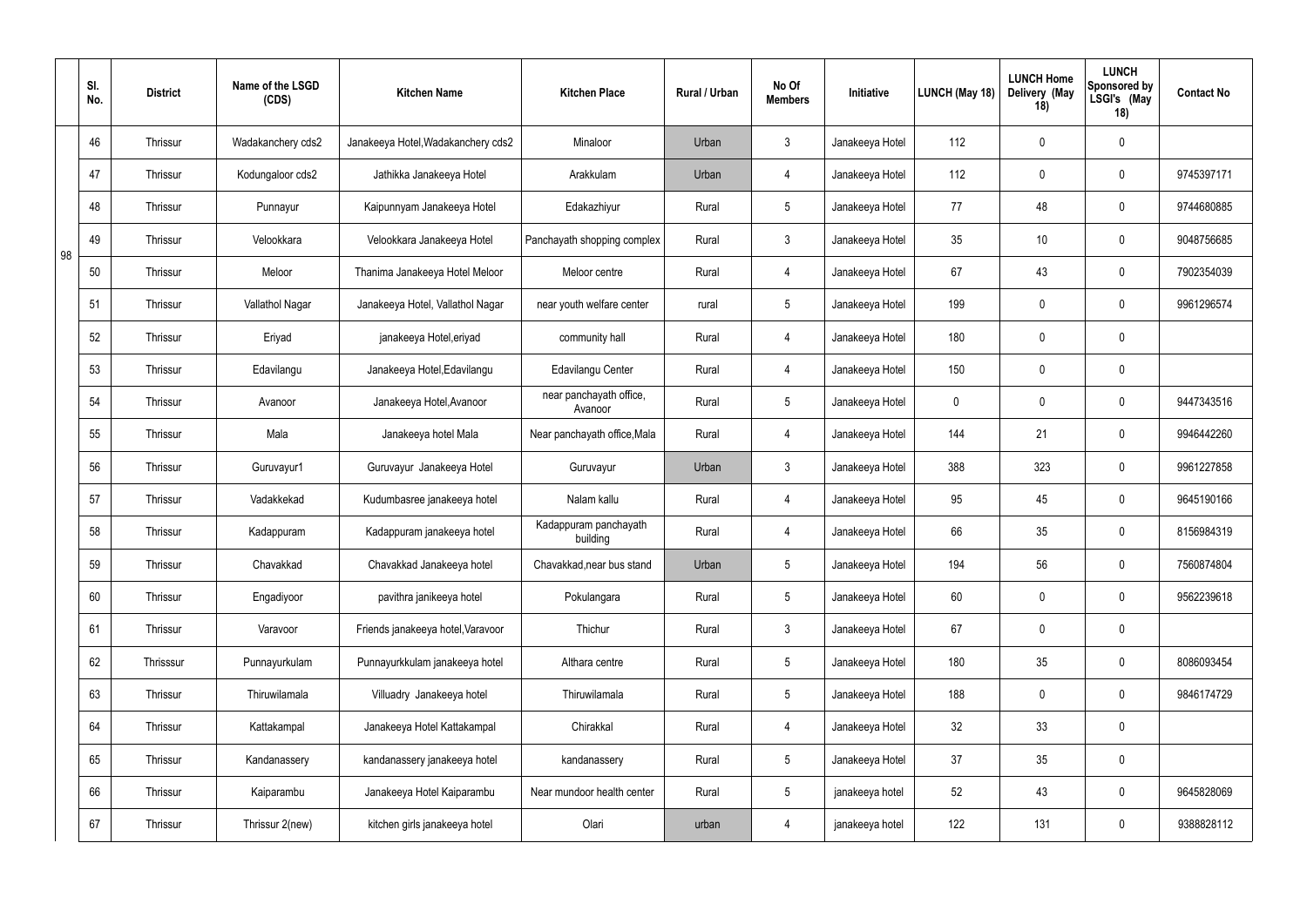| | Sl. No. | District | Name of the LSGD (CDS) | Kitchen Name | Kitchen Place | Rural / Urban | No Of Members | Initiative | LUNCH (May 18) | LUNCH Home Delivery (May 18) | LUNCH Sponsored by LSGI's (May 18) | Contact No |
|---|---|---|---|---|---|---|---|---|---|---|---|---|
| 98 | 46 | Thrissur | Wadakanchery cds2 | Janakeeya Hotel,Wadakanchery cds2 | Minaloor | Urban | 3 | Janakeeya Hotel | 112 | 0 | 0 | |
| | 47 | Thrissur | Kodungaloor cds2 | Jathikka Janakeeya Hotel | Arakkulam | Urban | 4 | Janakeeya Hotel | 112 | 0 | 0 | 9745397171 |
| | 48 | Thrissur | Punnayur | Kaipunnyam Janakeeya Hotel | Edakazhiyur | Rural | 5 | Janakeeya Hotel | 77 | 48 | 0 | 9744680885 |
| | 49 | Thrissur | Velookkara | Velookkara Janakeeya Hotel | Panchayath shopping complex | Rural | 3 | Janakeeya Hotel | 35 | 10 | 0 | 9048756685 |
| | 50 | Thrissur | Meloor | Thanima Janakeeya Hotel Meloor | Meloor centre | Rural | 4 | Janakeeya Hotel | 67 | 43 | 0 | 7902354039 |
| | 51 | Thrissur | Vallathol Nagar | Janakeeya Hotel, Vallathol Nagar | near youth welfare center | rural | 5 | Janakeeya Hotel | 199 | 0 | 0 | 9961296574 |
| | 52 | Thrissur | Eriyad | janakeeya Hotel,eriyad | community hall | Rural | 4 | Janakeeya Hotel | 180 | 0 | 0 | |
| | 53 | Thrissur | Edavilangu | Janakeeya Hotel,Edavilangu | Edavilangu Center | Rural | 4 | Janakeeya Hotel | 150 | 0 | 0 | |
| | 54 | Thrissur | Avanoor | Janakeeya Hotel,Avanoor | near panchayath office, Avanoor | Rural | 5 | Janakeeya Hotel | 0 | 0 | 0 | 9447343516 |
| | 55 | Thrissur | Mala | Janakeeya hotel Mala | Near panchayath office,Mala | Rural | 4 | Janakeeya Hotel | 144 | 21 | 0 | 9946442260 |
| | 56 | Thrissur | Guruvayur1 | Guruvayur Janakeeya Hotel | Guruvayur | Urban | 3 | Janakeeya Hotel | 388 | 323 | 0 | 9961227858 |
| | 57 | Thrissur | Vadakkekad | Kudumbasree janakeeya hotel | Nalam kallu | Rural | 4 | Janakeeya Hotel | 95 | 45 | 0 | 9645190166 |
| | 58 | Thrissur | Kadappuram | Kadappuram janakeeya hotel | Kadappuram panchayath building | Rural | 4 | Janakeeya Hotel | 66 | 35 | 0 | 8156984319 |
| | 59 | Thrissur | Chavakkad | Chavakkad Janakeeya hotel | Chavakkad,near bus stand | Urban | 5 | Janakeeya Hotel | 194 | 56 | 0 | 7560874804 |
| | 60 | Thrissur | Engadiyoor | pavithra janikeeya hotel | Pokulangara | Rural | 5 | Janakeeya Hotel | 60 | 0 | 0 | 9562239618 |
| | 61 | Thrissur | Varavoor | Friends janakeeya hotel,Varavoor | Thichur | Rural | 3 | Janakeeya Hotel | 67 | 0 | 0 | |
| | 62 | Thrisssur | Punnayurkulam | Punnayurkkulam janakeeya hotel | Althara centre | Rural | 5 | Janakeeya Hotel | 180 | 35 | 0 | 8086093454 |
| | 63 | Thrissur | Thiruwilamala | Villuadry Janakeeya hotel | Thiruwilamala | Rural | 5 | Janakeeya Hotel | 188 | 0 | 0 | 9846174729 |
| | 64 | Thrissur | Kattakampal | Janakeeya Hotel Kattakampal | Chirakkal | Rural | 4 | Janakeeya Hotel | 32 | 33 | 0 | |
| | 65 | Thrissur | Kandanassery | kandanassery janakeeya hotel | kandanassery | Rural | 5 | Janakeeya Hotel | 37 | 35 | 0 | |
| | 66 | Thrissur | Kaiparambu | Janakeeya Hotel Kaiparambu | Near mundoor health center | Rural | 5 | janakeeya hotel | 52 | 43 | 0 | 9645828069 |
| | 67 | Thrissur | Thrissur 2(new) | kitchen girls janakeeya hotel | Olari | urban | 4 | janakeeya hotel | 122 | 131 | 0 | 9388828112 |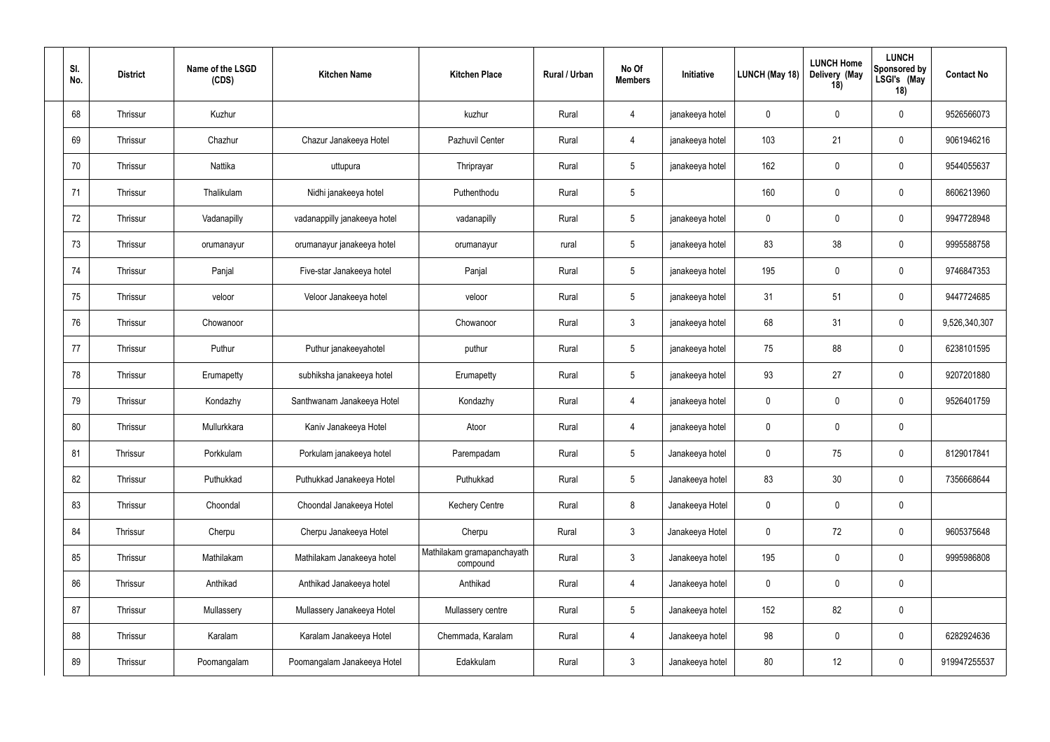| Sl. No. | District | Name of the LSGD (CDS) | Kitchen Name | Kitchen Place | Rural / Urban | No Of Members | Initiative | LUNCH (May 18) | LUNCH Home Delivery (May 18) | LUNCH Sponsored by LSGI's (May 18) | Contact No |
|---|---|---|---|---|---|---|---|---|---|---|---|
| 68 | Thrissur | Kuzhur | | kuzhur | Rural | 4 | janakeeya hotel | 0 | 0 | 0 | 9526566073 |
| 69 | Thrissur | Chazhur | Chazur Janakeeya Hotel | Pazhuvil Center | Rural | 4 | janakeeya hotel | 103 | 21 | 0 | 9061946216 |
| 70 | Thrissur | Nattika | uttupura | Thriprayar | Rural | 5 | janakeeya hotel | 162 | 0 | 0 | 9544055637 |
| 71 | Thrissur | Thalikulam | Nidhi janakeeya hotel | Puthenthodu | Rural | 5 | | 160 | 0 | 0 | 8606213960 |
| 72 | Thrissur | Vadanapilly | vadanappilly janakeeya hotel | vadanapilly | Rural | 5 | janakeeya hotel | 0 | 0 | 0 | 9947728948 |
| 73 | Thrissur | orumanayur | orumanayur janakeeya hotel | orumanayur | rural | 5 | janakeeya hotel | 83 | 38 | 0 | 9995588758 |
| 74 | Thrissur | Panjal | Five-star Janakeeya hotel | Panjal | Rural | 5 | janakeeya hotel | 195 | 0 | 0 | 9746847353 |
| 75 | Thrissur | veloor | Veloor Janakeeya hotel | veloor | Rural | 5 | janakeeya hotel | 31 | 51 | 0 | 9447724685 |
| 76 | Thrissur | Chowanoor | | Chowanoor | Rural | 3 | janakeeya hotel | 68 | 31 | 0 | 9,526,340,307 |
| 77 | Thrissur | Puthur | Puthur janakeeyahotel | puthur | Rural | 5 | janakeeya hotel | 75 | 88 | 0 | 6238101595 |
| 78 | Thrissur | Erumapetty | subhiksha janakeeya hotel | Erumapetty | Rural | 5 | janakeeya hotel | 93 | 27 | 0 | 9207201880 |
| 79 | Thrissur | Kondazhy | Santhwanam Janakeeya Hotel | Kondazhy | Rural | 4 | janakeeya hotel | 0 | 0 | 0 | 9526401759 |
| 80 | Thrissur | Mullurkkara | Kaniv Janakeeya Hotel | Atoor | Rural | 4 | janakeeya hotel | 0 | 0 | 0 | |
| 81 | Thrissur | Porkkulam | Porkulam janakeeya hotel | Parempadam | Rural | 5 | Janakeeya hotel | 0 | 75 | 0 | 8129017841 |
| 82 | Thrissur | Puthukkad | Puthukkad Janakeeya Hotel | Puthukkad | Rural | 5 | Janakeeya hotel | 83 | 30 | 0 | 7356668644 |
| 83 | Thrissur | Choondal | Choondal Janakeeya Hotel | Kechery Centre | Rural | 8 | Janakeeya Hotel | 0 | 0 | 0 | |
| 84 | Thrissur | Cherpu | Cherpu Janakeeya Hotel | Cherpu | Rural | 3 | Janakeeya Hotel | 0 | 72 | 0 | 9605375648 |
| 85 | Thrissur | Mathilakam | Mathilakam Janakeeya hotel | Mathilakam gramapanchayath compound | Rural | 3 | Janakeeya hotel | 195 | 0 | 0 | 9995986808 |
| 86 | Thrissur | Anthikad | Anthikad Janakeeya hotel | Anthikad | Rural | 4 | Janakeeya hotel | 0 | 0 | 0 | |
| 87 | Thrissur | Mullassery | Mullassery Janakeeya Hotel | Mullassery centre | Rural | 5 | Janakeeya hotel | 152 | 82 | 0 | |
| 88 | Thrissur | Karalam | Karalam Janakeeya Hotel | Chemmada, Karalam | Rural | 4 | Janakeeya hotel | 98 | 0 | 0 | 6282924636 |
| 89 | Thrissur | Poomangalam | Poomangalam Janakeeya Hotel | Edakkulam | Rural | 3 | Janakeeya hotel | 80 | 12 | 0 | 919947255537 |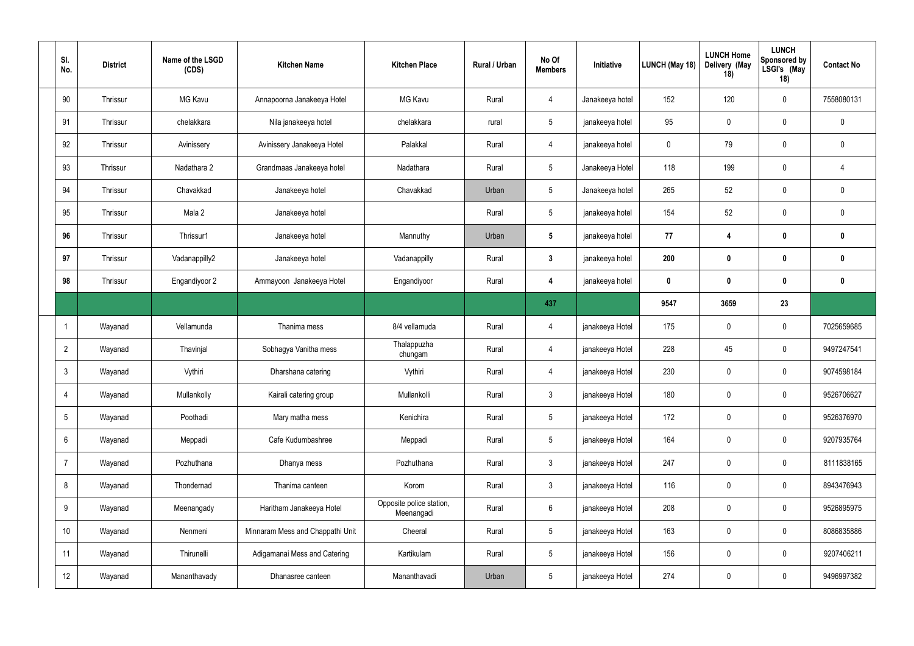| Sl. No. | District | Name of the LSGD (CDS) | Kitchen Name | Kitchen Place | Rural / Urban | No Of Members | Initiative | LUNCH (May 18) | LUNCH Home Delivery (May 18) | LUNCH Sponsored by LSGI's (May 18) | Contact No |
|---|---|---|---|---|---|---|---|---|---|---|---|
| 90 | Thrissur | MG Kavu | Annapoorna Janakeeya Hotel | MG Kavu | Rural | 4 | Janakeeya hotel | 152 | 120 | 0 | 7558080131 |
| 91 | Thrissur | chelakkara | Nila janakeeya hotel | chelakkara | rural | 5 | janakeeya hotel | 95 | 0 | 0 | 0 |
| 92 | Thrissur | Avinissery | Avinissery Janakeeya Hotel | Palakkal | Rural | 4 | janakeeya hotel | 0 | 79 | 0 | 0 |
| 93 | Thrissur | Nadathara 2 | Grandmaas Janakeeya hotel | Nadathara | Rural | 5 | Janakeeya Hotel | 118 | 199 | 0 | 4 |
| 94 | Thrissur | Chavakkad | Janakeeya hotel | Chavakkad | Urban | 5 | Janakeeya hotel | 265 | 52 | 0 | 0 |
| 95 | Thrissur | Mala 2 | Janakeeya hotel | | Rural | 5 | janakeeya hotel | 154 | 52 | 0 | 0 |
| **96** | Thrissur | Thrissur1 | Janakeeya hotel | Mannuthy | Urban | **5** | janakeeya hotel | **77** | **4** | **0** | **0** |
| **97** | Thrissur | Vadanappilly2 | Janakeeya hotel | Vadanappilly | Rural | **3** | janakeeya hotel | **200** | **0** | **0** | **0** |
| **98** | Thrissur | Engandiyoor 2 | Ammayoon Janakeeya Hotel | Engandiyoor | Rural | **4** | janakeeya hotel | **0** | **0** | **0** | **0** |
| | | | | | | **437** | | **9547** | **3659** | **23** | |
| 1 | Wayanad | Vellamunda | Thanima mess | 8/4 vellamuda | Rural | 4 | janakeeya Hotel | 175 | 0 | 0 | 7025659685 |
| 2 | Wayanad | Thavinjal | Sobhagya Vanitha mess | Thalappuzha chungam | Rural | 4 | janakeeya Hotel | 228 | 45 | 0 | 9497247541 |
| 3 | Wayanad | Vythiri | Dharshana catering | Vythiri | Rural | 4 | janakeeya Hotel | 230 | 0 | 0 | 9074598184 |
| 4 | Wayanad | Mullankolly | Kairali catering group | Mullankolli | Rural | 3 | janakeeya Hotel | 180 | 0 | 0 | 9526706627 |
| 5 | Wayanad | Poothadi | Mary matha mess | Kenichira | Rural | 5 | janakeeya Hotel | 172 | 0 | 0 | 9526376970 |
| 6 | Wayanad | Meppadi | Cafe Kudumbashree | Meppadi | Rural | 5 | janakeeya Hotel | 164 | 0 | 0 | 9207935764 |
| 7 | Wayanad | Pozhuthana | Dhanya mess | Pozhuthana | Rural | 3 | janakeeya Hotel | 247 | 0 | 0 | 8111838165 |
| 8 | Wayanad | Thondernad | Thanima canteen | Korom | Rural | 3 | janakeeya Hotel | 116 | 0 | 0 | 8943476943 |
| 9 | Wayanad | Meenangady | Haritham Janakeeya Hotel | Opposite police station, Meenangadi | Rural | 6 | janakeeya Hotel | 208 | 0 | 0 | 9526895975 |
| 10 | Wayanad | Nenmeni | Minnaram Mess and Chappathi Unit | Cheeral | Rural | 5 | janakeeya Hotel | 163 | 0 | 0 | 8086835886 |
| 11 | Wayanad | Thirunelli | Adigamanai Mess and Catering | Kartikulam | Rural | 5 | janakeeya Hotel | 156 | 0 | 0 | 9207406211 |
| 12 | Wayanad | Mananthavady | Dhanasree canteen | Mananthavadi | Urban | 5 | janakeeya Hotel | 274 | 0 | 0 | 9496997382 |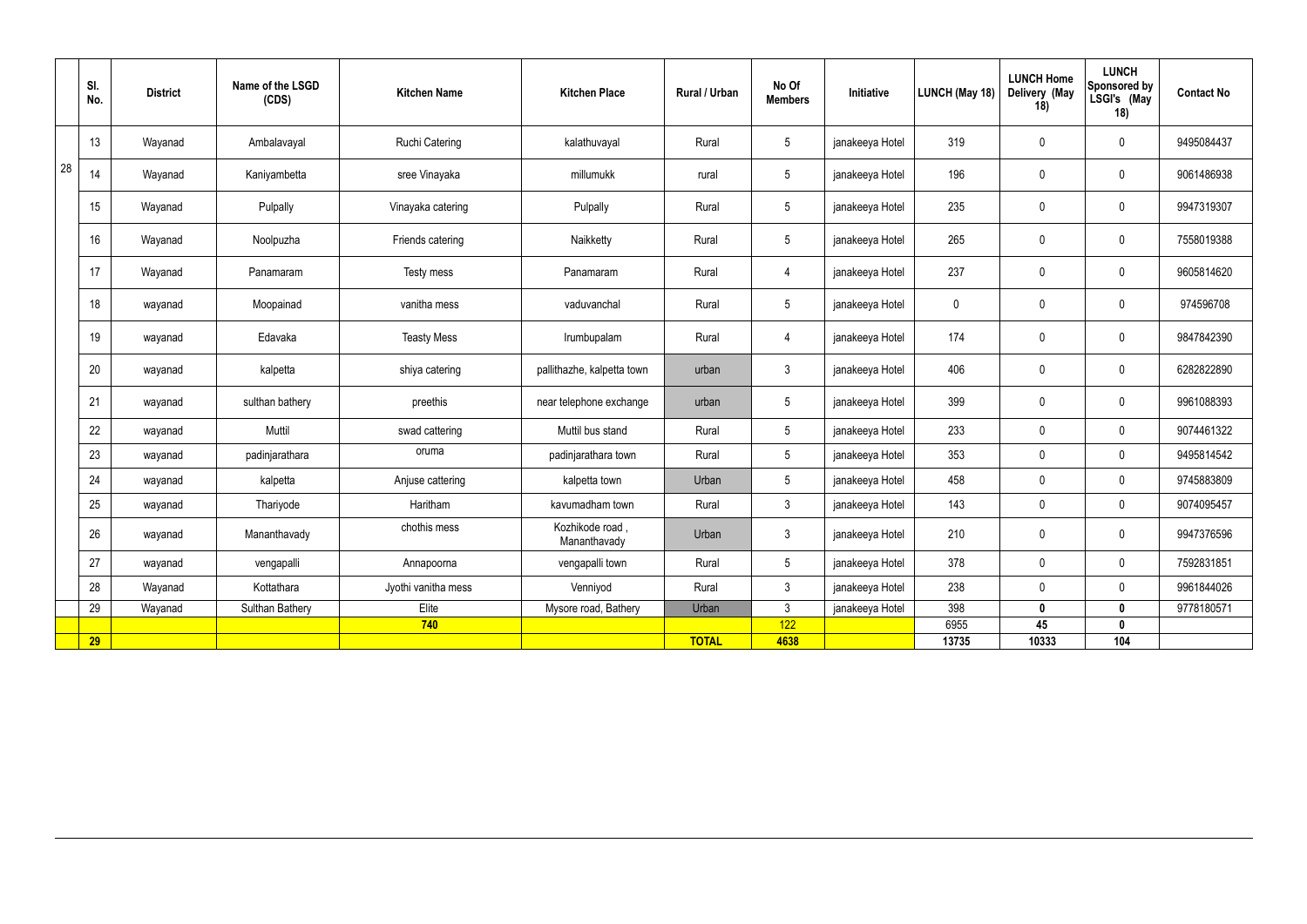| | Sl. No. | District | Name of the LSGD (CDS) | Kitchen Name | Kitchen Place | Rural / Urban | No Of Members | Initiative | LUNCH (May 18) | LUNCH Home Delivery (May 18) | LUNCH Sponsored by LSGI's (May 18) | Contact No |
|---|---|---|---|---|---|---|---|---|---|---|---|---|
| 28 | 13 | Wayanad | Ambalavayal | Ruchi Catering | kalathuvayal | Rural | 5 | janakeeya Hotel | 319 | 0 | 0 | 9495084437 |
| | 14 | Wayanad | Kaniyambetta | sree Vinayaka | millumukk | rural | 5 | janakeeya Hotel | 196 | 0 | 0 | 9061486938 |
| | 15 | Wayanad | Pulpally | Vinayaka catering | Pulpally | Rural | 5 | janakeeya Hotel | 235 | 0 | 0 | 9947319307 |
| | 16 | Wayanad | Noolpuzha | Friends catering | Naikketty | Rural | 5 | janakeeya Hotel | 265 | 0 | 0 | 7558019388 |
| | 17 | Wayanad | Panamaram | Testy mess | Panamaram | Rural | 4 | janakeeya Hotel | 237 | 0 | 0 | 9605814620 |
| | 18 | wayanad | Moopainad | vanitha mess | vaduvanchal | Rural | 5 | janakeeya Hotel | 0 | 0 | 0 | 974596708 |
| | 19 | wayanad | Edavaka | Teasty Mess | Irumbupalam | Rural | 4 | janakeeya Hotel | 174 | 0 | 0 | 9847842390 |
| | 20 | wayanad | kalpetta | shiya catering | pallithazhe, kalpetta town | urban | 3 | janakeeya Hotel | 406 | 0 | 0 | 6282822890 |
| | 21 | wayanad | sulthan bathery | preethis | near telephone exchange | urban | 5 | janakeeya Hotel | 399 | 0 | 0 | 9961088393 |
| | 22 | wayanad | Muttil | swad cattering | Muttil bus stand | Rural | 5 | janakeeya Hotel | 233 | 0 | 0 | 9074461322 |
| | 23 | wayanad | padinjarathara | oruma | padinjarathara town | Rural | 5 | janakeeya Hotel | 353 | 0 | 0 | 9495814542 |
| | 24 | wayanad | kalpetta | Anjuse cattering | kalpetta town | Urban | 5 | janakeeya Hotel | 458 | 0 | 0 | 9745883809 |
| | 25 | wayanad | Thariyode | Haritham | kavumadham town | Rural | 3 | janakeeya Hotel | 143 | 0 | 0 | 9074095457 |
| | 26 | wayanad | Mananthavady | chothis mess | Kozhikode road , Mananthavady | Urban | 3 | janakeeya Hotel | 210 | 0 | 0 | 9947376596 |
| | 27 | wayanad | vengapalli | Annapoorna | vengapalli town | Rural | 5 | janakeeya Hotel | 378 | 0 | 0 | 7592831851 |
| | 28 | Wayanad | Kottathara | Jyothi vanitha mess | Venniyod | Rural | 3 | janakeeya Hotel | 238 | 0 | 0 | 9961844026 |
| | 29 | Wayanad | Sulthan Bathery | Elite | Mysore road, Bathery | Urban | 3 | janakeeya Hotel | 398 | **0** | **0** | 9778180571 |
| | | | | **740** | | | 122 | | 6955 | **45** | **0** | |
| | **29** | | | | | **TOTAL** | **4638** | | **13735** | **10333** | **104** | |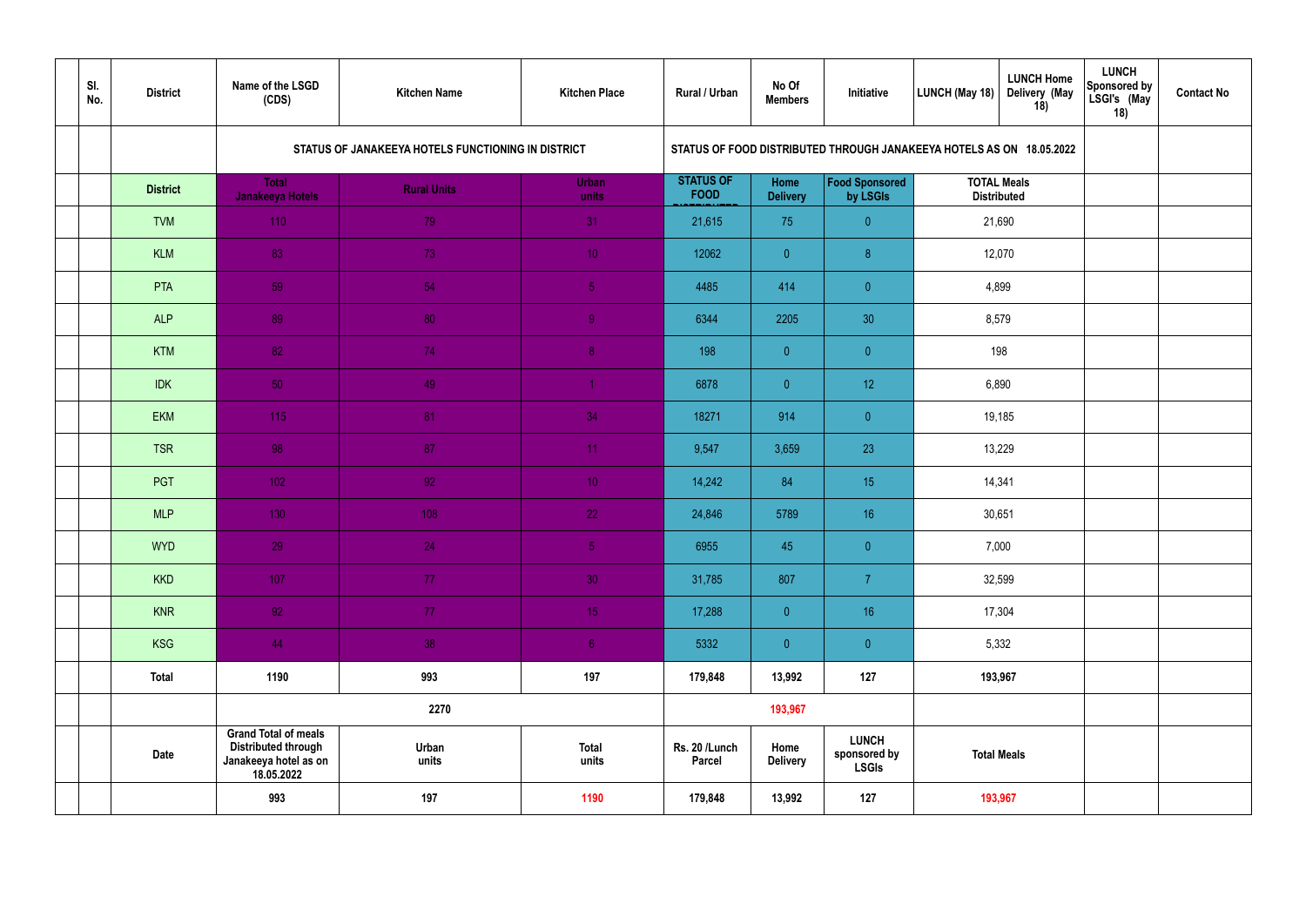| | Sl. No. | District | Name of the LSGD (CDS) | Kitchen Name | Kitchen Place | Rural / Urban | No Of Members | Initiative | LUNCH (May 18) | LUNCH Home Delivery (May 18) | LUNCH Sponsored by LSGI's (May 18) | Contact No |
|---|---|---|---|---|---|---|---|---|---|---|---|---|
| | | | STATUS OF JANAKEEYA HOTELS FUNCTIONING IN DISTRICT | | | STATUS OF FOOD DISTRIBUTED THROUGH JANAKEEYA HOTELS AS ON 18.05.2022 | | | | | | |
| | | District | Total Janakeeya Hotels | Rural Units | Urban units | STATUS OF FOOD DISTRIBUTED | Home Delivery | Food Sponsored by LSGIs | TOTAL Meals Distributed | | | |
| | | TVM | 110 | 79 | 31 | 21,615 | 75 | 0 | 21,690 | | | |
| | | KLM | 83 | 73 | 10 | 12062 | 0 | 8 | 12,070 | | | |
| | | PTA | 59 | 54 | 5 | 4485 | 414 | 0 | 4,899 | | | |
| | | ALP | 89 | 80 | 9 | 6344 | 2205 | 30 | 8,579 | | | |
| | | KTM | 82 | 74 | 8 | 198 | 0 | 0 | 198 | | | |
| | | IDK | 50 | 49 | 1 | 6878 | 0 | 12 | 6,890 | | | |
| | | EKM | 115 | 81 | 34 | 18271 | 914 | 0 | 19,185 | | | |
| | | TSR | 98 | 87 | 11 | 9,547 | 3,659 | 23 | 13,229 | | | |
| | | PGT | 102 | 92 | 10 | 14,242 | 84 | 15 | 14,341 | | | |
| | | MLP | 130 | 108 | 22 | 24,846 | 5789 | 16 | 30,651 | | | |
| | | WYD | 29 | 24 | 5 | 6955 | 45 | 0 | 7,000 | | | |
| | | KKD | 107 | 77 | 30 | 31,785 | 807 | 7 | 32,599 | | | |
| | | KNR | 92 | 77 | 15 | 17,288 | 0 | 16 | 17,304 | | | |
| | | KSG | 44 | 38 | 6 | 5332 | 0 | 0 | 5,332 | | | |
| | | Total | 1190 | 993 | 197 | 179,848 | 13,992 | 127 | 193,967 | | | |
| | | | 2270 | | | 193,967 | | | | | | |
| | | Date | Grand Total of meals Distributed through Janakeeya hotel as on 18.05.2022 | Urban units | Total units | Rs. 20 /Lunch Parcel | Home Delivery | LUNCH sponsored by LSGIs | Total Meals | | | |
| | | | 993 | 197 | 1190 | 179,848 | 13,992 | 127 | 193,967 | | | |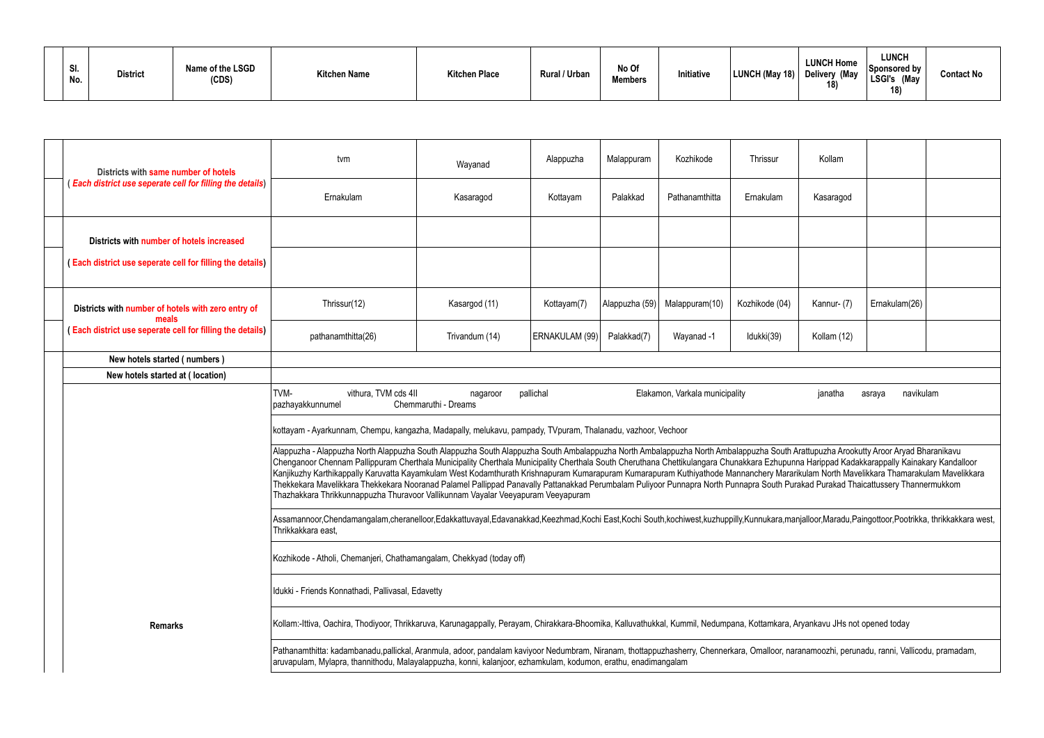| Sl. No. | District | Name of the LSGD (CDS) | Kitchen Name | Kitchen Place | Rural / Urban | No Of Members | Initiative | LUNCH (May 18) | LUNCH Home Delivery (May 18) | LUNCH Sponsored by LSGI's (May 18) | Contact No |
|---|---|---|---|---|---|---|---|---|---|---|---|

| | | | | | | | | | | |
|---|---|---|---|---|---|---|---|---|---|---|
| | Districts with same number of hotels ( Each district use seperate cell for filling the details) | tvm | Wayanad | Alappuzha | Malappuram | Kozhikode | Thrissur | Kollam | | |
| | | Ernakulam | Kasaragod | Kottayam | Palakkad | Pathanamthitta | Ernakulam | Kasaragod | | |
| | Districts with number of hotels increased | | | | | | | | | |
| | ( Each district use seperate cell for filling the details) | | | | | | | | | |
| | Districts with number of hotels with zero entry of meals ( Each district use seperate cell for filling the details) | Thrissur(12) | Kasargod (11) | Kottayam(7) | Alappuzha (59) | Malappuram(10) | Kozhikode (04) | Kannur- (7) | Ernakulam(26) | |
| | | pathanamthitta(26) | Trivandum (14) | ERNAKULAM (99) | Palakkad(7) | Wayanad -1 | Idukki(39) | Kollam (12) | | |
| | New hotels started ( numbers ) | | | | | | | | | |
| | New hotels started at ( location) | | | | | | | | | |
| | Remarks | TVM- pazhayakkunnumel vithura, TVM cds 4II Chemmaruthi - Dreams nagaroor pallichal Elakamon, Varkala municipality janatha asraya navikulam | | | | | | | | |
| | | kottayam - Ayarkunnam, Chempu, kangazha, Madapally, melukavu, pampady, TVpuram, Thalanadu, vazhoor, Vechoor | | | | | | | | |
| | | Alappuzha - Alappuzha North Alappuzha South Alappuzha South Alappuzha South Ambalappuzha North Ambalappuzha North Ambalappuzha South Arattupuzha Arookutty Aroor Aryad Bharanikavu Chenganoor Chennam Pallippuram Cherthala Municipality Cherthala Municipality Cherthala South Cheruthana Chettikulangara Chunakkara Ezhupunna Harippad Kadakkarappally Kainakary Kandalloor Kanjikuzhy Karthikappally Karuvatta Kayamkulam West Kodamthurath Krishnapuram Kumarapuram Kumarapuram Kuthiyathode Mannanchery Mararikulam North Mavelikkara Thamarakulam Mavelikkara Thekkekara Mavelikkara Thekkekara Nooranad Palamel Pallippad Panavally Pattanakkad Perumbalam Puliyoor Punnapra North Punnapra South Purakad Purakad Thaicattussery Thannermukkom Thazhakkara Thrikkunnappuzha Thuravoor Vallikunnam Vayalar Veeyapuram Veeyapuram | | | | | | | | |
| | | Assamannoor,Chendamangalam,cheranelloor,Edakkattuvayal,Edavanakkad,Keezhmad,Kochi East,Kochi South,kochiwest,kuzhuppilly,Kunnukara,manjalloor,Maradu,Paingottoor,Pootrikka, thrikkakkara west, Thrikkakkara east, | | | | | | | | |
| | | Kozhikode - Atholi, Chemanjeri, Chathamangalam, Chekkyad (today off) | | | | | | | | |
| | | Idukki - Friends Konnathadi, Pallivasal, Edavetty | | | | | | | | |
| | | Kollam:-Ittiva, Oachira, Thodiyoor, Thrikkaruva, Karunagappally, Perayam, Chirakkara-Bhoomika, Kalluvathukkal, Kummil, Nedumpana, Kottamkara, Aryankavu JHs not opened today | | | | | | | | |
| | | Pathanamthitta: kadambanadu,pallickal, Aranmula, adoor, pandalam kaviyoor Nedumbram, Niranam, thottappuzhasherry, Chennerkara, Omalloor, naranamoozhi, perunadu, ranni, Vallicodu, pramadam, aruvapulam, Mylapra, thannithodu, Malayalappuzha, konni, kalanjoor, ezhamkulam, kodumon, erathu, enadimangalam | | | | | | | | |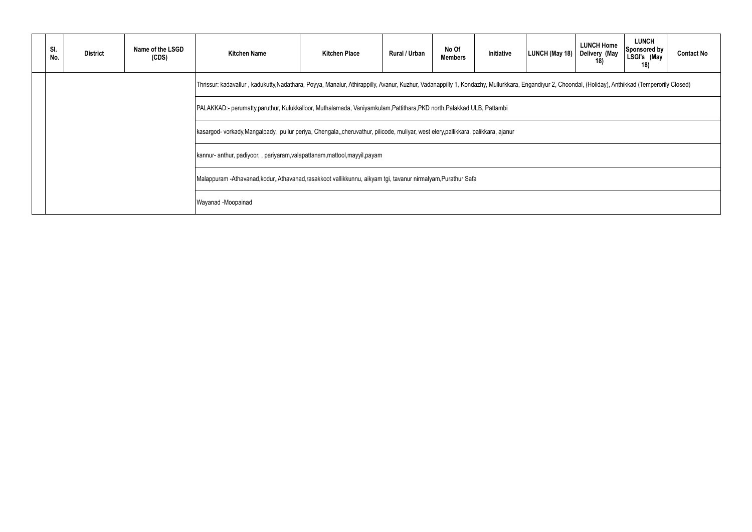| | Sl. No. | District | Name of the LSGD (CDS) | Kitchen Name | Kitchen Place | Rural / Urban | No Of Members | Initiative | LUNCH (May 18) | LUNCH Home Delivery (May 18) | LUNCH Sponsored by LSGI's (May 18) | Contact No |
|---|---|---|---|---|---|---|---|---|---|---|---|---|
| | | | | Thrissur: kadavallur , kadukutty,Nadathara, Poyya, Manalur, Athirappilly, Avanur, Kuzhur, Vadanappilly 1, Kondazhy, Mullurkkara, Engandiyur 2, Choondal, (Holiday), Anthikkad (Temperorily Closed) | | | | | | | | |
| | | | | PALAKKAD:- perumatty,paruthur, Kulukkalloor, Muthalamada, Vaniyamkulam,Pattithara,PKD north,Palakkad ULB, Pattambi | | | | | | | | |
| | | | | kasargod- vorkady,Mangalpady, pullur periya, Chengala,,cheruvathur, pilicode, muliyar, west elery,pallikkara, palikkara, ajanur | | | | | | | | |
| | | | | kannur- anthur, padiyoor, , pariyaram,valapattanam,mattool,mayyil,payam | | | | | | | | |
| | | | | Malappuram -Athavanad,kodur,,Athavanad,rasakkoot vallikkunnu, aikyam tgi, tavanur nirmalyam,Purathur Safa | | | | | | | | |
| | | | | Wayanad -Moopainad | | | | | | | | |